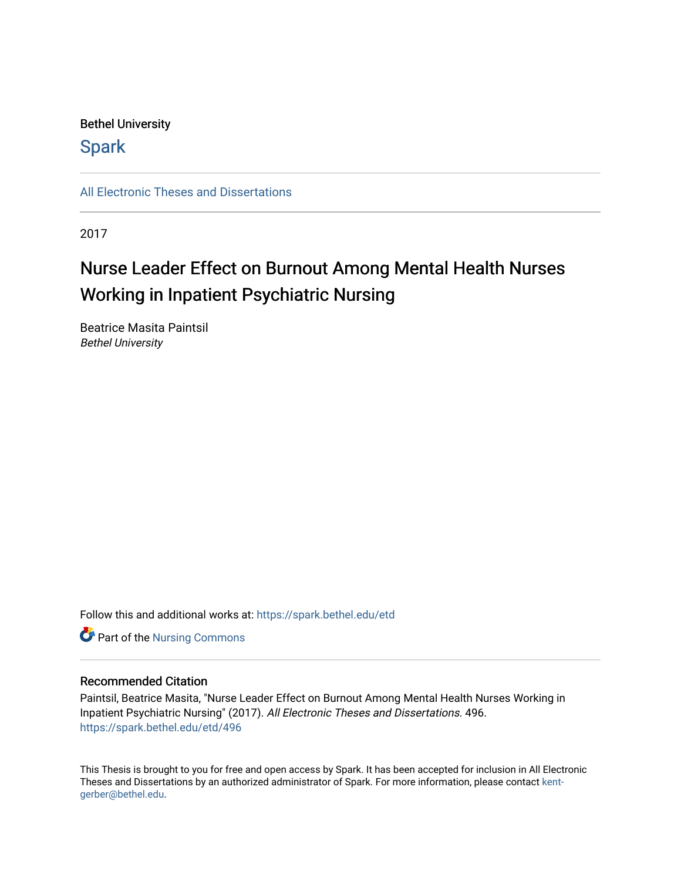Bethel University

Spark

All Electronic Theses and Dissertations

2017

# Nurse Leader Effect on Burnout Among Mental Health Nurses Working in Inpatient Psychiatric Nursing

Beatrice Masita Paintsil
*Bethel University*

Follow this and additional works at: https://spark.bethel.edu/etd

Part of the Nursing Commons

## Recommended Citation

Paintsil, Beatrice Masita, "Nurse Leader Effect on Burnout Among Mental Health Nurses Working in Inpatient Psychiatric Nursing" (2017). *All Electronic Theses and Dissertations*. 496. https://spark.bethel.edu/etd/496

This Thesis is brought to you for free and open access by Spark. It has been accepted for inclusion in All Electronic Theses and Dissertations by an authorized administrator of Spark. For more information, please contact kent-gerber@bethel.edu.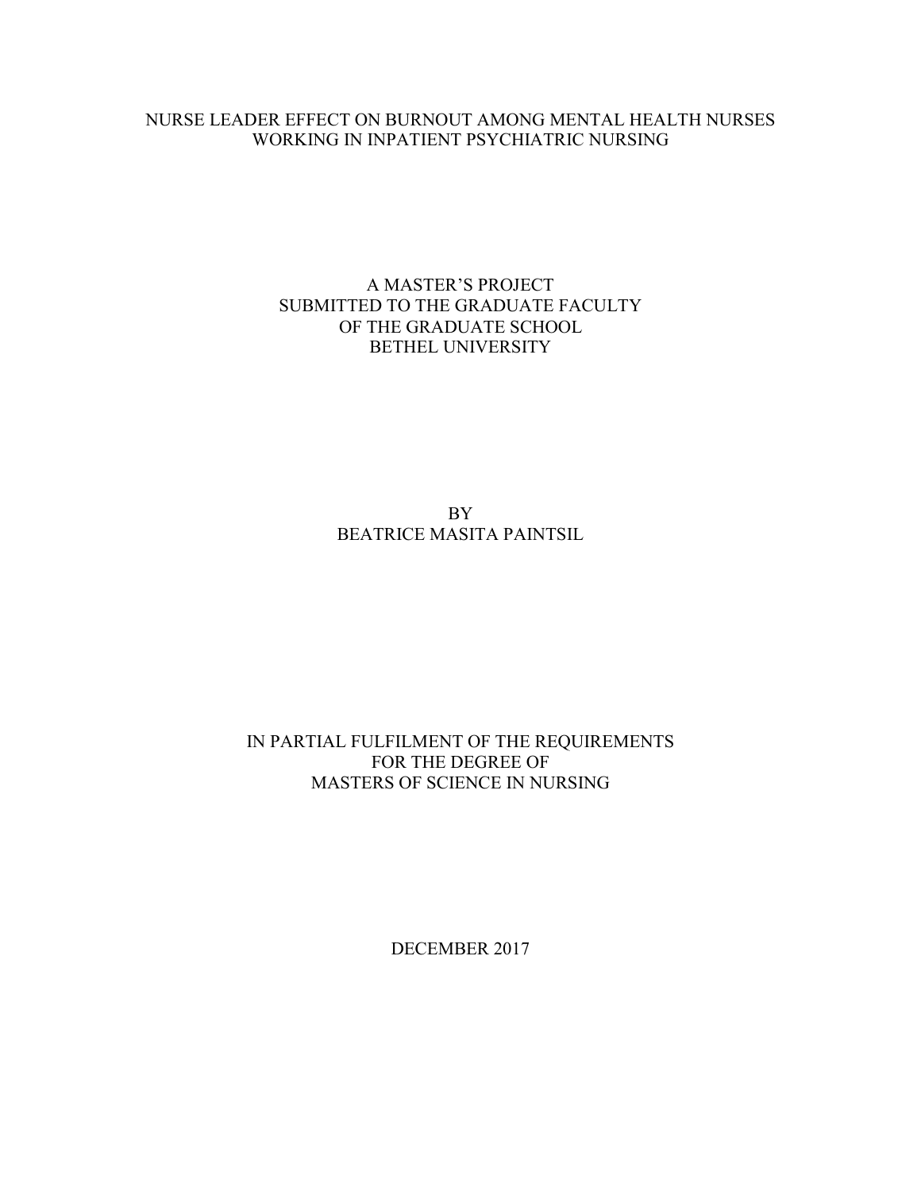# NURSE LEADER EFFECT ON BURNOUT AMONG MENTAL HEALTH NURSES WORKING IN INPATIENT PSYCHIATRIC NURSING

A MASTER'S PROJECT
SUBMITTED TO THE GRADUATE FACULTY
OF THE GRADUATE SCHOOL
BETHEL UNIVERSITY

BY
BEATRICE MASITA PAINTSIL

IN PARTIAL FULFILMENT OF THE REQUIREMENTS
FOR THE DEGREE OF
MASTERS OF SCIENCE IN NURSING

DECEMBER 2017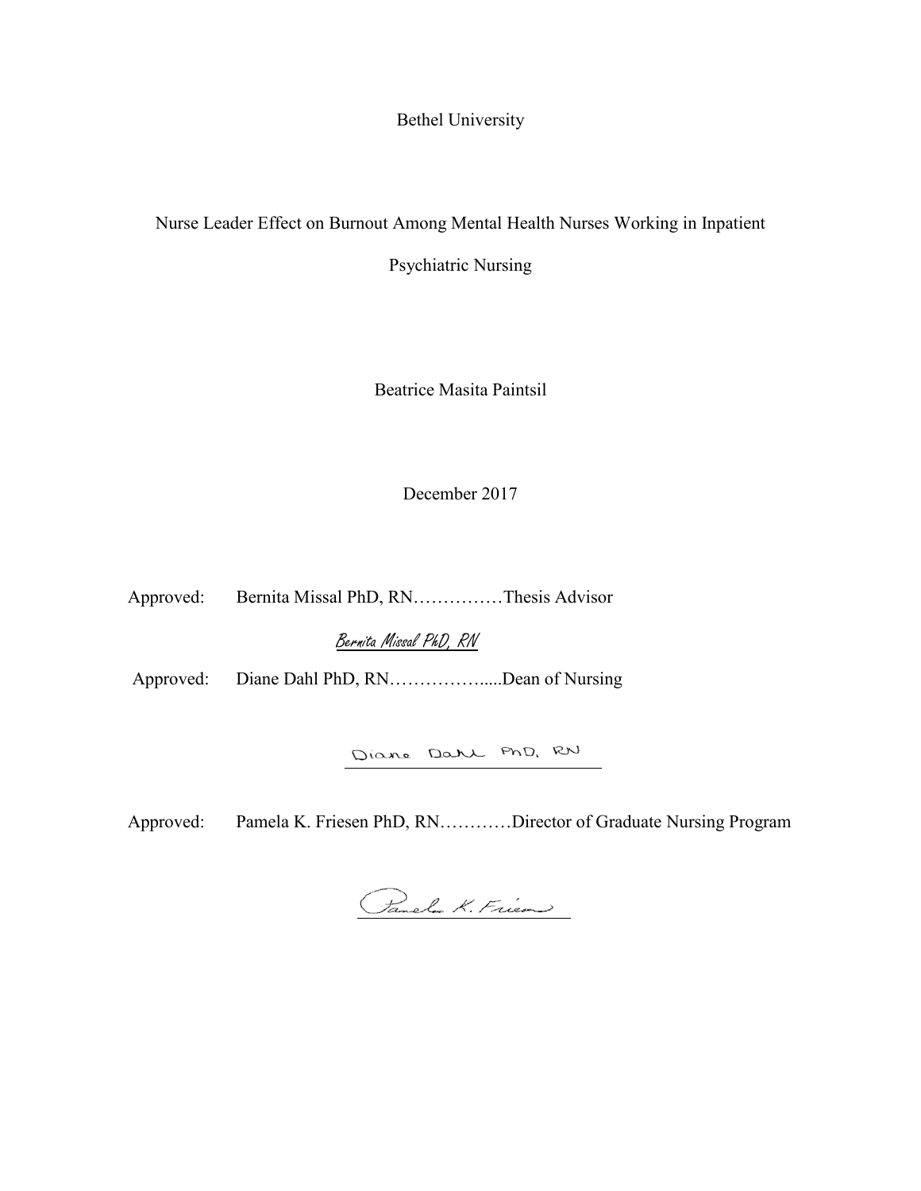Bethel University

Nurse Leader Effect on Burnout Among Mental Health Nurses Working in Inpatient Psychiatric Nursing

Beatrice Masita Paintsil

December 2017

Approved: Bernita Missal PhD, RN……………Thesis Advisor

Bernita Missal PhD, RN

Approved: Diane Dahl PhD, RN…………….....Dean of Nursing

Diane Dahl PhD, RN

Approved: Pamela K. Friesen PhD, RN…………Director of Graduate Nursing Program

Pamela K. Friesen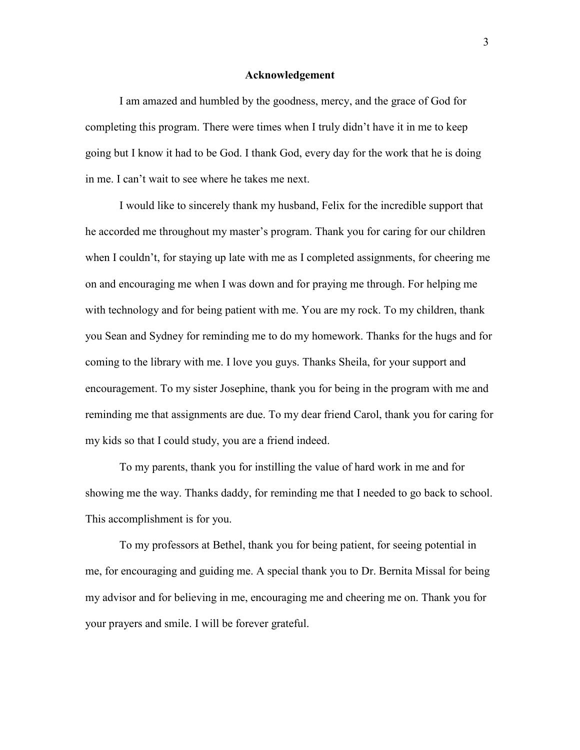# Acknowledgement

I am amazed and humbled by the goodness, mercy, and the grace of God for completing this program. There were times when I truly didn't have it in me to keep going but I know it had to be God. I thank God, every day for the work that he is doing in me. I can't wait to see where he takes me next.

I would like to sincerely thank my husband, Felix for the incredible support that he accorded me throughout my master's program. Thank you for caring for our children when I couldn't, for staying up late with me as I completed assignments, for cheering me on and encouraging me when I was down and for praying me through. For helping me with technology and for being patient with me. You are my rock. To my children, thank you Sean and Sydney for reminding me to do my homework. Thanks for the hugs and for coming to the library with me. I love you guys. Thanks Sheila, for your support and encouragement. To my sister Josephine, thank you for being in the program with me and reminding me that assignments are due. To my dear friend Carol, thank you for caring for my kids so that I could study, you are a friend indeed.

To my parents, thank you for instilling the value of hard work in me and for showing me the way. Thanks daddy, for reminding me that I needed to go back to school. This accomplishment is for you.

To my professors at Bethel, thank you for being patient, for seeing potential in me, for encouraging and guiding me. A special thank you to Dr. Bernita Missal for being my advisor and for believing in me, encouraging me and cheering me on. Thank you for your prayers and smile. I will be forever grateful.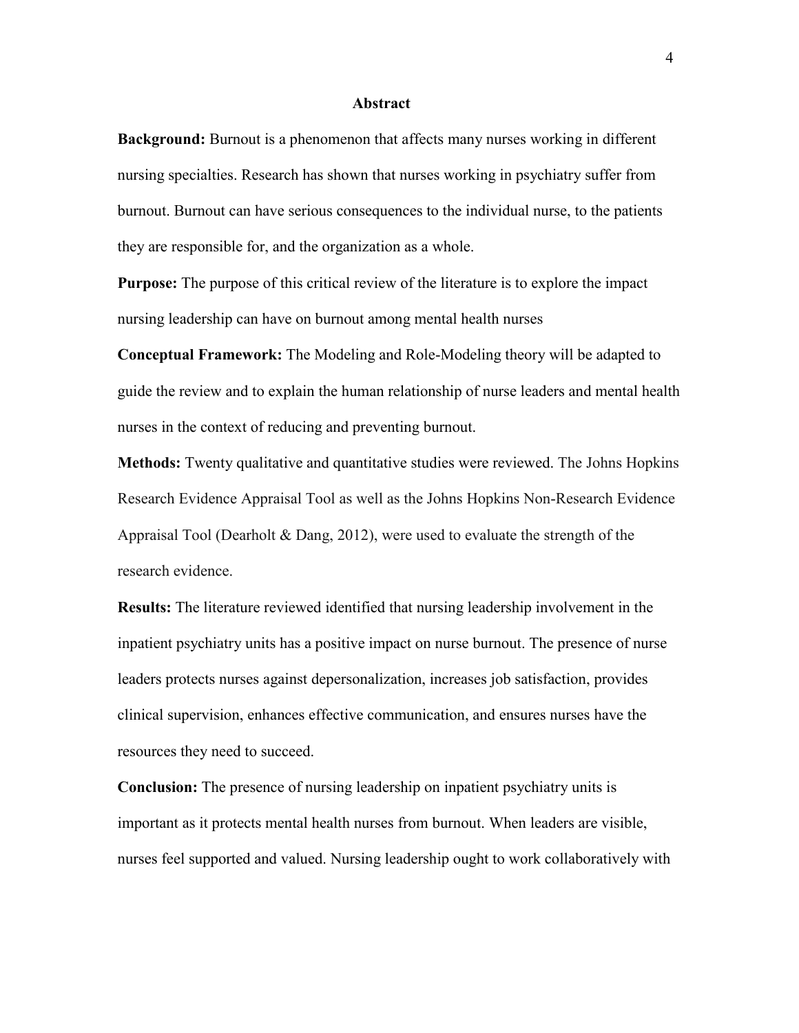## Abstract

**Background:** Burnout is a phenomenon that affects many nurses working in different nursing specialties. Research has shown that nurses working in psychiatry suffer from burnout. Burnout can have serious consequences to the individual nurse, to the patients they are responsible for, and the organization as a whole.

**Purpose:** The purpose of this critical review of the literature is to explore the impact nursing leadership can have on burnout among mental health nurses

**Conceptual Framework:** The Modeling and Role-Modeling theory will be adapted to guide the review and to explain the human relationship of nurse leaders and mental health nurses in the context of reducing and preventing burnout.

**Methods:** Twenty qualitative and quantitative studies were reviewed. The Johns Hopkins Research Evidence Appraisal Tool as well as the Johns Hopkins Non-Research Evidence Appraisal Tool (Dearholt & Dang, 2012), were used to evaluate the strength of the research evidence.

**Results:** The literature reviewed identified that nursing leadership involvement in the inpatient psychiatry units has a positive impact on nurse burnout. The presence of nurse leaders protects nurses against depersonalization, increases job satisfaction, provides clinical supervision, enhances effective communication, and ensures nurses have the resources they need to succeed.

**Conclusion:** The presence of nursing leadership on inpatient psychiatry units is important as it protects mental health nurses from burnout. When leaders are visible, nurses feel supported and valued. Nursing leadership ought to work collaboratively with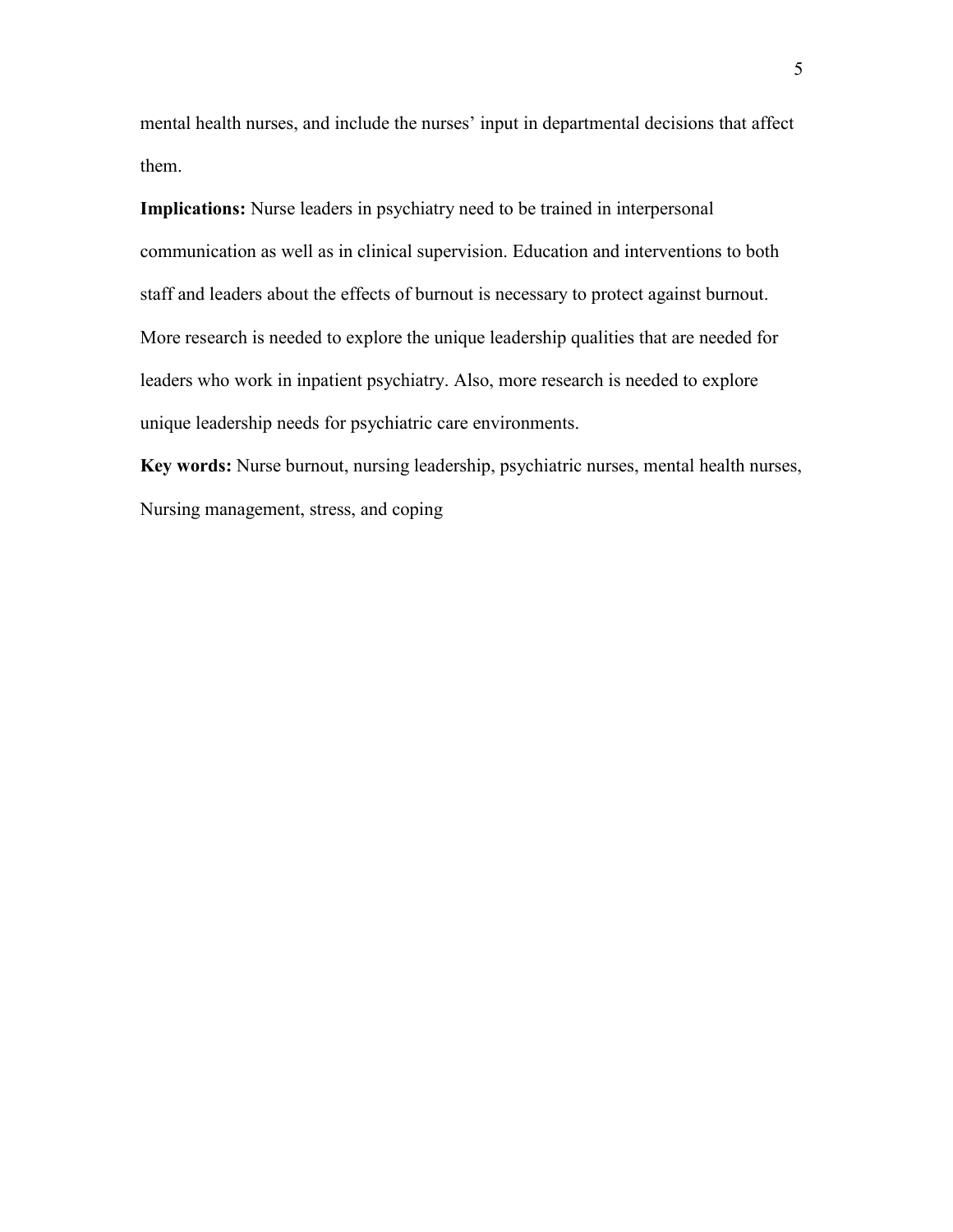mental health nurses, and include the nurses' input in departmental decisions that affect them.

**Implications:** Nurse leaders in psychiatry need to be trained in interpersonal communication as well as in clinical supervision. Education and interventions to both staff and leaders about the effects of burnout is necessary to protect against burnout. More research is needed to explore the unique leadership qualities that are needed for leaders who work in inpatient psychiatry. Also, more research is needed to explore unique leadership needs for psychiatric care environments.

**Key words:** Nurse burnout, nursing leadership, psychiatric nurses, mental health nurses, Nursing management, stress, and coping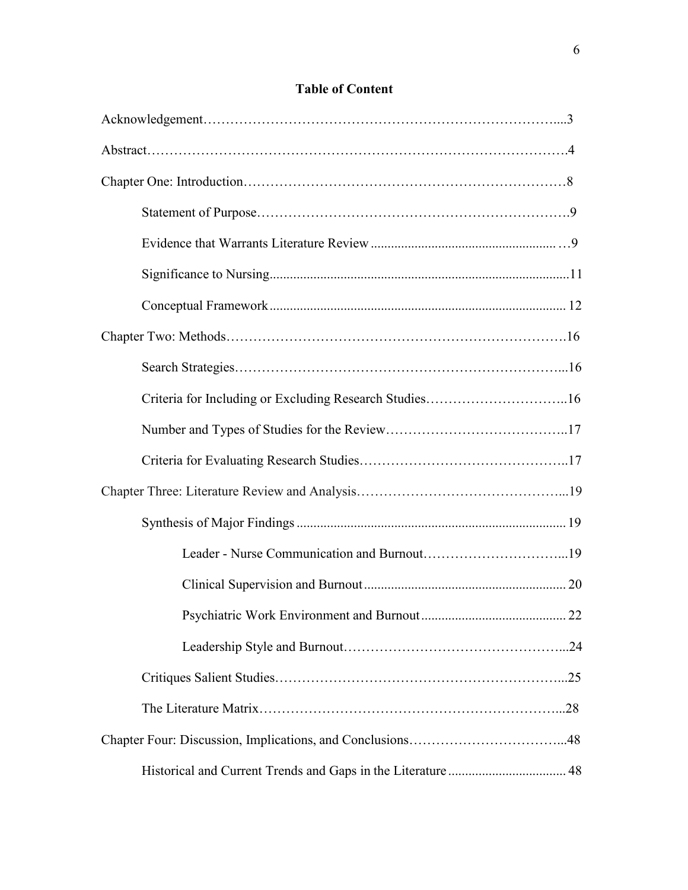## Table of Content

Acknowledgement…………………………………………………………………....3

Abstract………………………………………………………………………………….4

Chapter One: Introduction………………………………………………………………8

- Statement of Purpose……………………………………………………………9
- Evidence that Warrants Literature Review .......................................................…9
- Significance to Nursing........................................................................................11
- Conceptual Framework ....................................................................................... 12

Chapter Two: Methods………………………………………………………………….16

- Search Strategies………………………………………………………………...16
- Criteria for Including or Excluding Research Studies…………………………..16
- Number and Types of Studies for the Review…………………………………..17
- Criteria for Evaluating Research Studies………………………………………..17

Chapter Three: Literature Review and Analysis………………………………………...19

- Synthesis of Major Findings ............................................................................... 19
  - Leader - Nurse Communication and Burnout…………………………...19
  - Clinical Supervision and Burnout ............................................................ 20
  - Psychiatric Work Environment and Burnout ........................................... 22
  - Leadership Style and Burnout…………………………………………...24
- Critiques Salient Studies…………………………………………………………...25
- The Literature Matrix……………………………………………………………...28

Chapter Four: Discussion, Implications, and Conclusions……………………………...48

- Historical and Current Trends and Gaps in the Literature ................................... 48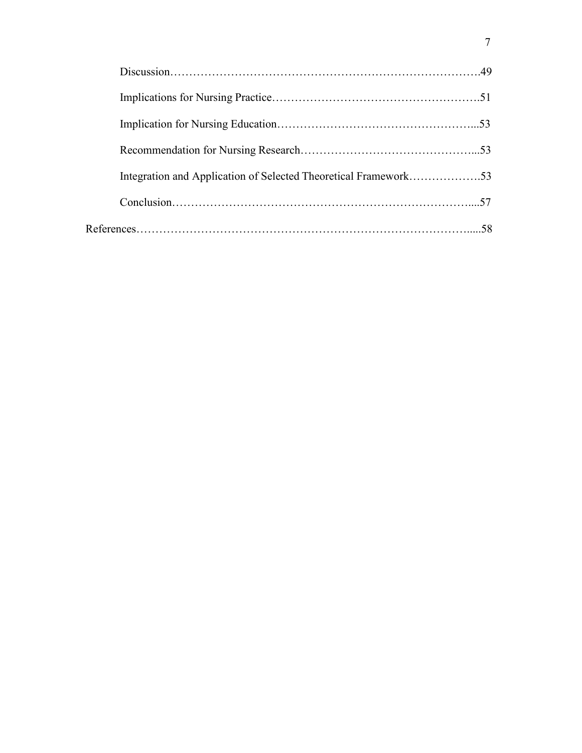Discussion……………………………………………………………………….49

Implications for Nursing Practice……………………………………………….51

Implication for Nursing Education……………………………………………...53

Recommendation for Nursing Research………………………………………...53

Integration and Application of Selected Theoretical Framework……………….53

Conclusion…………………………………………………………………....57

References…………………………………………………………………………....58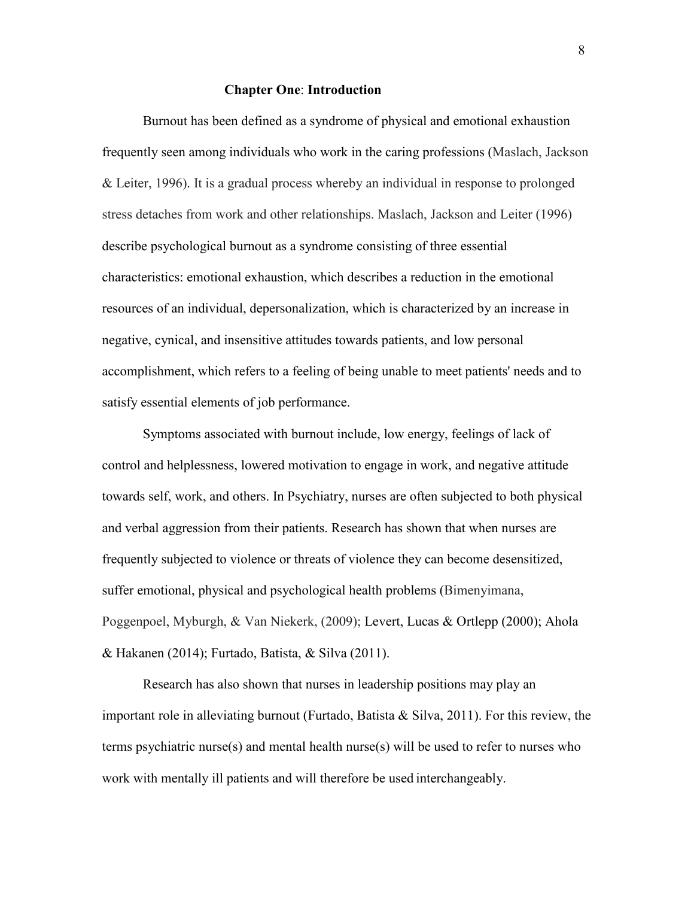## **Chapter One**: **Introduction**

Burnout has been defined as a syndrome of physical and emotional exhaustion frequently seen among individuals who work in the caring professions (Maslach, Jackson & Leiter, 1996). It is a gradual process whereby an individual in response to prolonged stress detaches from work and other relationships. Maslach, Jackson and Leiter (1996) describe psychological burnout as a syndrome consisting of three essential characteristics: emotional exhaustion, which describes a reduction in the emotional resources of an individual, depersonalization, which is characterized by an increase in negative, cynical, and insensitive attitudes towards patients, and low personal accomplishment, which refers to a feeling of being unable to meet patients' needs and to satisfy essential elements of job performance.

Symptoms associated with burnout include, low energy, feelings of lack of control and helplessness, lowered motivation to engage in work, and negative attitude towards self, work, and others. In Psychiatry, nurses are often subjected to both physical and verbal aggression from their patients. Research has shown that when nurses are frequently subjected to violence or threats of violence they can become desensitized, suffer emotional, physical and psychological health problems (Bimenyimana, Poggenpoel, Myburgh, & Van Niekerk, (2009); Levert, Lucas & Ortlepp (2000); Ahola & Hakanen (2014); Furtado, Batista, & Silva (2011).

Research has also shown that nurses in leadership positions may play an important role in alleviating burnout (Furtado, Batista & Silva, 2011). For this review, the terms psychiatric nurse(s) and mental health nurse(s) will be used to refer to nurses who work with mentally ill patients and will therefore be used interchangeably.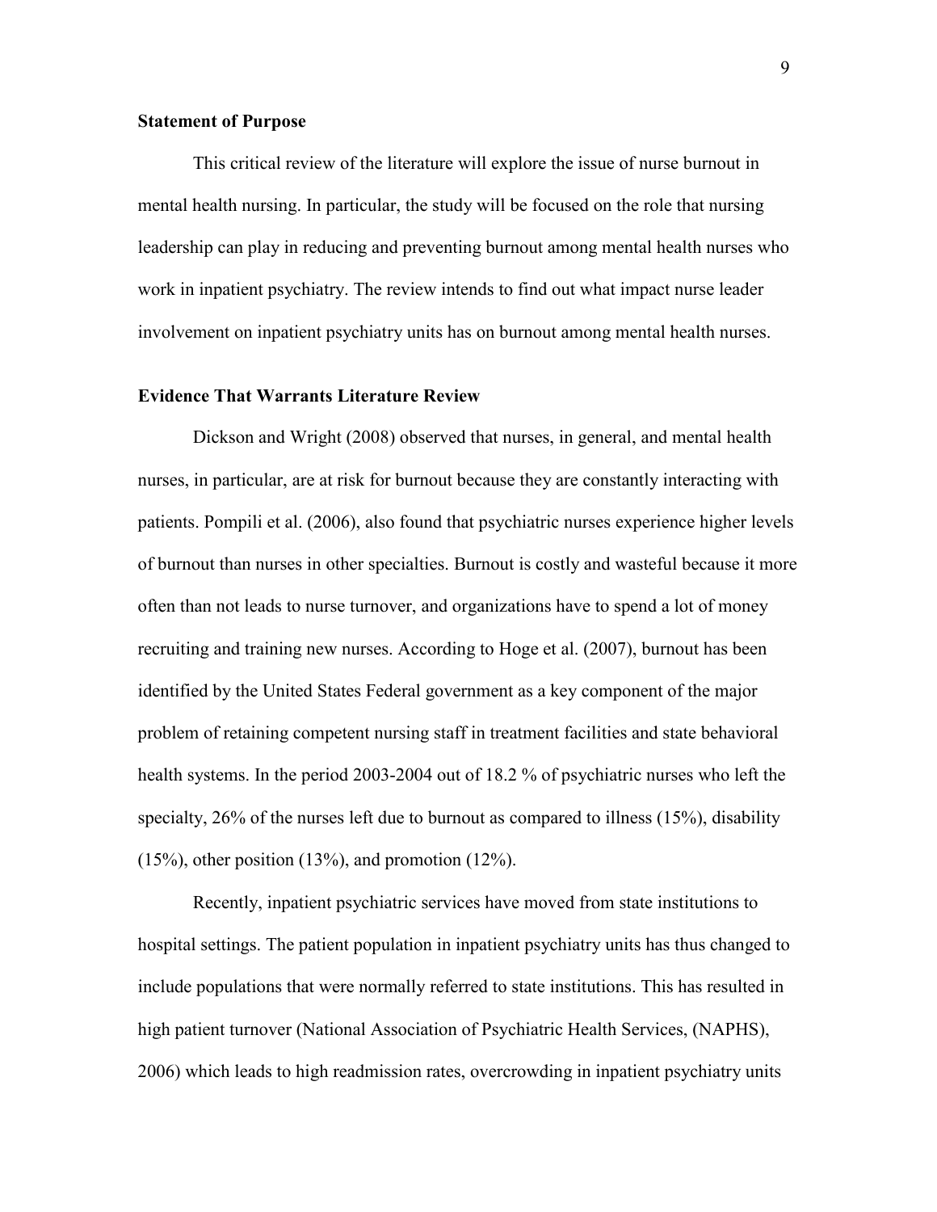**Statement of Purpose**

This critical review of the literature will explore the issue of nurse burnout in mental health nursing. In particular, the study will be focused on the role that nursing leadership can play in reducing and preventing burnout among mental health nurses who work in inpatient psychiatry. The review intends to find out what impact nurse leader involvement on inpatient psychiatry units has on burnout among mental health nurses.

**Evidence That Warrants Literature Review**

Dickson and Wright (2008) observed that nurses, in general, and mental health nurses, in particular, are at risk for burnout because they are constantly interacting with patients. Pompili et al. (2006), also found that psychiatric nurses experience higher levels of burnout than nurses in other specialties. Burnout is costly and wasteful because it more often than not leads to nurse turnover, and organizations have to spend a lot of money recruiting and training new nurses. According to Hoge et al. (2007), burnout has been identified by the United States Federal government as a key component of the major problem of retaining competent nursing staff in treatment facilities and state behavioral health systems. In the period 2003-2004 out of 18.2 % of psychiatric nurses who left the specialty, 26% of the nurses left due to burnout as compared to illness (15%), disability (15%), other position (13%), and promotion (12%).

Recently, inpatient psychiatric services have moved from state institutions to hospital settings. The patient population in inpatient psychiatry units has thus changed to include populations that were normally referred to state institutions. This has resulted in high patient turnover (National Association of Psychiatric Health Services, (NAPHS), 2006) which leads to high readmission rates, overcrowding in inpatient psychiatry units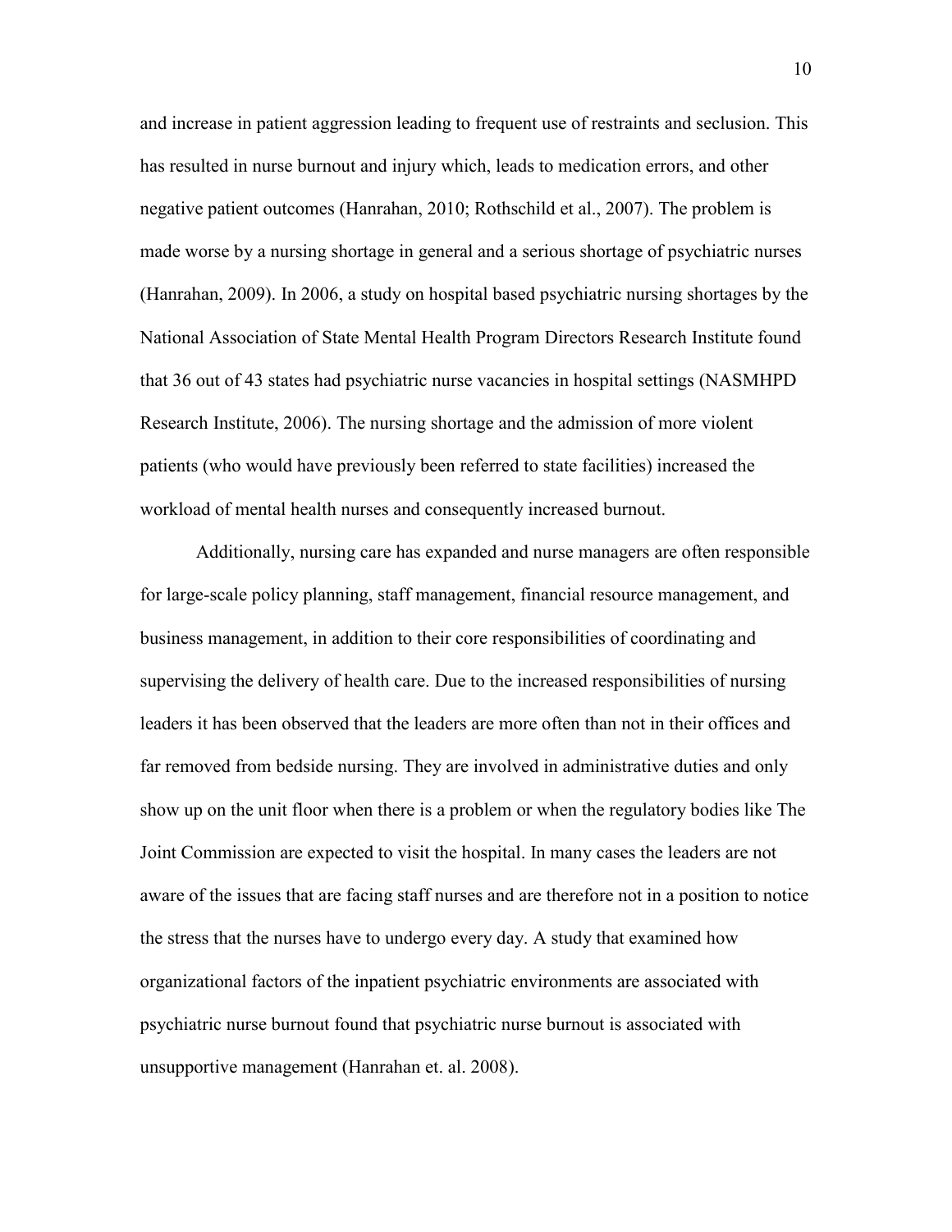and increase in patient aggression leading to frequent use of restraints and seclusion. This has resulted in nurse burnout and injury which, leads to medication errors, and other negative patient outcomes (Hanrahan, 2010; Rothschild et al., 2007). The problem is made worse by a nursing shortage in general and a serious shortage of psychiatric nurses (Hanrahan, 2009). In 2006, a study on hospital based psychiatric nursing shortages by the National Association of State Mental Health Program Directors Research Institute found that 36 out of 43 states had psychiatric nurse vacancies in hospital settings (NASMHPD Research Institute, 2006). The nursing shortage and the admission of more violent patients (who would have previously been referred to state facilities) increased the workload of mental health nurses and consequently increased burnout.

Additionally, nursing care has expanded and nurse managers are often responsible for large-scale policy planning, staff management, financial resource management, and business management, in addition to their core responsibilities of coordinating and supervising the delivery of health care. Due to the increased responsibilities of nursing leaders it has been observed that the leaders are more often than not in their offices and far removed from bedside nursing. They are involved in administrative duties and only show up on the unit floor when there is a problem or when the regulatory bodies like The Joint Commission are expected to visit the hospital. In many cases the leaders are not aware of the issues that are facing staff nurses and are therefore not in a position to notice the stress that the nurses have to undergo every day. A study that examined how organizational factors of the inpatient psychiatric environments are associated with psychiatric nurse burnout found that psychiatric nurse burnout is associated with unsupportive management (Hanrahan et. al. 2008).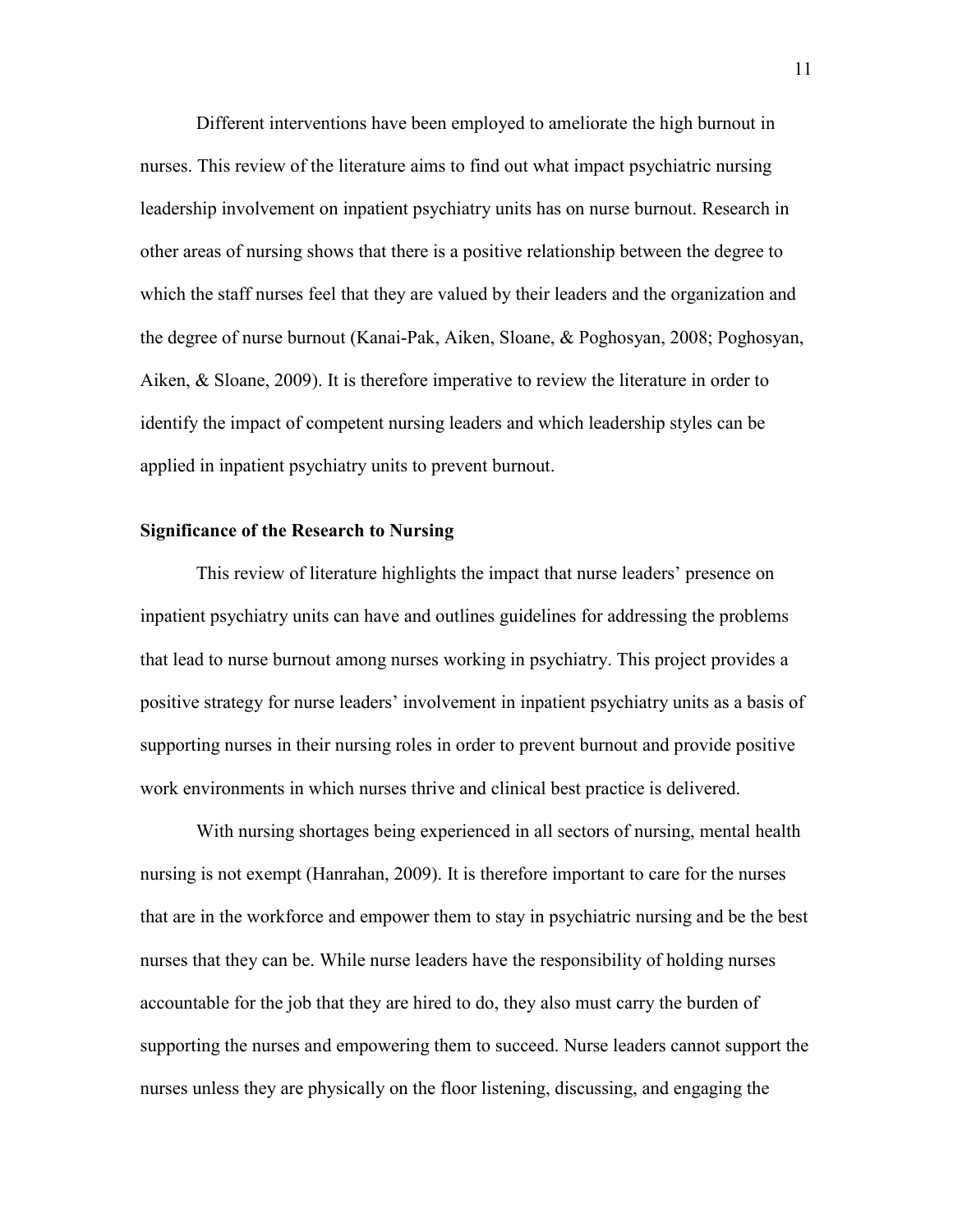Different interventions have been employed to ameliorate the high burnout in nurses. This review of the literature aims to find out what impact psychiatric nursing leadership involvement on inpatient psychiatry units has on nurse burnout. Research in other areas of nursing shows that there is a positive relationship between the degree to which the staff nurses feel that they are valued by their leaders and the organization and the degree of nurse burnout (Kanai-Pak, Aiken, Sloane, & Poghosyan, 2008; Poghosyan, Aiken, & Sloane, 2009). It is therefore imperative to review the literature in order to identify the impact of competent nursing leaders and which leadership styles can be applied in inpatient psychiatry units to prevent burnout.

**Significance of the Research to Nursing**

This review of literature highlights the impact that nurse leaders' presence on inpatient psychiatry units can have and outlines guidelines for addressing the problems that lead to nurse burnout among nurses working in psychiatry. This project provides a positive strategy for nurse leaders' involvement in inpatient psychiatry units as a basis of supporting nurses in their nursing roles in order to prevent burnout and provide positive work environments in which nurses thrive and clinical best practice is delivered.

With nursing shortages being experienced in all sectors of nursing, mental health nursing is not exempt (Hanrahan, 2009). It is therefore important to care for the nurses that are in the workforce and empower them to stay in psychiatric nursing and be the best nurses that they can be. While nurse leaders have the responsibility of holding nurses accountable for the job that they are hired to do, they also must carry the burden of supporting the nurses and empowering them to succeed. Nurse leaders cannot support the nurses unless they are physically on the floor listening, discussing, and engaging the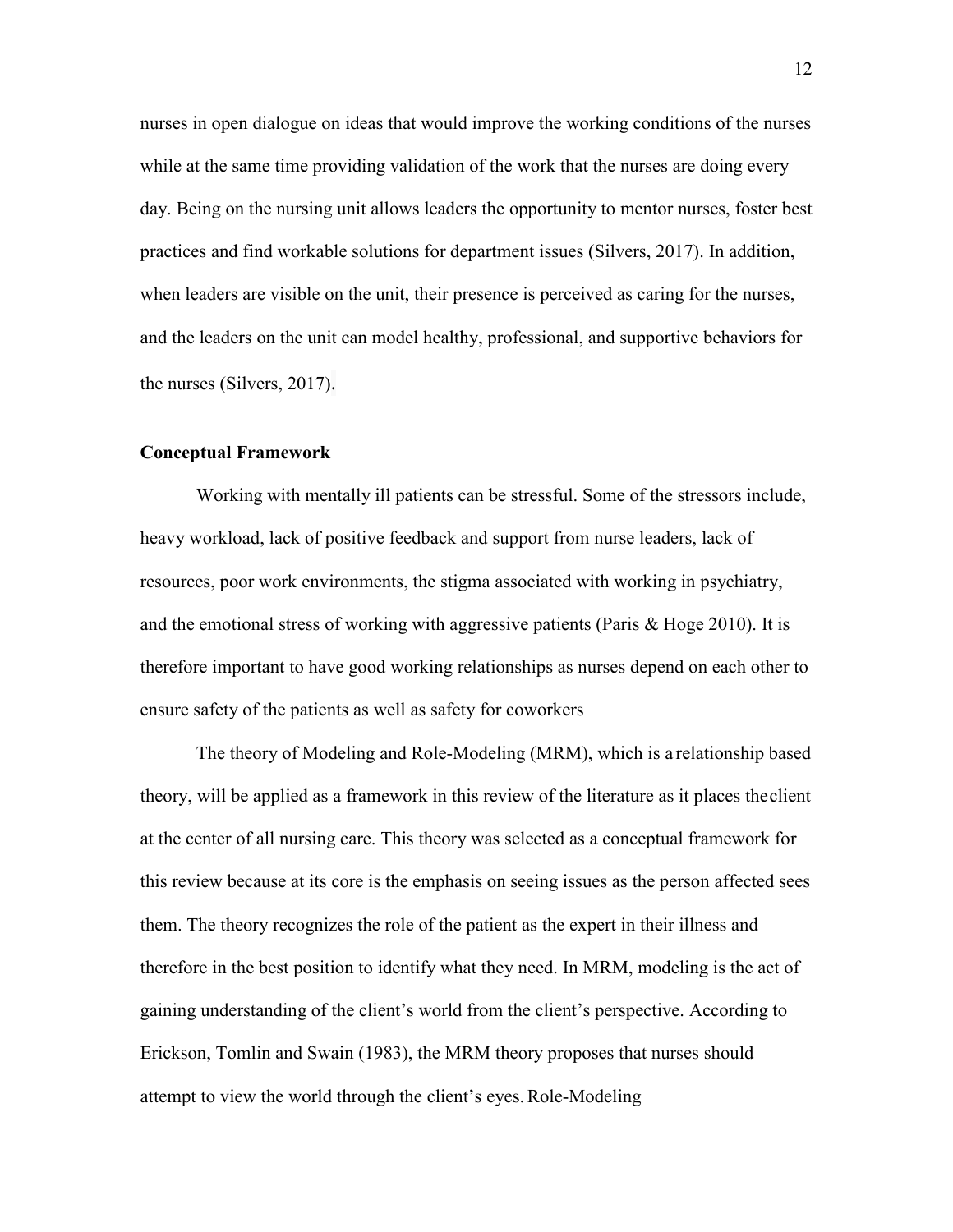nurses in open dialogue on ideas that would improve the working conditions of the nurses while at the same time providing validation of the work that the nurses are doing every day. Being on the nursing unit allows leaders the opportunity to mentor nurses, foster best practices and find workable solutions for department issues (Silvers, 2017). In addition, when leaders are visible on the unit, their presence is perceived as caring for the nurses, and the leaders on the unit can model healthy, professional, and supportive behaviors for the nurses (Silvers, 2017).

**Conceptual Framework**

Working with mentally ill patients can be stressful. Some of the stressors include, heavy workload, lack of positive feedback and support from nurse leaders, lack of resources, poor work environments, the stigma associated with working in psychiatry, and the emotional stress of working with aggressive patients (Paris & Hoge 2010). It is therefore important to have good working relationships as nurses depend on each other to ensure safety of the patients as well as safety for coworkers

The theory of Modeling and Role-Modeling (MRM), which is a relationship based theory, will be applied as a framework in this review of the literature as it places the client at the center of all nursing care. This theory was selected as a conceptual framework for this review because at its core is the emphasis on seeing issues as the person affected sees them. The theory recognizes the role of the patient as the expert in their illness and therefore in the best position to identify what they need. In MRM, modeling is the act of gaining understanding of the client's world from the client's perspective. According to Erickson, Tomlin and Swain (1983), the MRM theory proposes that nurses should attempt to view the world through the client's eyes. Role-Modeling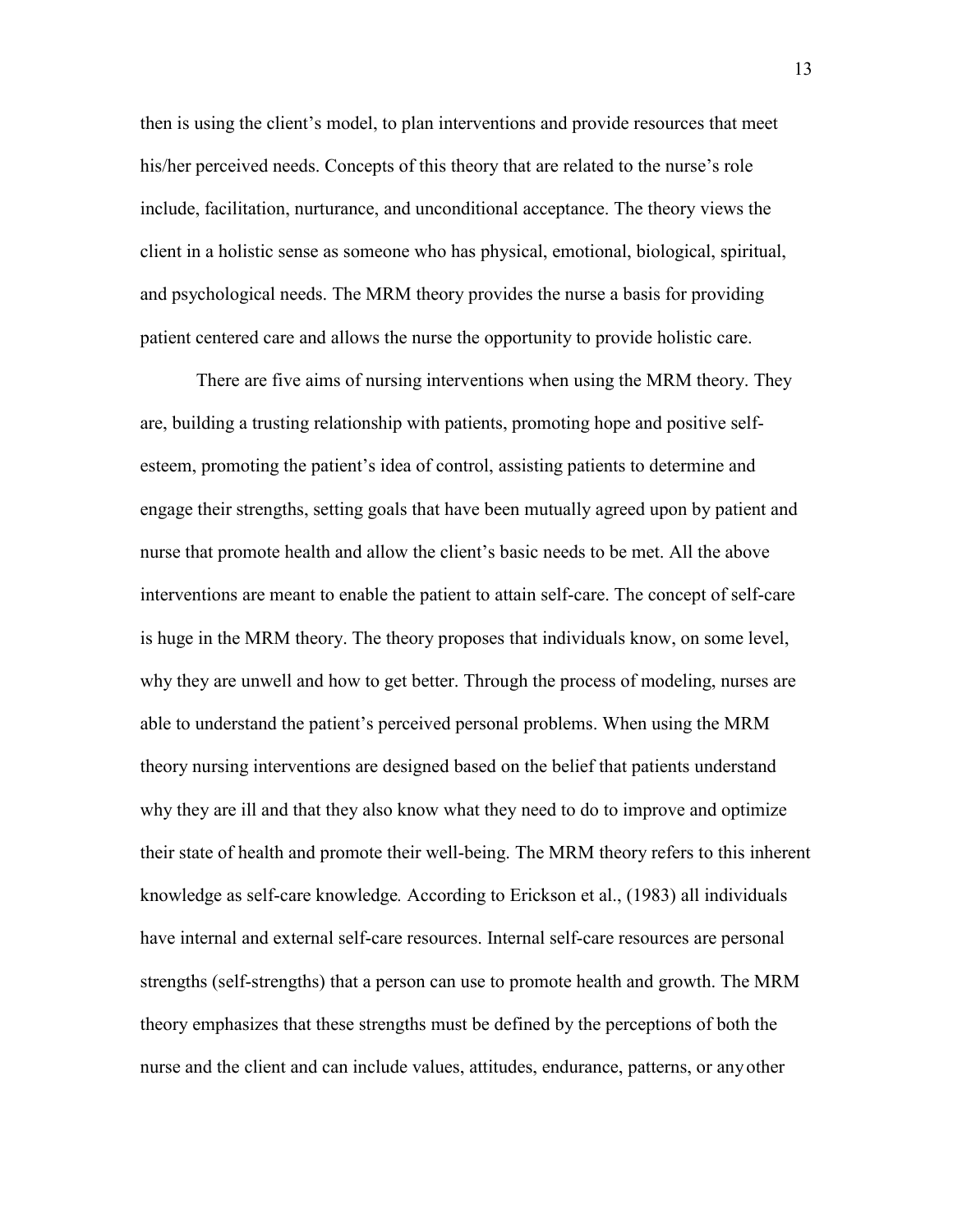then is using the client's model, to plan interventions and provide resources that meet his/her perceived needs. Concepts of this theory that are related to the nurse's role include, facilitation, nurturance, and unconditional acceptance. The theory views the client in a holistic sense as someone who has physical, emotional, biological, spiritual, and psychological needs. The MRM theory provides the nurse a basis for providing patient centered care and allows the nurse the opportunity to provide holistic care.

There are five aims of nursing interventions when using the MRM theory. They are, building a trusting relationship with patients, promoting hope and positive self-esteem, promoting the patient's idea of control, assisting patients to determine and engage their strengths, setting goals that have been mutually agreed upon by patient and nurse that promote health and allow the client's basic needs to be met. All the above interventions are meant to enable the patient to attain self-care. The concept of self-care is huge in the MRM theory. The theory proposes that individuals know, on some level, why they are unwell and how to get better. Through the process of modeling, nurses are able to understand the patient's perceived personal problems. When using the MRM theory nursing interventions are designed based on the belief that patients understand why they are ill and that they also know what they need to do to improve and optimize their state of health and promote their well-being. The MRM theory refers to this inherent knowledge as self-care knowledge*.* According to Erickson et al., (1983) all individuals have internal and external self-care resources. Internal self-care resources are personal strengths (self-strengths) that a person can use to promote health and growth. The MRM theory emphasizes that these strengths must be defined by the perceptions of both the nurse and the client and can include values, attitudes, endurance, patterns, or any other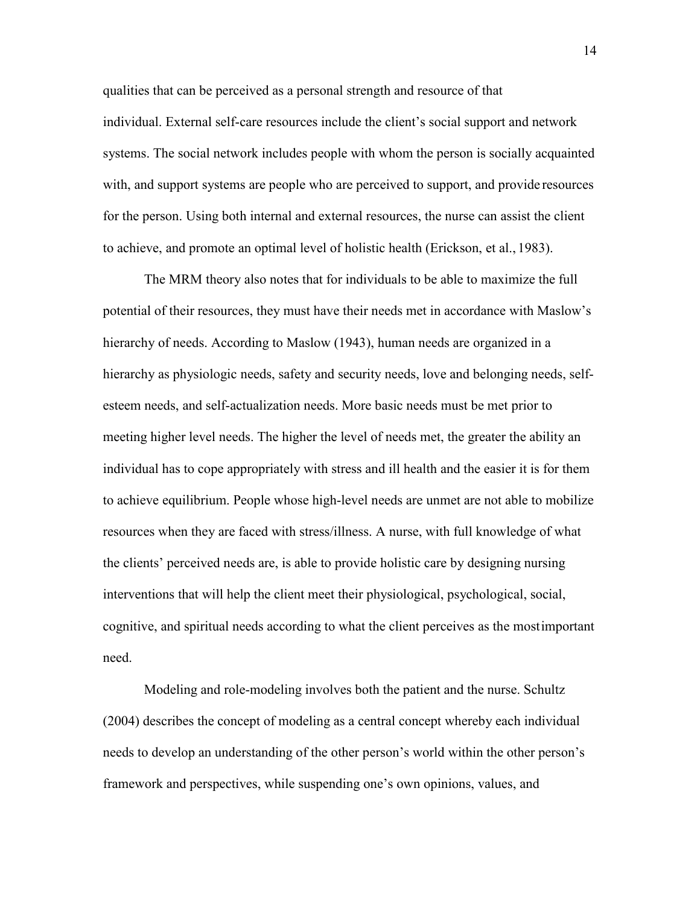qualities that can be perceived as a personal strength and resource of that individual. External self-care resources include the client's social support and network systems. The social network includes people with whom the person is socially acquainted with, and support systems are people who are perceived to support, and provide resources for the person. Using both internal and external resources, the nurse can assist the client to achieve, and promote an optimal level of holistic health (Erickson, et al., 1983).

The MRM theory also notes that for individuals to be able to maximize the full potential of their resources, they must have their needs met in accordance with Maslow's hierarchy of needs. According to Maslow (1943), human needs are organized in a hierarchy as physiologic needs, safety and security needs, love and belonging needs, self-esteem needs, and self-actualization needs. More basic needs must be met prior to meeting higher level needs. The higher the level of needs met, the greater the ability an individual has to cope appropriately with stress and ill health and the easier it is for them to achieve equilibrium. People whose high-level needs are unmet are not able to mobilize resources when they are faced with stress/illness. A nurse, with full knowledge of what the clients' perceived needs are, is able to provide holistic care by designing nursing interventions that will help the client meet their physiological, psychological, social, cognitive, and spiritual needs according to what the client perceives as the most important need.

Modeling and role-modeling involves both the patient and the nurse. Schultz (2004) describes the concept of modeling as a central concept whereby each individual needs to develop an understanding of the other person's world within the other person's framework and perspectives, while suspending one's own opinions, values, and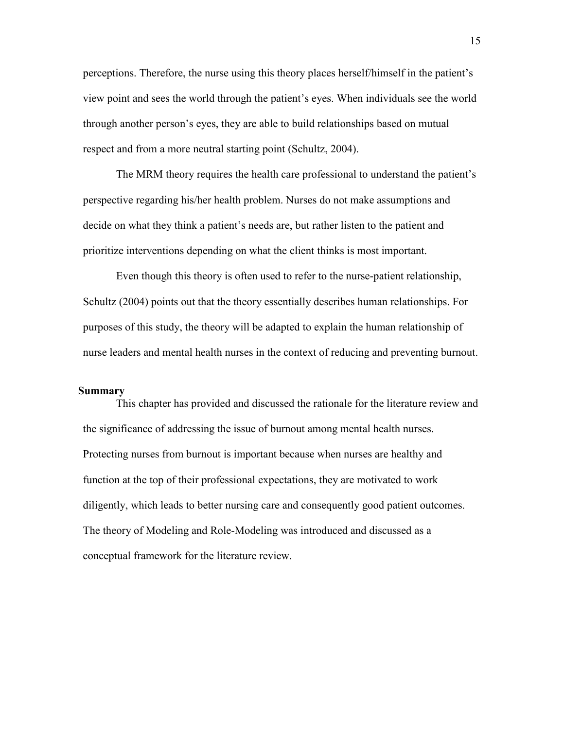perceptions. Therefore, the nurse using this theory places herself/himself in the patient's view point and sees the world through the patient's eyes. When individuals see the world through another person's eyes, they are able to build relationships based on mutual respect and from a more neutral starting point (Schultz, 2004).

The MRM theory requires the health care professional to understand the patient's perspective regarding his/her health problem. Nurses do not make assumptions and decide on what they think a patient's needs are, but rather listen to the patient and prioritize interventions depending on what the client thinks is most important.

Even though this theory is often used to refer to the nurse-patient relationship, Schultz (2004) points out that the theory essentially describes human relationships. For purposes of this study, the theory will be adapted to explain the human relationship of nurse leaders and mental health nurses in the context of reducing and preventing burnout.

**Summary**

This chapter has provided and discussed the rationale for the literature review and the significance of addressing the issue of burnout among mental health nurses. Protecting nurses from burnout is important because when nurses are healthy and function at the top of their professional expectations, they are motivated to work diligently, which leads to better nursing care and consequently good patient outcomes. The theory of Modeling and Role-Modeling was introduced and discussed as a conceptual framework for the literature review.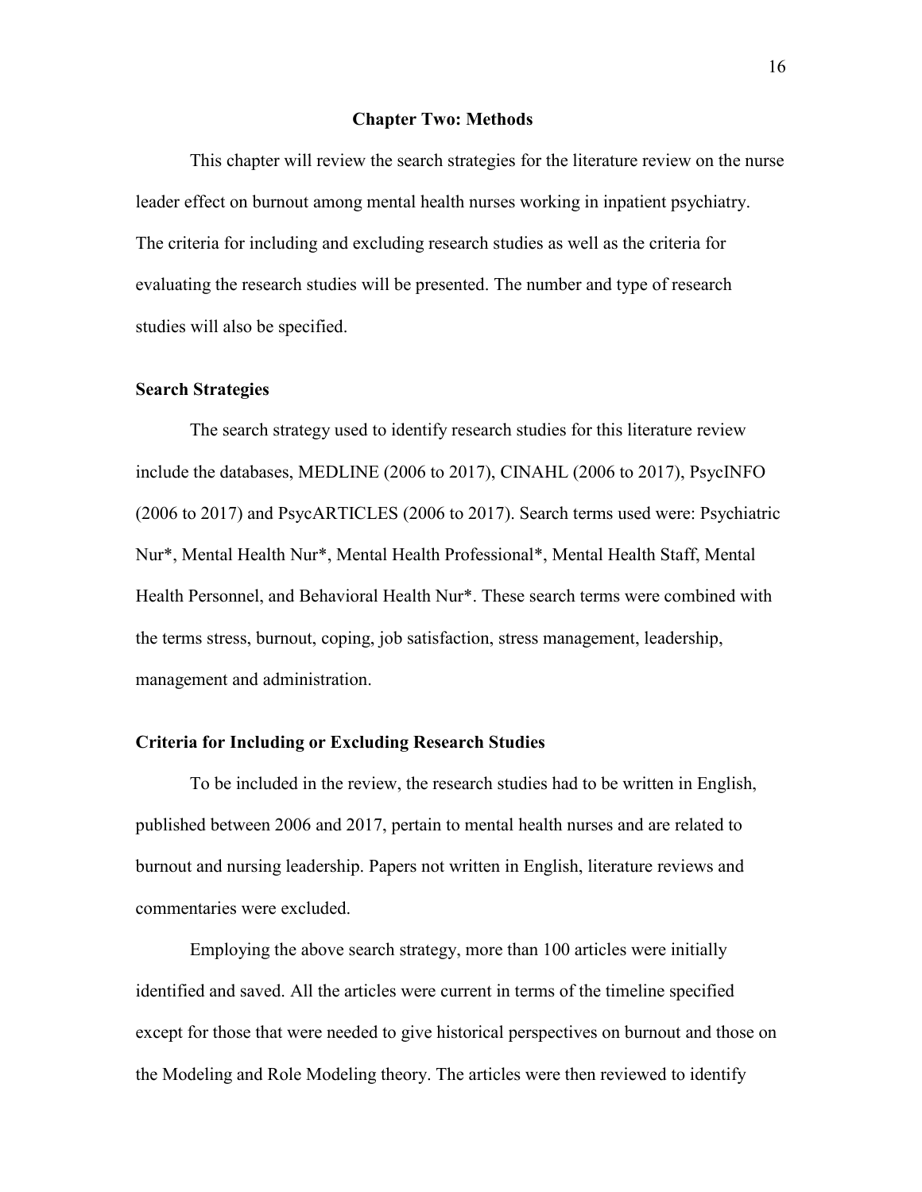# Chapter Two: Methods

This chapter will review the search strategies for the literature review on the nurse leader effect on burnout among mental health nurses working in inpatient psychiatry. The criteria for including and excluding research studies as well as the criteria for evaluating the research studies will be presented. The number and type of research studies will also be specified.

## Search Strategies

The search strategy used to identify research studies for this literature review include the databases, MEDLINE (2006 to 2017), CINAHL (2006 to 2017), PsycINFO (2006 to 2017) and PsycARTICLES (2006 to 2017). Search terms used were: Psychiatric Nur*, Mental Health Nur*, Mental Health Professional*, Mental Health Staff, Mental Health Personnel, and Behavioral Health Nur*. These search terms were combined with the terms stress, burnout, coping, job satisfaction, stress management, leadership, management and administration.

## Criteria for Including or Excluding Research Studies

To be included in the review, the research studies had to be written in English, published between 2006 and 2017, pertain to mental health nurses and are related to burnout and nursing leadership. Papers not written in English, literature reviews and commentaries were excluded.

Employing the above search strategy, more than 100 articles were initially identified and saved. All the articles were current in terms of the timeline specified except for those that were needed to give historical perspectives on burnout and those on the Modeling and Role Modeling theory. The articles were then reviewed to identify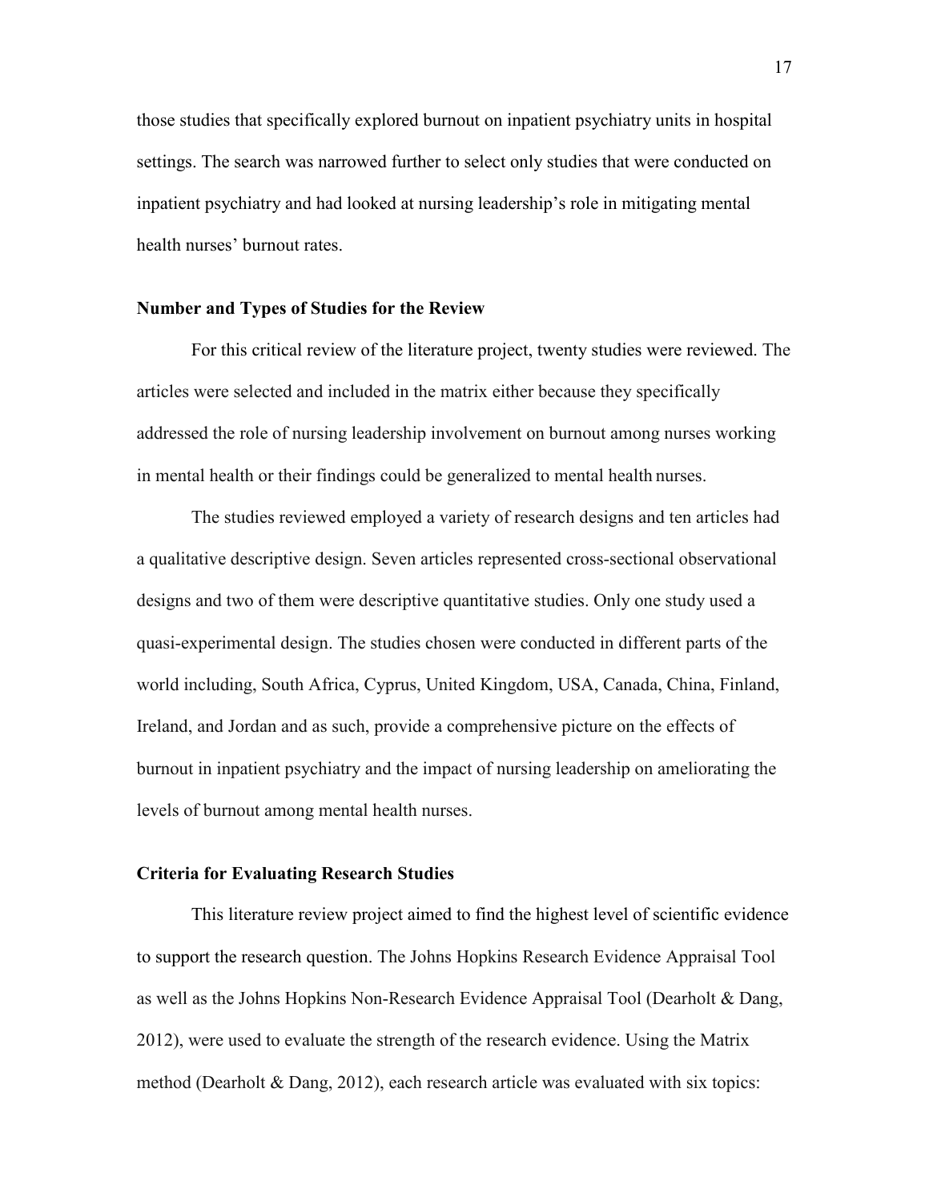those studies that specifically explored burnout on inpatient psychiatry units in hospital settings. The search was narrowed further to select only studies that were conducted on inpatient psychiatry and had looked at nursing leadership's role in mitigating mental health nurses' burnout rates.

### Number and Types of Studies for the Review

For this critical review of the literature project, twenty studies were reviewed. The articles were selected and included in the matrix either because they specifically addressed the role of nursing leadership involvement on burnout among nurses working in mental health or their findings could be generalized to mental health nurses.

The studies reviewed employed a variety of research designs and ten articles had a qualitative descriptive design. Seven articles represented cross-sectional observational designs and two of them were descriptive quantitative studies. Only one study used a quasi-experimental design. The studies chosen were conducted in different parts of the world including, South Africa, Cyprus, United Kingdom, USA, Canada, China, Finland, Ireland, and Jordan and as such, provide a comprehensive picture on the effects of burnout in inpatient psychiatry and the impact of nursing leadership on ameliorating the levels of burnout among mental health nurses.

### Criteria for Evaluating Research Studies

This literature review project aimed to find the highest level of scientific evidence to support the research question. The Johns Hopkins Research Evidence Appraisal Tool as well as the Johns Hopkins Non-Research Evidence Appraisal Tool (Dearholt & Dang, 2012), were used to evaluate the strength of the research evidence. Using the Matrix method (Dearholt & Dang, 2012), each research article was evaluated with six topics: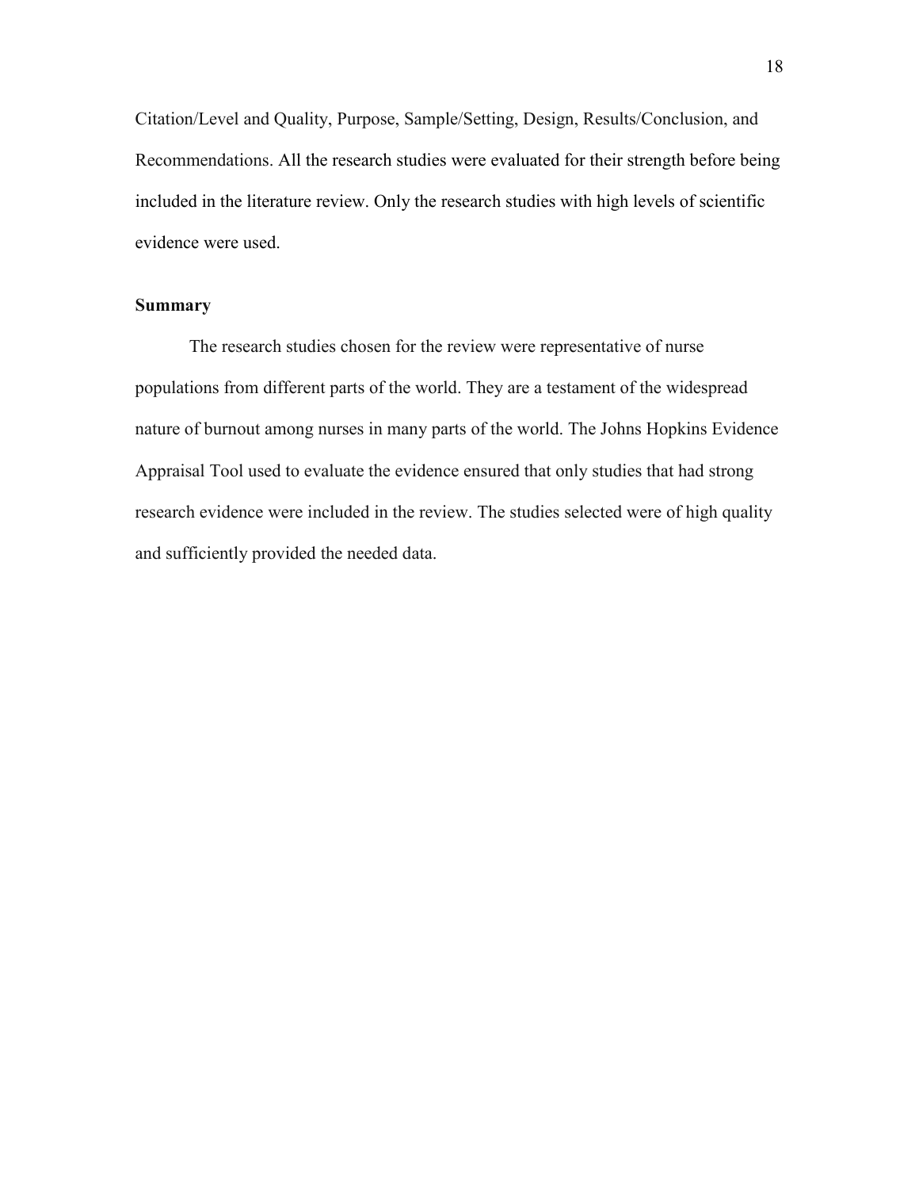Citation/Level and Quality, Purpose, Sample/Setting, Design, Results/Conclusion, and Recommendations. All the research studies were evaluated for their strength before being included in the literature review. Only the research studies with high levels of scientific evidence were used.

## Summary

The research studies chosen for the review were representative of nurse populations from different parts of the world. They are a testament of the widespread nature of burnout among nurses in many parts of the world. The Johns Hopkins Evidence Appraisal Tool used to evaluate the evidence ensured that only studies that had strong research evidence were included in the review. The studies selected were of high quality and sufficiently provided the needed data.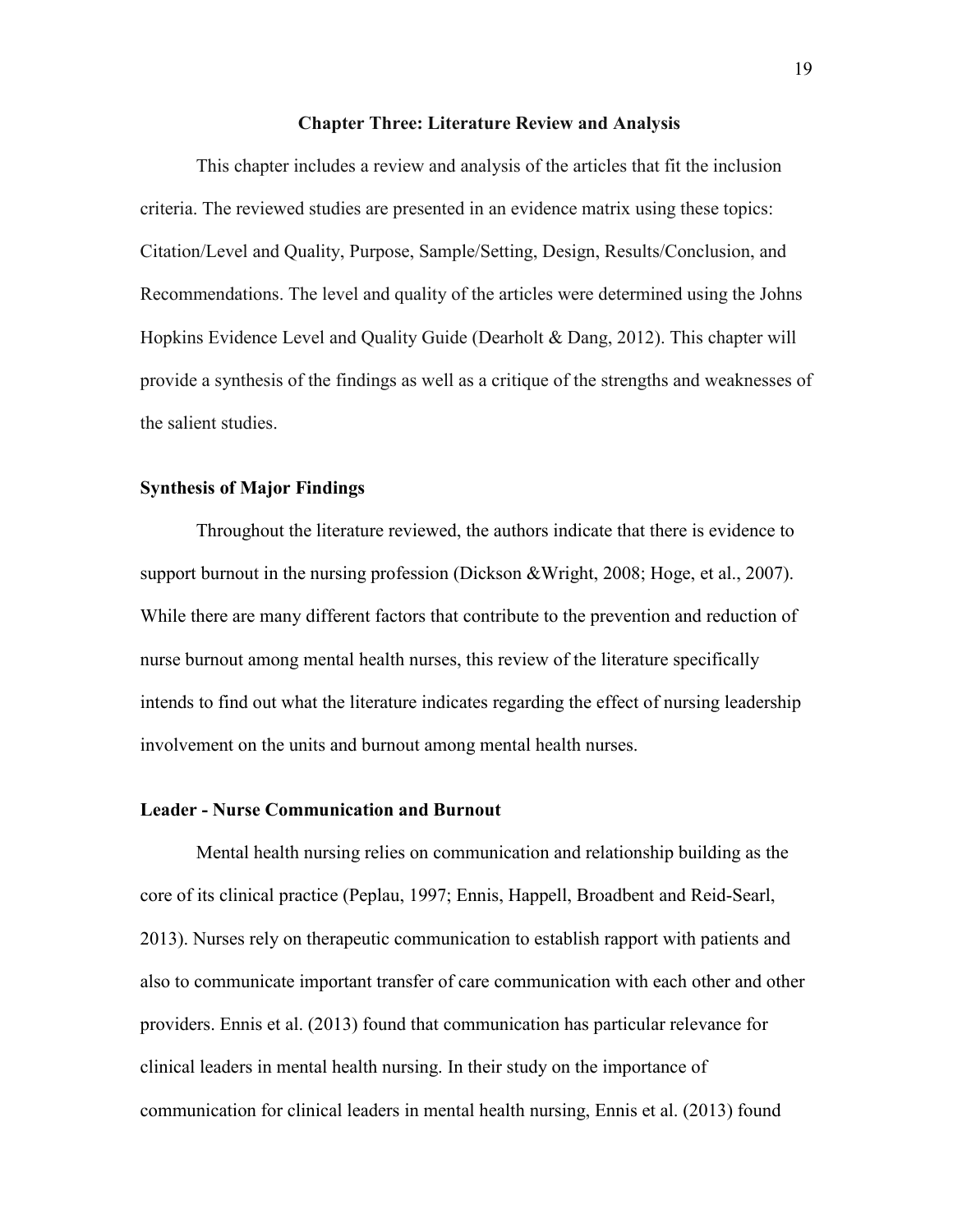## Chapter Three: Literature Review and Analysis

This chapter includes a review and analysis of the articles that fit the inclusion criteria. The reviewed studies are presented in an evidence matrix using these topics: Citation/Level and Quality, Purpose, Sample/Setting, Design, Results/Conclusion, and Recommendations. The level and quality of the articles were determined using the Johns Hopkins Evidence Level and Quality Guide (Dearholt & Dang, 2012). This chapter will provide a synthesis of the findings as well as a critique of the strengths and weaknesses of the salient studies.

### Synthesis of Major Findings

Throughout the literature reviewed, the authors indicate that there is evidence to support burnout in the nursing profession (Dickson &Wright, 2008; Hoge, et al., 2007). While there are many different factors that contribute to the prevention and reduction of nurse burnout among mental health nurses, this review of the literature specifically intends to find out what the literature indicates regarding the effect of nursing leadership involvement on the units and burnout among mental health nurses.

### Leader - Nurse Communication and Burnout

Mental health nursing relies on communication and relationship building as the core of its clinical practice (Peplau, 1997; Ennis, Happell, Broadbent and Reid-Searl, 2013). Nurses rely on therapeutic communication to establish rapport with patients and also to communicate important transfer of care communication with each other and other providers. Ennis et al. (2013) found that communication has particular relevance for clinical leaders in mental health nursing. In their study on the importance of communication for clinical leaders in mental health nursing, Ennis et al. (2013) found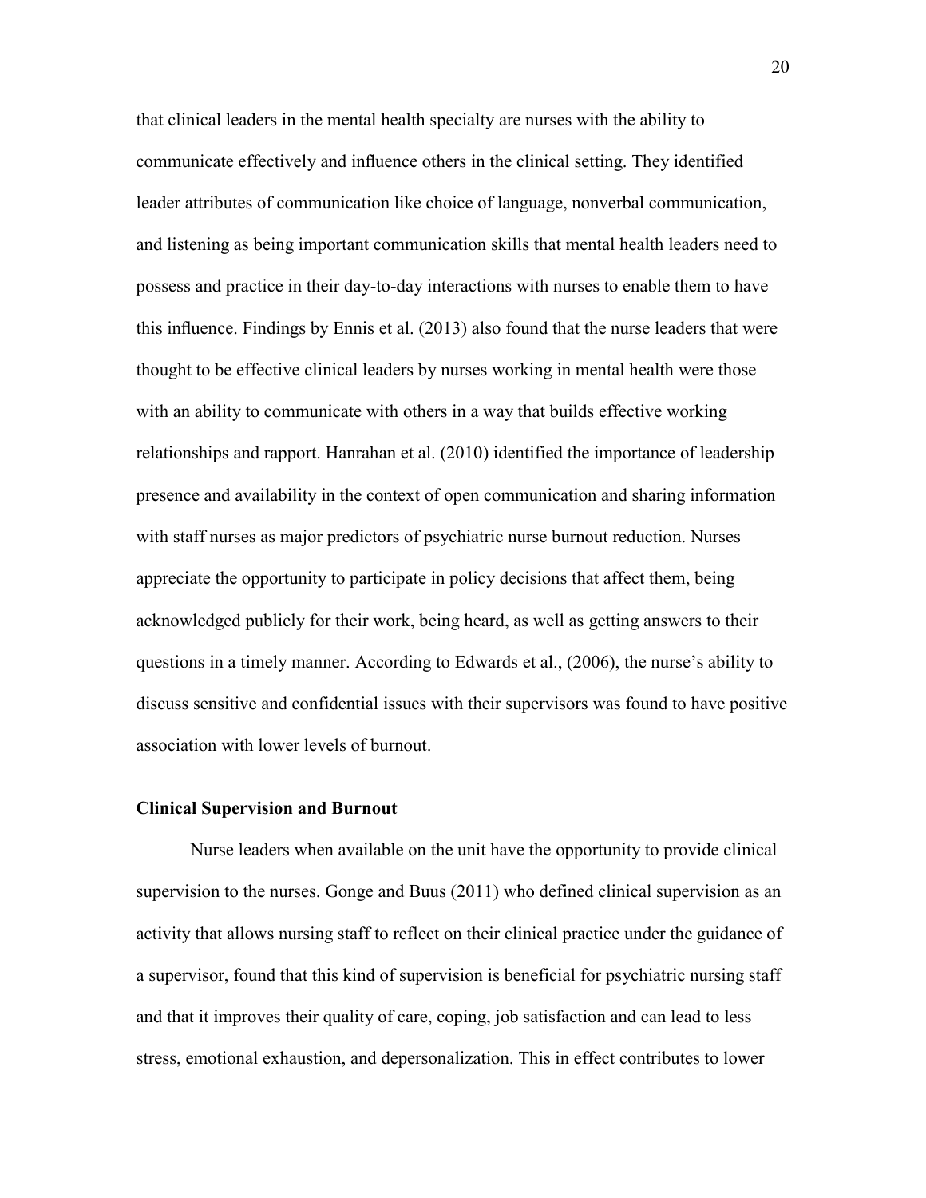that clinical leaders in the mental health specialty are nurses with the ability to communicate effectively and influence others in the clinical setting. They identified leader attributes of communication like choice of language, nonverbal communication, and listening as being important communication skills that mental health leaders need to possess and practice in their day-to-day interactions with nurses to enable them to have this influence. Findings by Ennis et al. (2013) also found that the nurse leaders that were thought to be effective clinical leaders by nurses working in mental health were those with an ability to communicate with others in a way that builds effective working relationships and rapport. Hanrahan et al. (2010) identified the importance of leadership presence and availability in the context of open communication and sharing information with staff nurses as major predictors of psychiatric nurse burnout reduction. Nurses appreciate the opportunity to participate in policy decisions that affect them, being acknowledged publicly for their work, being heard, as well as getting answers to their questions in a timely manner. According to Edwards et al., (2006), the nurse's ability to discuss sensitive and confidential issues with their supervisors was found to have positive association with lower levels of burnout.

### Clinical Supervision and Burnout

Nurse leaders when available on the unit have the opportunity to provide clinical supervision to the nurses. Gonge and Buus (2011) who defined clinical supervision as an activity that allows nursing staff to reflect on their clinical practice under the guidance of a supervisor, found that this kind of supervision is beneficial for psychiatric nursing staff and that it improves their quality of care, coping, job satisfaction and can lead to less stress, emotional exhaustion, and depersonalization. This in effect contributes to lower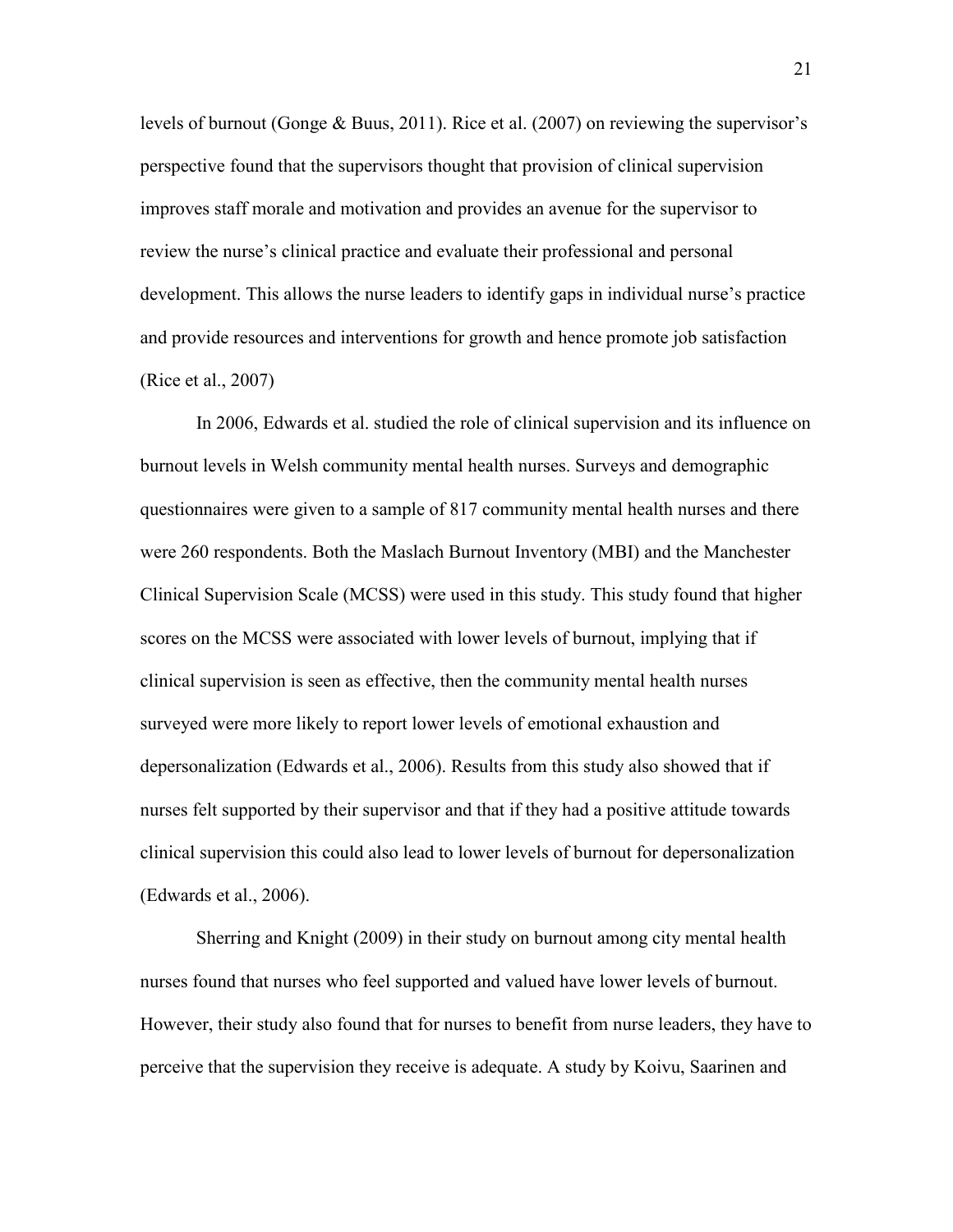levels of burnout (Gonge & Buus, 2011). Rice et al. (2007) on reviewing the supervisor's perspective found that the supervisors thought that provision of clinical supervision improves staff morale and motivation and provides an avenue for the supervisor to review the nurse's clinical practice and evaluate their professional and personal development. This allows the nurse leaders to identify gaps in individual nurse's practice and provide resources and interventions for growth and hence promote job satisfaction (Rice et al., 2007)

In 2006, Edwards et al. studied the role of clinical supervision and its influence on burnout levels in Welsh community mental health nurses. Surveys and demographic questionnaires were given to a sample of 817 community mental health nurses and there were 260 respondents. Both the Maslach Burnout Inventory (MBI) and the Manchester Clinical Supervision Scale (MCSS) were used in this study. This study found that higher scores on the MCSS were associated with lower levels of burnout, implying that if clinical supervision is seen as effective, then the community mental health nurses surveyed were more likely to report lower levels of emotional exhaustion and depersonalization (Edwards et al., 2006). Results from this study also showed that if nurses felt supported by their supervisor and that if they had a positive attitude towards clinical supervision this could also lead to lower levels of burnout for depersonalization (Edwards et al., 2006).

Sherring and Knight (2009) in their study on burnout among city mental health nurses found that nurses who feel supported and valued have lower levels of burnout. However, their study also found that for nurses to benefit from nurse leaders, they have to perceive that the supervision they receive is adequate. A study by Koivu, Saarinen and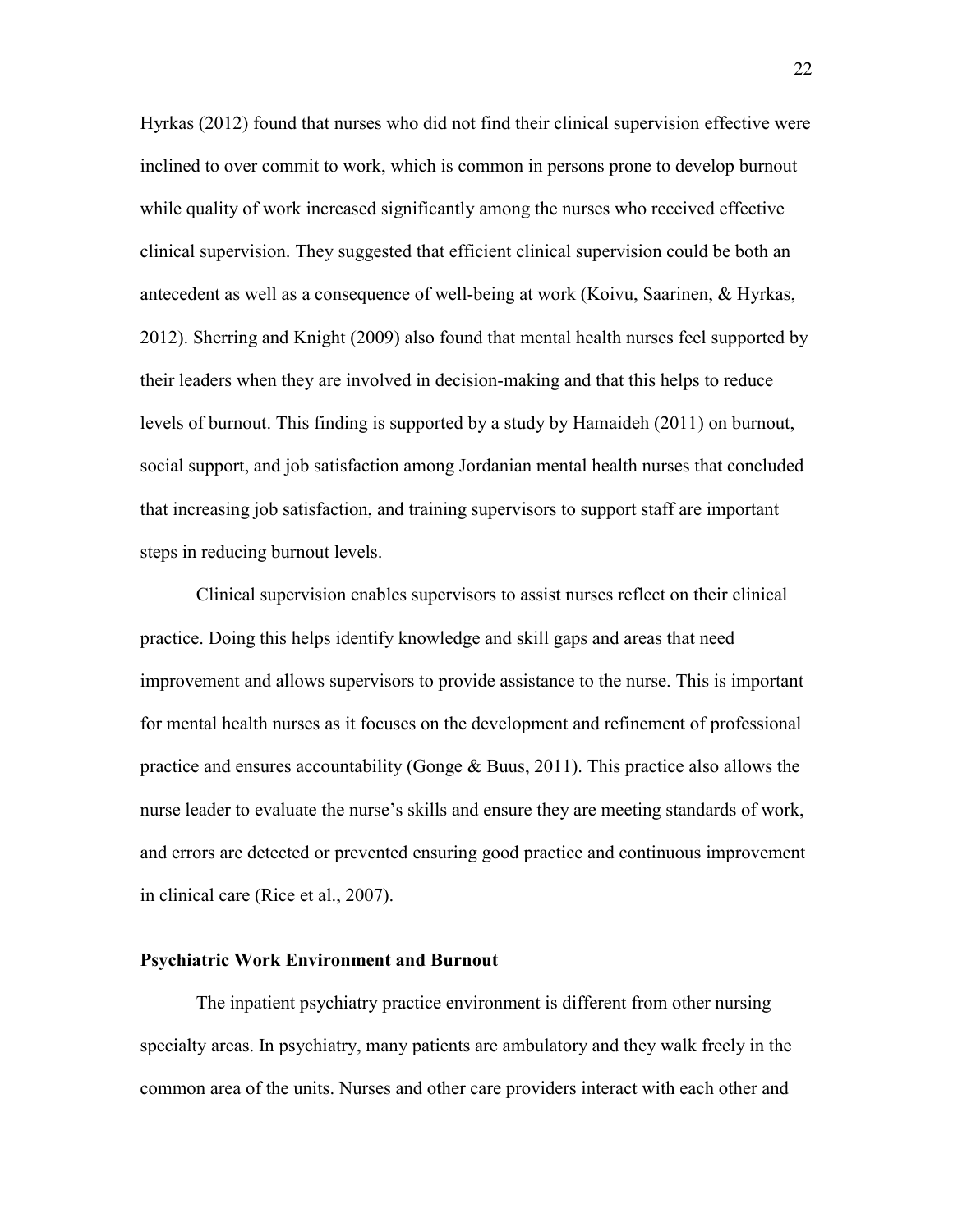Hyrkas (2012) found that nurses who did not find their clinical supervision effective were inclined to over commit to work, which is common in persons prone to develop burnout while quality of work increased significantly among the nurses who received effective clinical supervision. They suggested that efficient clinical supervision could be both an antecedent as well as a consequence of well-being at work (Koivu, Saarinen, & Hyrkas, 2012). Sherring and Knight (2009) also found that mental health nurses feel supported by their leaders when they are involved in decision-making and that this helps to reduce levels of burnout. This finding is supported by a study by Hamaideh (2011) on burnout, social support, and job satisfaction among Jordanian mental health nurses that concluded that increasing job satisfaction, and training supervisors to support staff are important steps in reducing burnout levels.

Clinical supervision enables supervisors to assist nurses reflect on their clinical practice. Doing this helps identify knowledge and skill gaps and areas that need improvement and allows supervisors to provide assistance to the nurse. This is important for mental health nurses as it focuses on the development and refinement of professional practice and ensures accountability (Gonge & Buus, 2011). This practice also allows the nurse leader to evaluate the nurse's skills and ensure they are meeting standards of work, and errors are detected or prevented ensuring good practice and continuous improvement in clinical care (Rice et al., 2007).

### Psychiatric Work Environment and Burnout

The inpatient psychiatry practice environment is different from other nursing specialty areas. In psychiatry, many patients are ambulatory and they walk freely in the common area of the units. Nurses and other care providers interact with each other and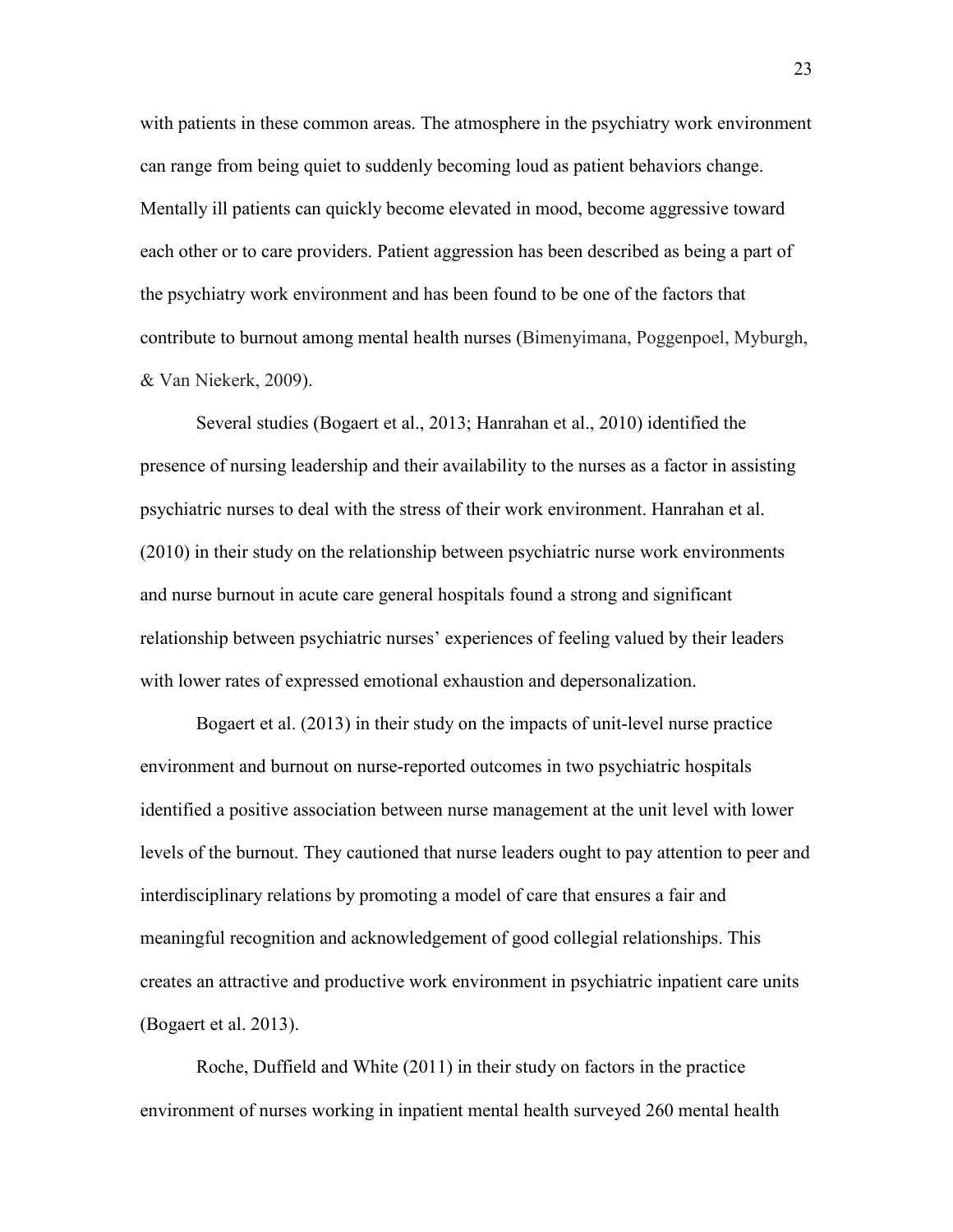with patients in these common areas. The atmosphere in the psychiatry work environment can range from being quiet to suddenly becoming loud as patient behaviors change. Mentally ill patients can quickly become elevated in mood, become aggressive toward each other or to care providers. Patient aggression has been described as being a part of the psychiatry work environment and has been found to be one of the factors that contribute to burnout among mental health nurses (Bimenyimana, Poggenpoel, Myburgh, & Van Niekerk, 2009).

Several studies (Bogaert et al., 2013; Hanrahan et al., 2010) identified the presence of nursing leadership and their availability to the nurses as a factor in assisting psychiatric nurses to deal with the stress of their work environment. Hanrahan et al. (2010) in their study on the relationship between psychiatric nurse work environments and nurse burnout in acute care general hospitals found a strong and significant relationship between psychiatric nurses' experiences of feeling valued by their leaders with lower rates of expressed emotional exhaustion and depersonalization.

Bogaert et al. (2013) in their study on the impacts of unit-level nurse practice environment and burnout on nurse-reported outcomes in two psychiatric hospitals identified a positive association between nurse management at the unit level with lower levels of the burnout. They cautioned that nurse leaders ought to pay attention to peer and interdisciplinary relations by promoting a model of care that ensures a fair and meaningful recognition and acknowledgement of good collegial relationships. This creates an attractive and productive work environment in psychiatric inpatient care units (Bogaert et al. 2013).

Roche, Duffield and White (2011) in their study on factors in the practice environment of nurses working in inpatient mental health surveyed 260 mental health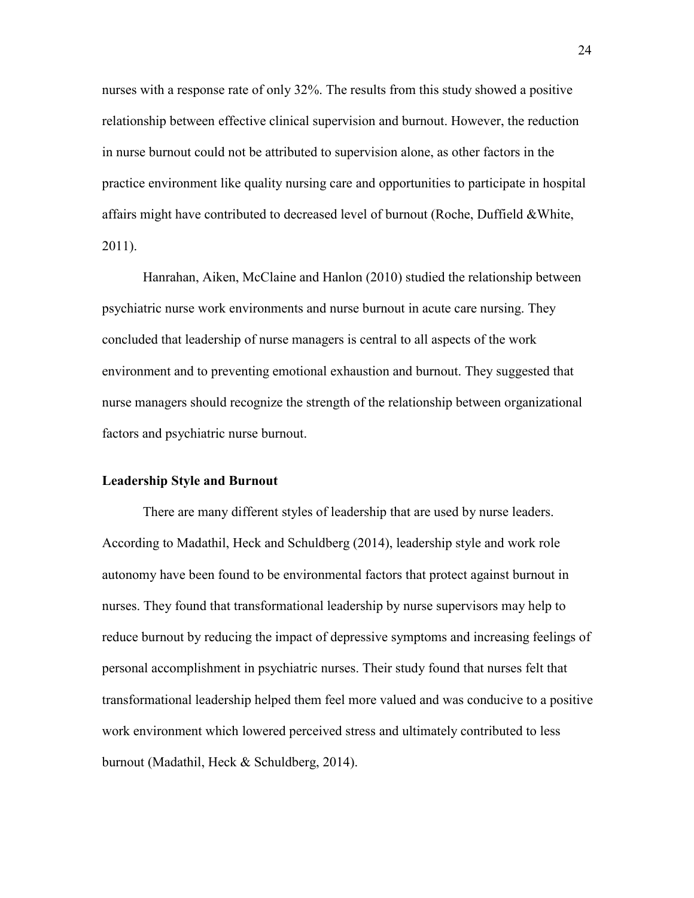nurses with a response rate of only 32%. The results from this study showed a positive relationship between effective clinical supervision and burnout. However, the reduction in nurse burnout could not be attributed to supervision alone, as other factors in the practice environment like quality nursing care and opportunities to participate in hospital affairs might have contributed to decreased level of burnout (Roche, Duffield &White, 2011).

Hanrahan, Aiken, McClaine and Hanlon (2010) studied the relationship between psychiatric nurse work environments and nurse burnout in acute care nursing. They concluded that leadership of nurse managers is central to all aspects of the work environment and to preventing emotional exhaustion and burnout. They suggested that nurse managers should recognize the strength of the relationship between organizational factors and psychiatric nurse burnout.

**Leadership Style and Burnout**

There are many different styles of leadership that are used by nurse leaders. According to Madathil, Heck and Schuldberg (2014), leadership style and work role autonomy have been found to be environmental factors that protect against burnout in nurses. They found that transformational leadership by nurse supervisors may help to reduce burnout by reducing the impact of depressive symptoms and increasing feelings of personal accomplishment in psychiatric nurses. Their study found that nurses felt that transformational leadership helped them feel more valued and was conducive to a positive work environment which lowered perceived stress and ultimately contributed to less burnout (Madathil, Heck & Schuldberg, 2014).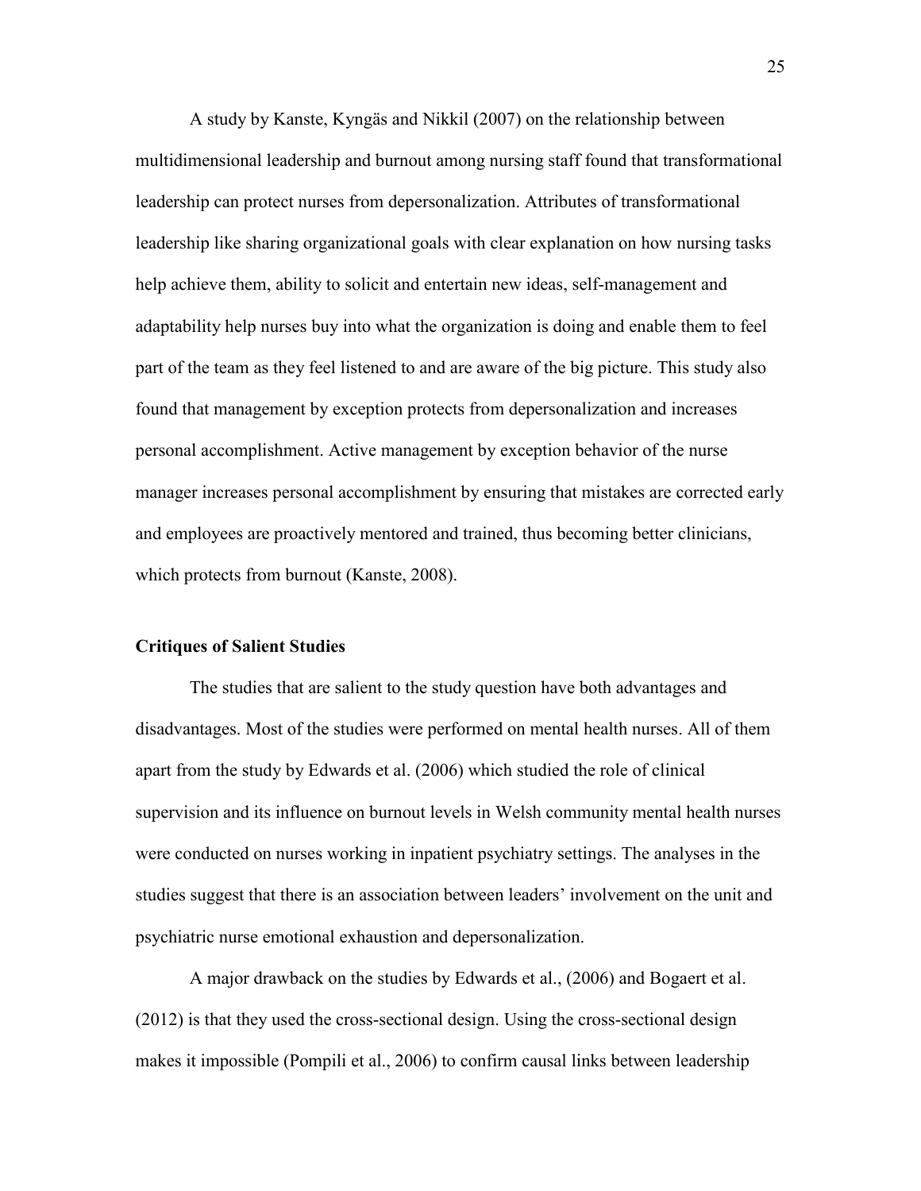A study by Kanste, Kyngäs and Nikkil (2007) on the relationship between multidimensional leadership and burnout among nursing staff found that transformational leadership can protect nurses from depersonalization. Attributes of transformational leadership like sharing organizational goals with clear explanation on how nursing tasks help achieve them, ability to solicit and entertain new ideas, self-management and adaptability help nurses buy into what the organization is doing and enable them to feel part of the team as they feel listened to and are aware of the big picture. This study also found that management by exception protects from depersonalization and increases personal accomplishment. Active management by exception behavior of the nurse manager increases personal accomplishment by ensuring that mistakes are corrected early and employees are proactively mentored and trained, thus becoming better clinicians, which protects from burnout (Kanste, 2008).

### Critiques of Salient Studies

The studies that are salient to the study question have both advantages and disadvantages. Most of the studies were performed on mental health nurses. All of them apart from the study by Edwards et al. (2006) which studied the role of clinical supervision and its influence on burnout levels in Welsh community mental health nurses were conducted on nurses working in inpatient psychiatry settings. The analyses in the studies suggest that there is an association between leaders' involvement on the unit and psychiatric nurse emotional exhaustion and depersonalization.

A major drawback on the studies by Edwards et al., (2006) and Bogaert et al. (2012) is that they used the cross-sectional design. Using the cross-sectional design makes it impossible (Pompili et al., 2006) to confirm causal links between leadership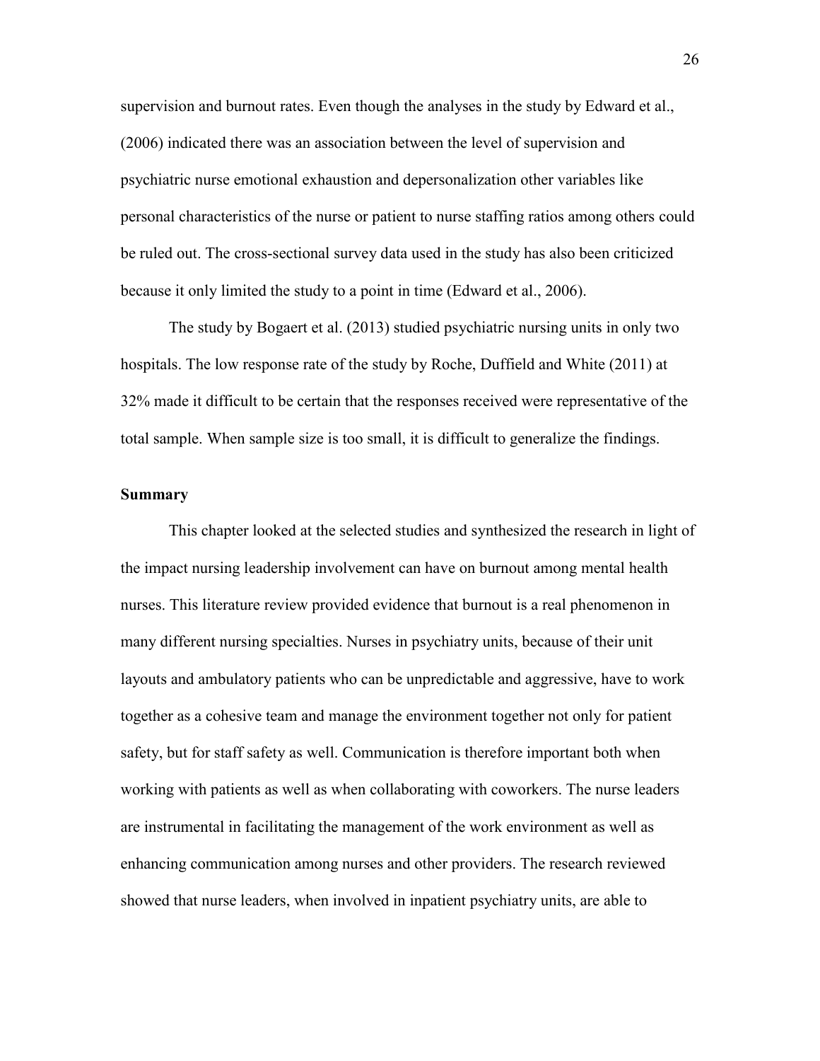supervision and burnout rates. Even though the analyses in the study by Edward et al., (2006) indicated there was an association between the level of supervision and psychiatric nurse emotional exhaustion and depersonalization other variables like personal characteristics of the nurse or patient to nurse staffing ratios among others could be ruled out. The cross-sectional survey data used in the study has also been criticized because it only limited the study to a point in time (Edward et al., 2006).

The study by Bogaert et al. (2013) studied psychiatric nursing units in only two hospitals. The low response rate of the study by Roche, Duffield and White (2011) at 32% made it difficult to be certain that the responses received were representative of the total sample. When sample size is too small, it is difficult to generalize the findings.

**Summary**

This chapter looked at the selected studies and synthesized the research in light of the impact nursing leadership involvement can have on burnout among mental health nurses. This literature review provided evidence that burnout is a real phenomenon in many different nursing specialties. Nurses in psychiatry units, because of their unit layouts and ambulatory patients who can be unpredictable and aggressive, have to work together as a cohesive team and manage the environment together not only for patient safety, but for staff safety as well. Communication is therefore important both when working with patients as well as when collaborating with coworkers. The nurse leaders are instrumental in facilitating the management of the work environment as well as enhancing communication among nurses and other providers. The research reviewed showed that nurse leaders, when involved in inpatient psychiatry units, are able to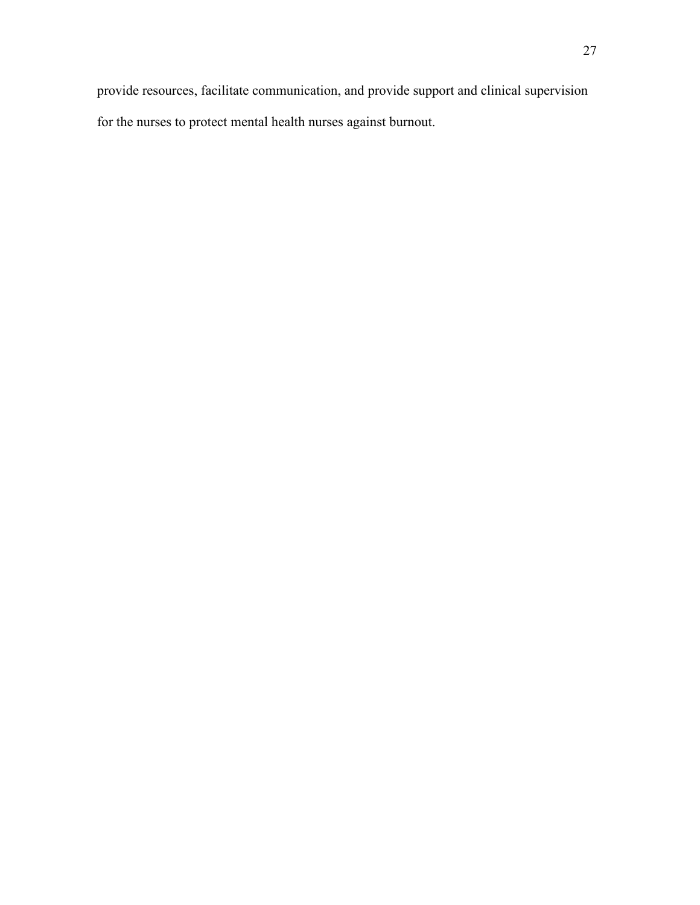provide resources, facilitate communication, and provide support and clinical supervision for the nurses to protect mental health nurses against burnout.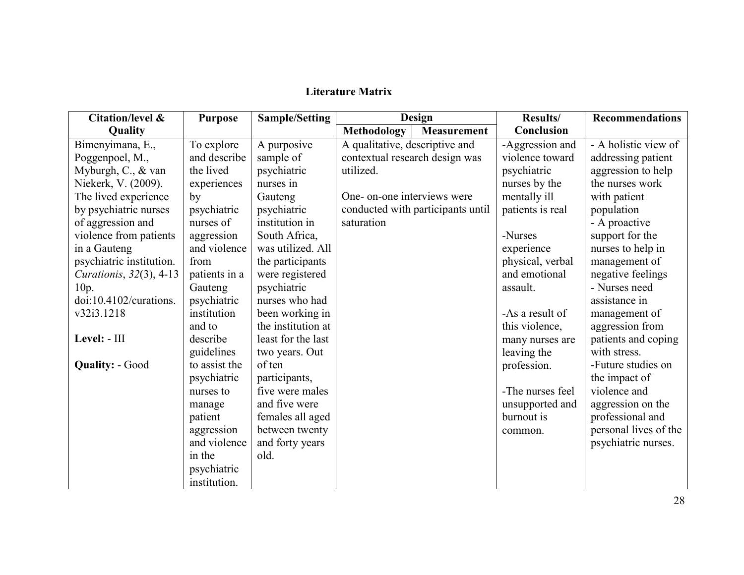**Literature Matrix**

| Citation/level & Quality | Purpose | Sample/Setting | Design | | Results/ Conclusion | Recommendations |
|---|---|---|---|---|---|---|
| | | | Methodology | Measurement | | |
| Bimenyimana, E., Poggenpoel, M., Myburgh, C., & van Niekerk, V. (2009). The lived experience by psychiatric nurses of aggression and violence from patients in a Gauteng psychiatric institution. *Curationis*, *32*(3), 4-13 10p. doi:10.4102/curations. v32i3.1218<br><br>**Level:** - III<br><br>**Quality:** - Good | To explore and describe the lived experiences by psychiatric nurses of aggression and violence from patients in a Gauteng psychiatric institution and to describe guidelines to assist the psychiatric nurses to manage patient aggression and violence in the psychiatric institution. | A purposive sample of psychiatric nurses in Gauteng psychiatric institution in South Africa, was utilized. All the participants were registered psychiatric nurses who had been working in the institution at least for the last two years. Out of ten participants, five were males and five were females all aged between twenty and forty years old. | A qualitative, descriptive and contextual research design was utilized.<br><br>One- on-one interviews were conducted with participants until saturation | | -Aggression and violence toward psychiatric nurses by the mentally ill patients is real<br><br>-Nurses experience physical, verbal and emotional assault.<br><br>-As a result of this violence, many nurses are leaving the profession.<br><br>-The nurses feel unsupported and burnout is common. | - A holistic view of addressing patient aggression to help the nurses work with patient population<br>- A proactive support for the nurses to help in management of negative feelings<br>- Nurses need assistance in management of aggression from patients and coping with stress.<br>-Future studies on the impact of violence and aggression on the professional and personal lives of the psychiatric nurses. |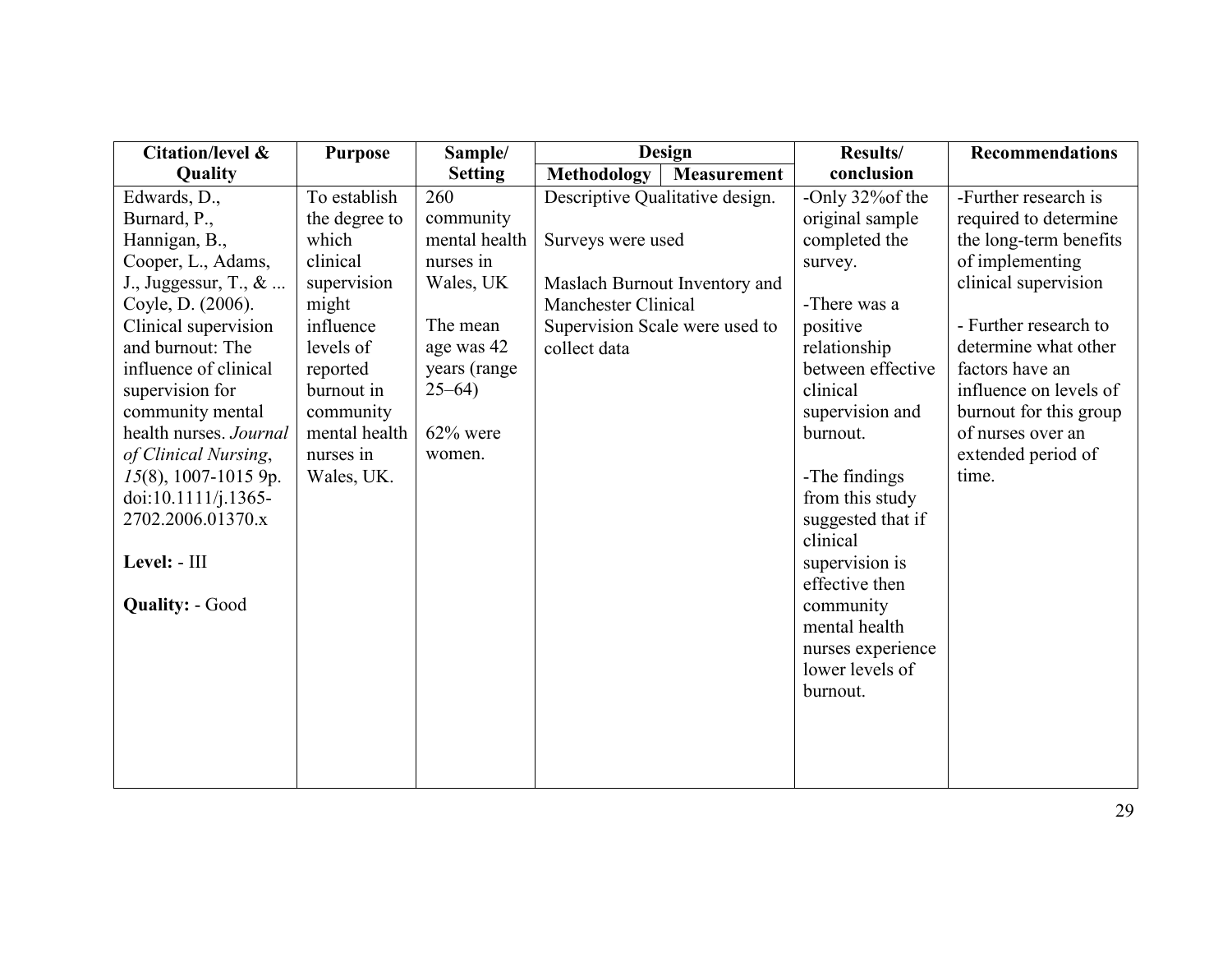| Citation/level & Quality | Purpose | Sample/ Setting | Design | | Results/ conclusion | Recommendations |
|---|---|---|---|---|---|---|
| | | | Methodology | Measurement | | |
| Edwards, D., Burnard, P., Hannigan, B., Cooper, L., Adams, J., Juggessur, T., & ... Coyle, D. (2006). Clinical supervision and burnout: The influence of clinical supervision for community mental health nurses. *Journal of Clinical Nursing*, *15*(8), 1007-1015 9p. doi:10.1111/j.1365-2702.2006.01370.x<br><br>**Level:** - III<br><br>**Quality:** - Good | To establish the degree to which clinical supervision might influence levels of reported burnout in community mental health nurses in Wales, UK. | 260 community mental health nurses in Wales, UK<br><br>The mean age was 42 years (range 25–64)<br><br>62% were women. | Descriptive Qualitative design.<br><br>Surveys were used<br><br>Maslach Burnout Inventory and Manchester Clinical Supervision Scale were used to collect data | | -Only 32%of the original sample completed the survey.<br><br>-There was a positive relationship between effective clinical supervision and burnout.<br><br>-The findings from this study suggested that if clinical supervision is effective then community mental health nurses experience lower levels of burnout. | -Further research is required to determine the long-term benefits of implementing clinical supervision<br><br>- Further research to determine what other factors have an influence on levels of burnout for this group of nurses over an extended period of time. |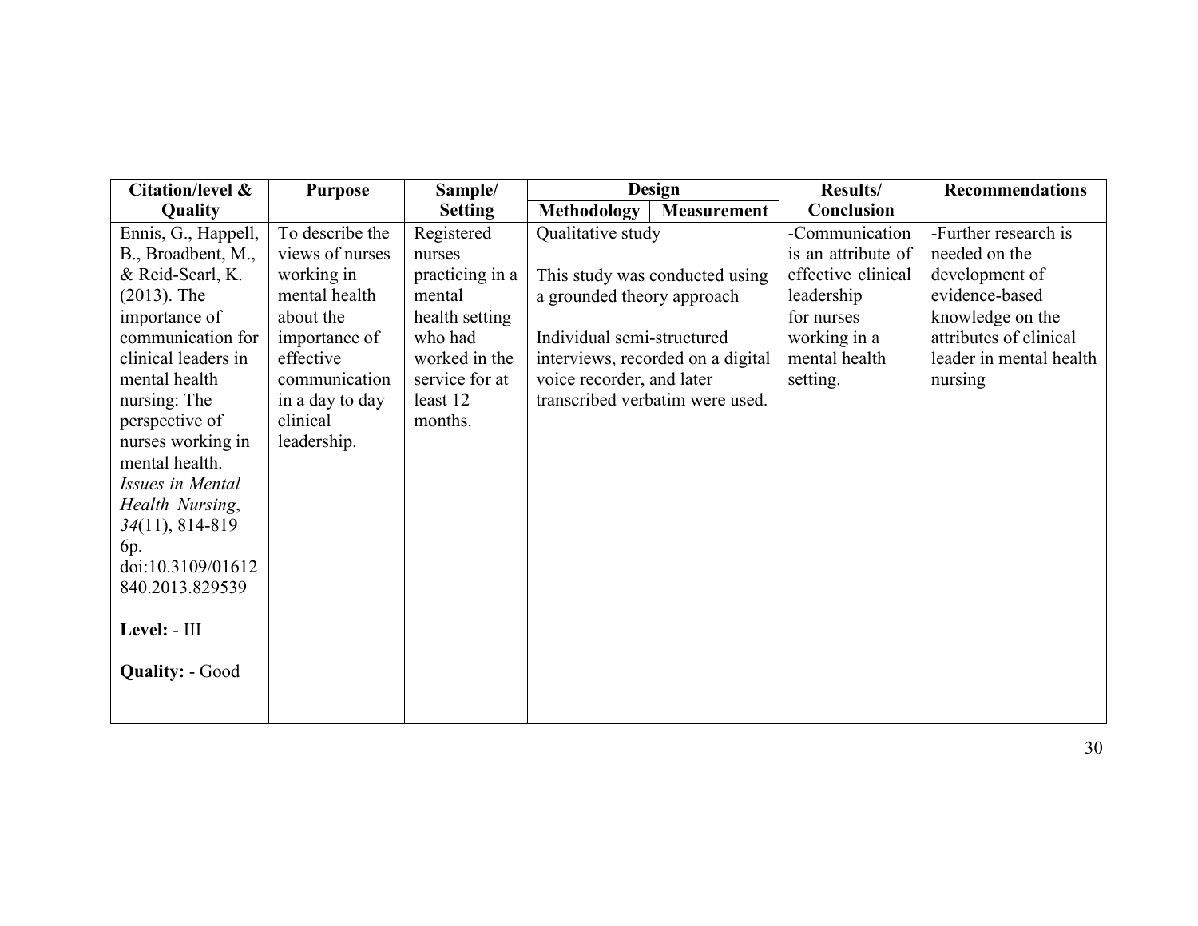| Citation/level & Quality | Purpose | Sample/ Setting | Design | | Results/ Conclusion | Recommendations |
|---|---|---|---|---|---|---|
| | | | Methodology | Measurement | | |
| Ennis, G., Happell, B., Broadbent, M., & Reid-Searl, K. (2013). The importance of communication for clinical leaders in mental health nursing: The perspective of nurses working in mental health. *Issues in Mental Health Nursing*, *34*(11), 814-819 6p. doi:10.3109/01612840.2013.829539<br><br>**Level:** - III<br><br>**Quality:** - Good | To describe the views of nurses working in mental health about the importance of effective communication in a day to day clinical leadership. | Registered nurses practicing in a mental health setting who had worked in the service for at least 12 months. | Qualitative study<br><br>This study was conducted using a grounded theory approach<br><br>Individual semi-structured interviews, recorded on a digital voice recorder, and later transcribed verbatim were used. | | -Communication is an attribute of effective clinical leadership for nurses working in a mental health setting. | -Further research is needed on the development of evidence-based knowledge on the attributes of clinical leader in mental health nursing |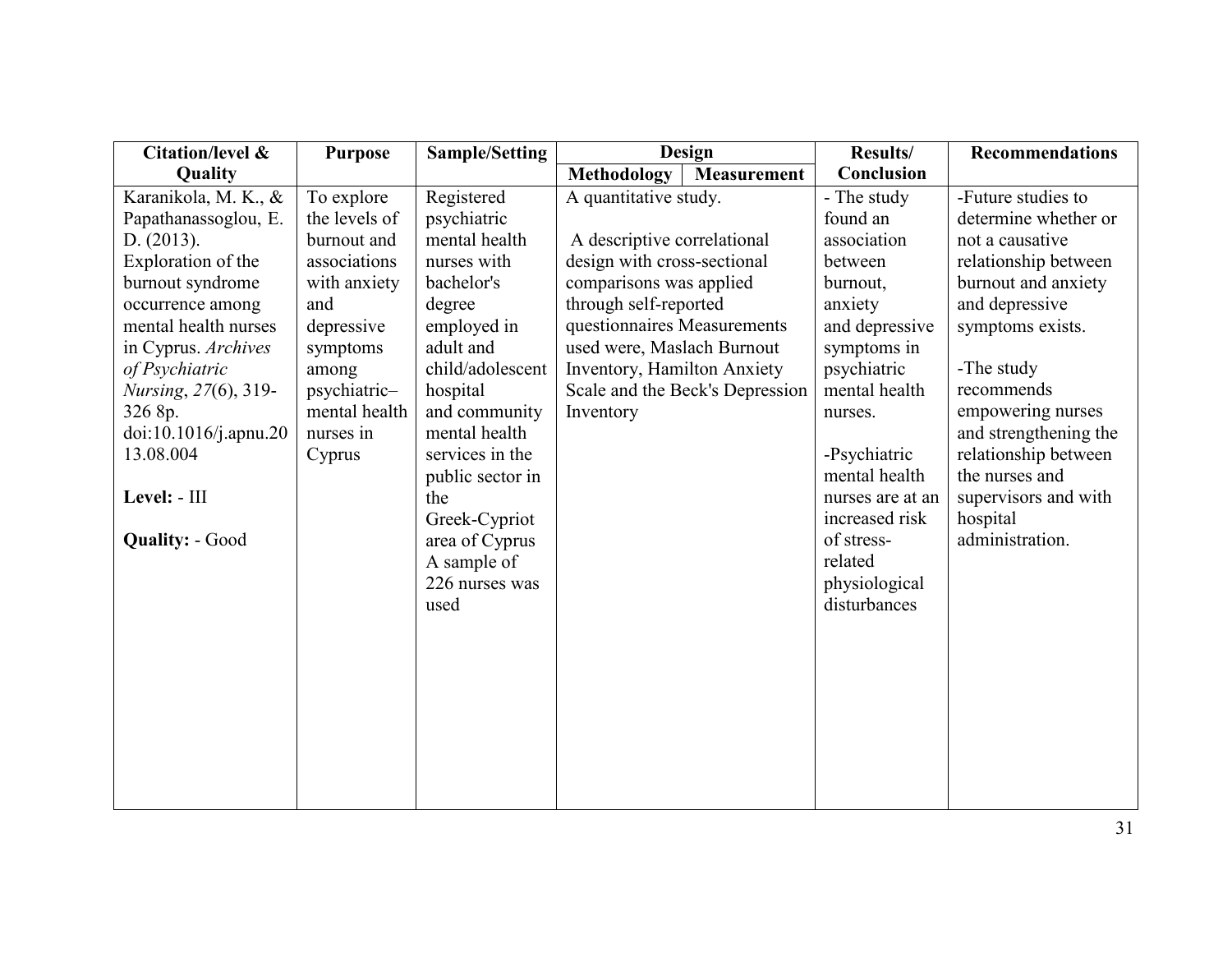| Citation/level & Quality | Purpose | Sample/Setting | Design | | Results/ Conclusion | Recommendations |
|---|---|---|---|---|---|---|
| | | | Methodology | Measurement | | |
| Karanikola, M. K., & Papathanassoglou, E. D. (2013). Exploration of the burnout syndrome occurrence among mental health nurses in Cyprus. *Archives of Psychiatric Nursing*, *27*(6), 319-326 8p. doi:10.1016/j.apnu.2013.08.004<br><br>**Level:** - III<br><br>**Quality:** - Good | To explore the levels of burnout and associations with anxiety and depressive symptoms among psychiatric–mental health nurses in Cyprus | Registered psychiatric mental health nurses with bachelor's degree employed in adult and child/adolescent hospital and community mental health services in the public sector in the Greek-Cypriot area of Cyprus A sample of 226 nurses was used | A quantitative study.<br><br>A descriptive correlational design with cross-sectional comparisons was applied through self-reported questionnaires Measurements used were, Maslach Burnout Inventory, Hamilton Anxiety Scale and the Beck's Depression Inventory | | - The study found an association between burnout, anxiety and depressive symptoms in psychiatric mental health nurses.<br><br>-Psychiatric mental health nurses are at an increased risk of stress-related physiological disturbances | -Future studies to determine whether or not a causative relationship between burnout and anxiety and depressive symptoms exists.<br><br>-The study recommends empowering nurses and strengthening the relationship between the nurses and supervisors and with hospital administration. |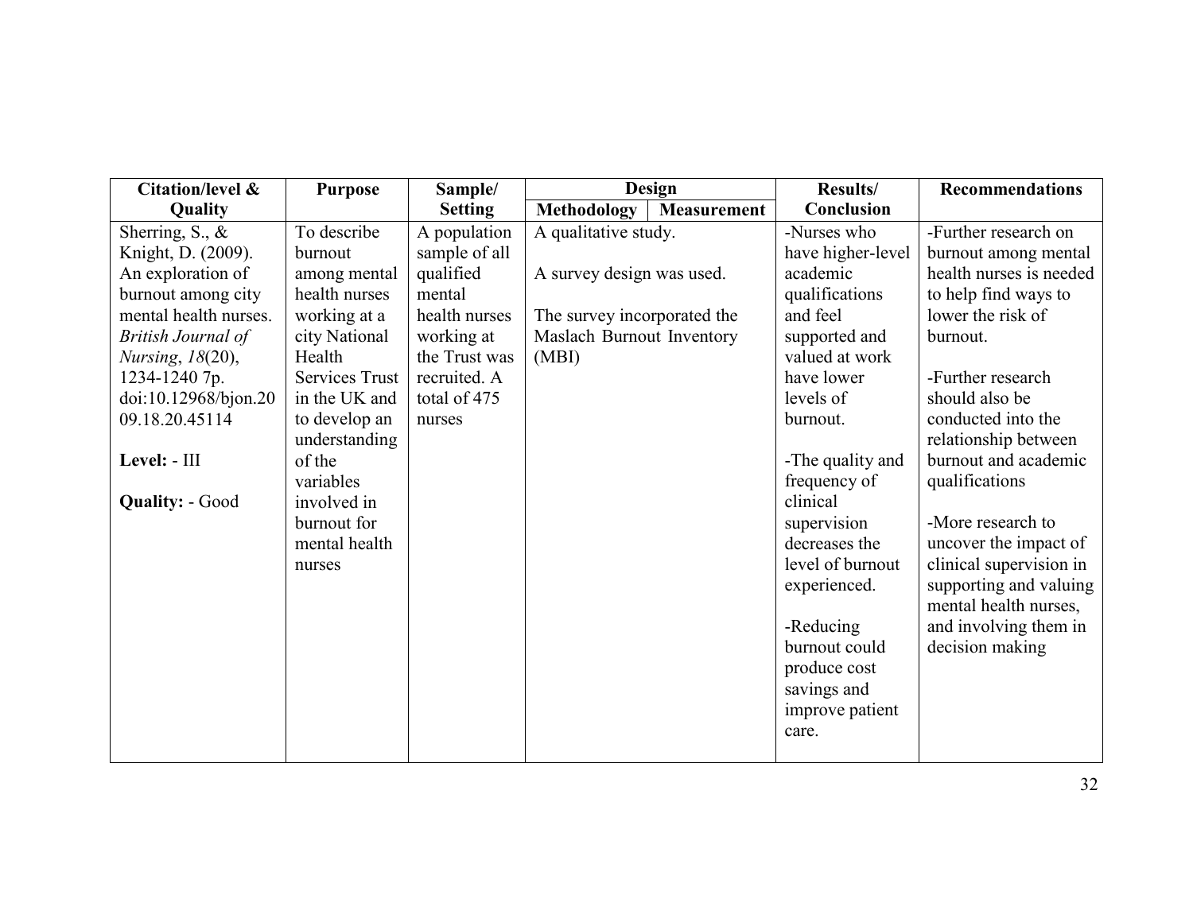| Citation/level & Quality | Purpose | Sample/ Setting | Design | | Results/ Conclusion | Recommendations |
|---|---|---|---|---|---|---|
| | | | Methodology | Measurement | | |
| Sherring, S., & Knight, D. (2009). An exploration of burnout among city mental health nurses. *British Journal of Nursing*, *18*(20), 1234-1240 7p. doi:10.12968/bjon.2009.18.20.45114<br><br>**Level:** - III<br><br>**Quality:** - Good | To describe burnout among mental health nurses working at a city National Health Services Trust in the UK and to develop an understanding of the variables involved in burnout for mental health nurses | A population sample of all qualified mental health nurses working at the Trust was recruited. A total of 475 nurses | A qualitative study.<br><br>A survey design was used.<br><br>The survey incorporated the Maslach Burnout Inventory (MBI) | | -Nurses who have higher-level academic qualifications and feel supported and valued at work have lower levels of burnout.<br><br>-The quality and frequency of clinical supervision decreases the level of burnout experienced.<br><br>-Reducing burnout could produce cost savings and improve patient care. | -Further research on burnout among mental health nurses is needed to help find ways to lower the risk of burnout.<br><br>-Further research should also be conducted into the relationship between burnout and academic qualifications<br><br>-More research to uncover the impact of clinical supervision in supporting and valuing mental health nurses, and involving them in decision making |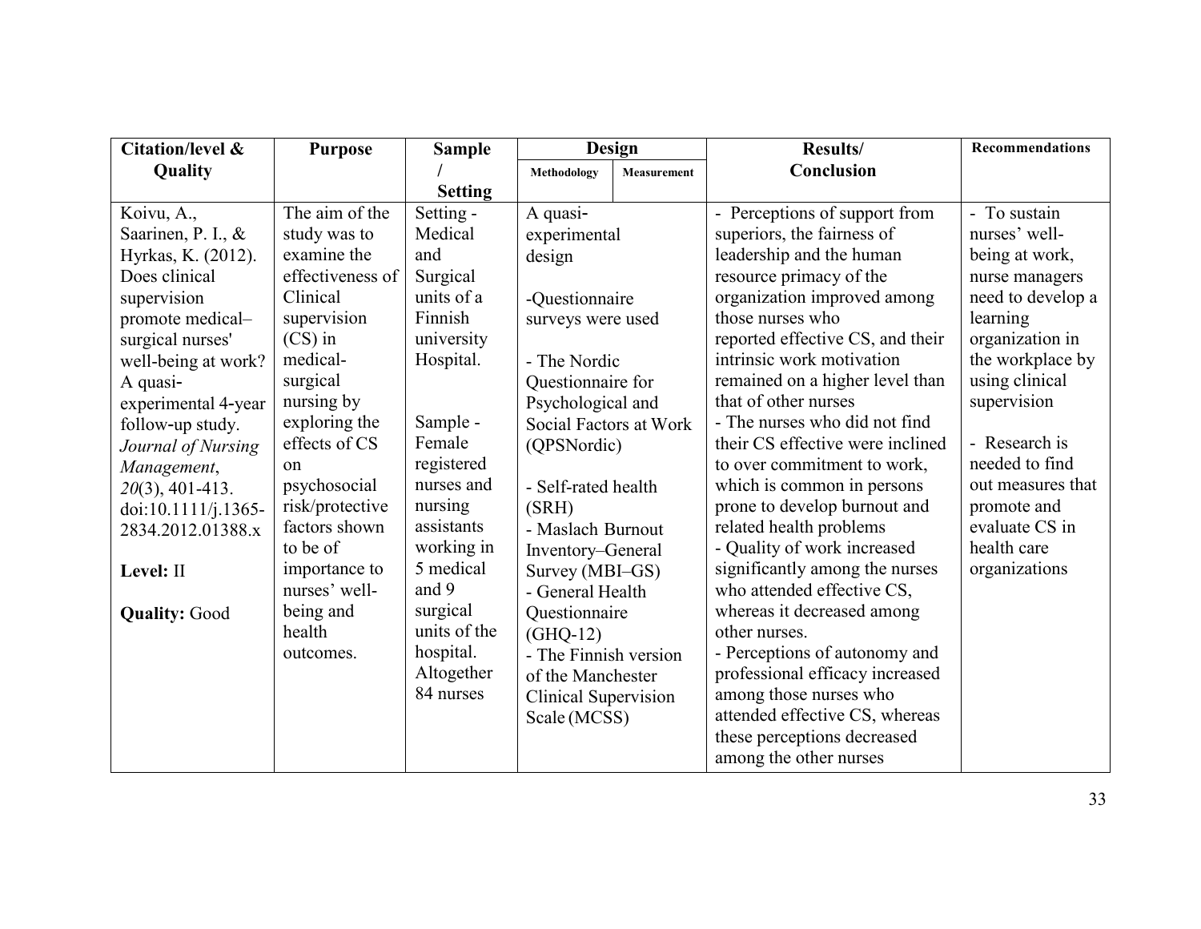| Citation/level & Quality | Purpose | Sample / Setting | Design | | Results/ Conclusion | Recommendations |
|---|---|---|---|---|---|---|
| | | | Methodology | Measurement | | |
| Koivu, A., Saarinen, P. I., & Hyrkas, K. (2012). Does clinical supervision promote medical–surgical nurses' well-being at work? A quasi-experimental 4-year follow-up study. *Journal of Nursing Management*, *20*(3), 401-413. doi:10.1111/j.1365-2834.2012.01388.x<br><br>**Level:** II<br><br>**Quality:** Good | The aim of the study was to examine the effectiveness of Clinical supervision (CS) in medical-surgical nursing by exploring the effects of CS on psychosocial risk/protective factors shown to be of importance to nurses' well-being and health outcomes. | Setting - Medical and Surgical units of a Finnish university Hospital.<br><br>Sample - Female registered nurses and nursing assistants working in 5 medical and 9 surgical units of the hospital. Altogether 84 nurses | A quasi-experimental design<br><br>-Questionnaire surveys were used<br><br>- The Nordic Questionnaire for Psychological and Social Factors at Work (QPSNordic)<br><br>- Self-rated health (SRH)<br>- Maslach Burnout Inventory–General Survey (MBI–GS)<br>- General Health Questionnaire (GHQ-12)<br>- The Finnish version of the Manchester Clinical Supervision Scale (MCSS) | | - Perceptions of support from superiors, the fairness of leadership and the human resource primacy of the organization improved among those nurses who reported effective CS, and their intrinsic work motivation remained on a higher level than that of other nurses<br>- The nurses who did not find their CS effective were inclined to over commitment to work, which is common in persons prone to develop burnout and related health problems<br>- Quality of work increased significantly among the nurses who attended effective CS, whereas it decreased among other nurses.<br>- Perceptions of autonomy and professional efficacy increased among those nurses who attended effective CS, whereas these perceptions decreased among the other nurses | - To sustain nurses' well-being at work, nurse managers need to develop a learning organization in the workplace by using clinical supervision<br><br>- Research is needed to find out measures that promote and evaluate CS in health care organizations |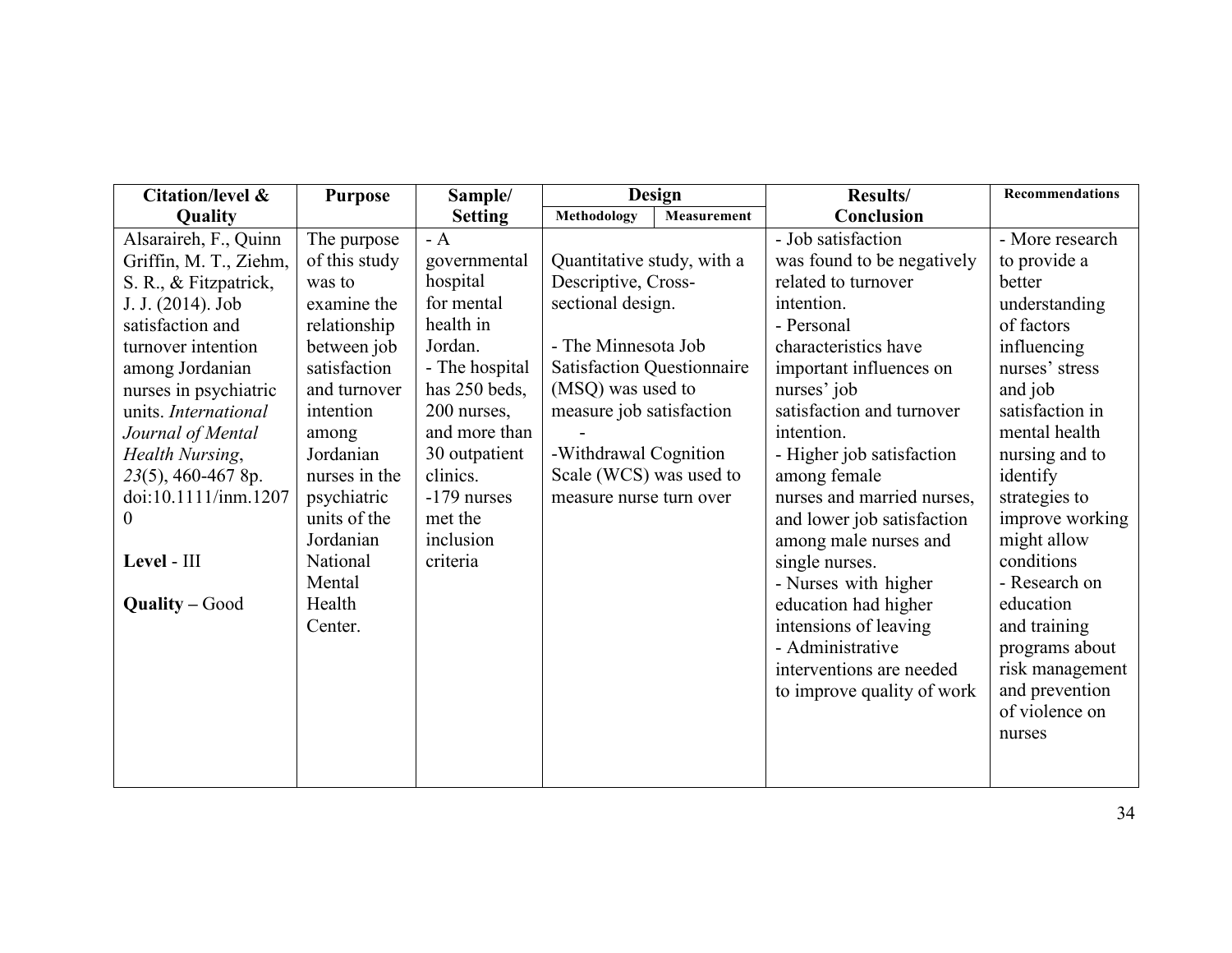| Citation/level & Quality | Purpose | Sample/ Setting | Design | | Results/ Conclusion | Recommendations |
|---|---|---|---|---|---|---|
| | | | Methodology | Measurement | | |
| Alsaraireh, F., Quinn Griffin, M. T., Ziehm, S. R., & Fitzpatrick, J. J. (2014). Job satisfaction and turnover intention among Jordanian nurses in psychiatric units. *International Journal of Mental Health Nursing*, *23*(5), 460-467 8p. doi:10.1111/inm.12070<br><br>**Level** - III<br><br>**Quality** – Good | The purpose of this study was to examine the relationship between job satisfaction and turnover intention among Jordanian nurses in the psychiatric units of the Jordanian National Mental Health Center. | - A governmental hospital for mental health in Jordan.<br>- The hospital has 250 beds, 200 nurses, and more than 30 outpatient clinics.<br>-179 nurses met the inclusion criteria | Quantitative study, with a Descriptive, Cross-sectional design.<br><br>- The Minnesota Job Satisfaction Questionnaire (MSQ) was used to measure job satisfaction<br>-<br>-Withdrawal Cognition Scale (WCS) was used to measure nurse turn over | | - Job satisfaction was found to be negatively related to turnover intention.<br>- Personal characteristics have important influences on nurses' job satisfaction and turnover intention.<br>- Higher job satisfaction among female nurses and married nurses, and lower job satisfaction among male nurses and single nurses.<br>- Nurses with higher education had higher intensions of leaving<br>- Administrative interventions are needed to improve quality of work | - More research to provide a better understanding of factors influencing nurses' stress and job satisfaction in mental health nursing and to identify strategies to improve working might allow conditions<br>- Research on education and training programs about risk management and prevention of violence on nurses |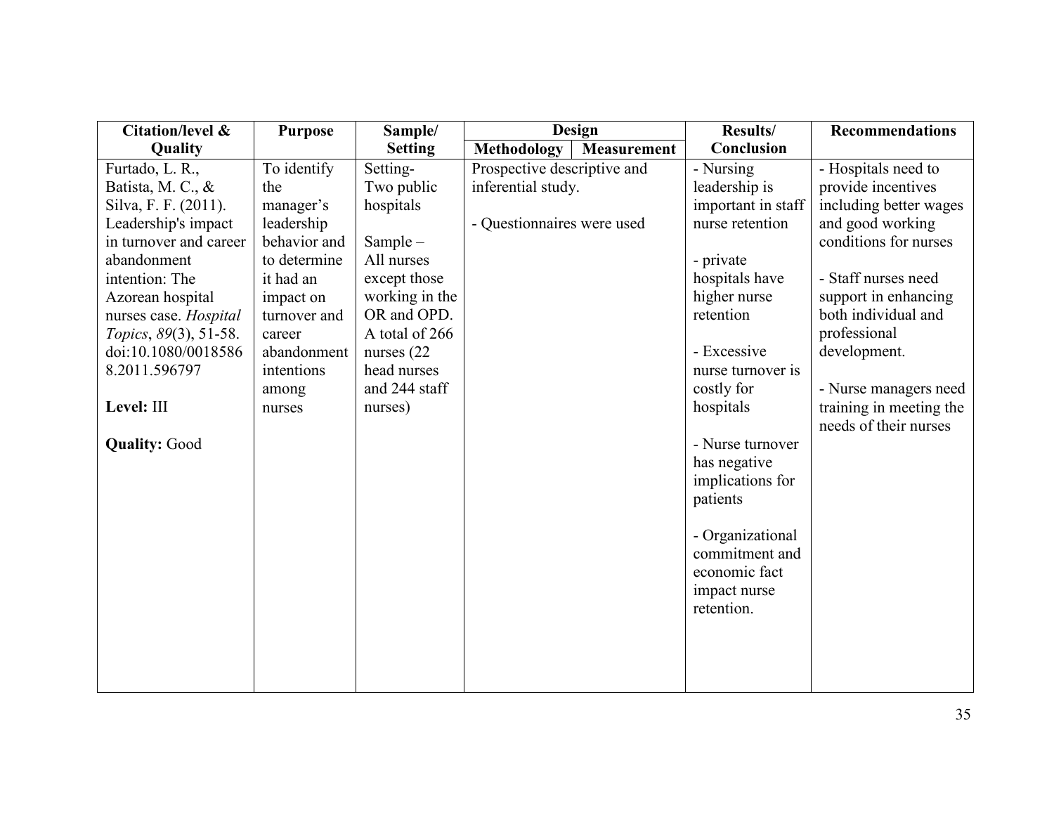| Citation/level & Quality | Purpose | Sample/ Setting | Design | | Results/ Conclusion | Recommendations |
|---|---|---|---|---|---|---|
| | | | Methodology | Measurement | | |
| Furtado, L. R., Batista, M. C., & Silva, F. F. (2011). Leadership's impact in turnover and career abandonment intention: The Azorean hospital nurses case. *Hospital Topics*, *89*(3), 51-58. doi:10.1080/00185868.2011.596797<br><br>**Level:** III<br><br>**Quality:** Good | To identify the manager's leadership behavior and to determine it had an impact on turnover and career abandonment intentions among nurses | Setting- Two public hospitals<br><br>Sample – All nurses except those working in the OR and OPD. A total of 266 nurses (22 head nurses and 244 staff nurses) | Prospective descriptive and inferential study.<br><br>- Questionnaires were used | | - Nursing leadership is important in staff nurse retention<br><br>- private hospitals have higher nurse retention<br><br>- Excessive nurse turnover is costly for hospitals<br><br>- Nurse turnover has negative implications for patients<br><br>- Organizational commitment and economic fact impact nurse retention. | - Hospitals need to provide incentives including better wages and good working conditions for nurses<br><br>- Staff nurses need support in enhancing both individual and professional development.<br><br>- Nurse managers need training in meeting the needs of their nurses |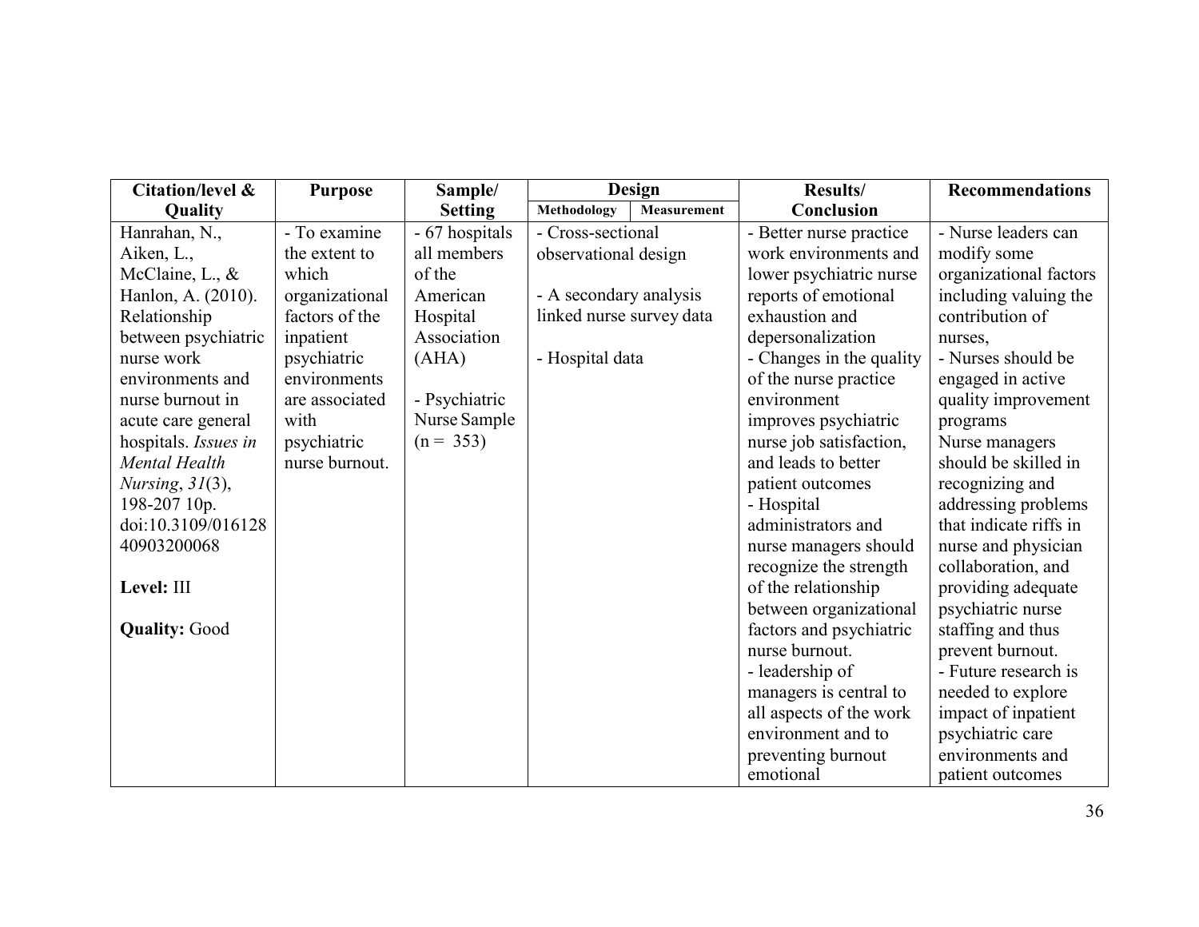| Citation/level & Quality | Purpose | Sample/ Setting | Design | | Results/ Conclusion | Recommendations |
|---|---|---|---|---|---|---|
| | | | Methodology | Measurement | | |
| Hanrahan, N., Aiken, L., McClaine, L., & Hanlon, A. (2010). Relationship between psychiatric nurse work environments and nurse burnout in acute care general hospitals. *Issues in Mental Health Nursing*, *31*(3), 198-207 10p. doi:10.3109/01612840903200068<br><br>**Level:** III<br><br>**Quality:** Good | - To examine the extent to which organizational factors of the inpatient psychiatric environments are associated with psychiatric nurse burnout. | - 67 hospitals all members of the American Hospital Association (AHA)<br><br>- Psychiatric Nurse Sample (n = 353) | - Cross-sectional observational design<br><br>- A secondary analysis linked nurse survey data<br><br>- Hospital data | | - Better nurse practice work environments and lower psychiatric nurse reports of emotional exhaustion and depersonalization<br>- Changes in the quality of the nurse practice environment improves psychiatric nurse job satisfaction, and leads to better patient outcomes<br>- Hospital administrators and nurse managers should recognize the strength of the relationship between organizational factors and psychiatric nurse burnout.<br>- leadership of managers is central to all aspects of the work environment and to preventing burnout emotional | - Nurse leaders can modify some organizational factors including valuing the contribution of nurses,<br>- Nurses should be engaged in active quality improvement programs<br>Nurse managers should be skilled in recognizing and addressing problems that indicate riffs in nurse and physician collaboration, and providing adequate psychiatric nurse staffing and thus prevent burnout.<br>- Future research is needed to explore impact of inpatient psychiatric care environments and patient outcomes |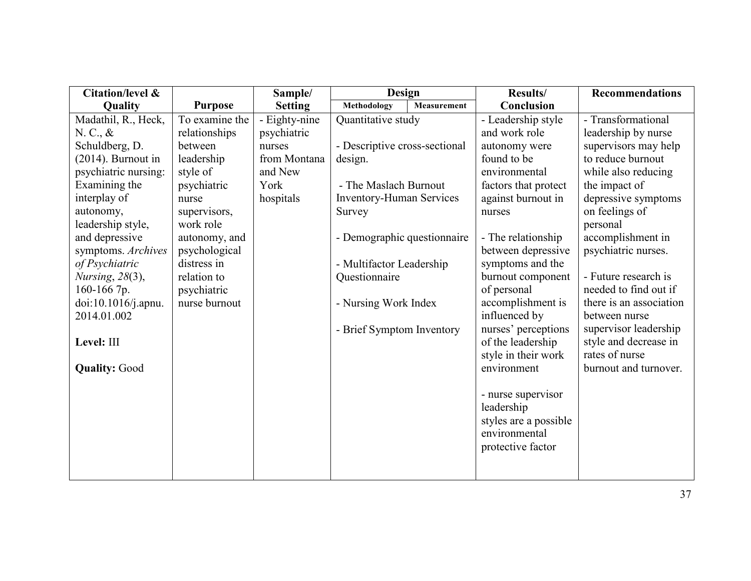| Citation/level & Quality | Purpose | Sample/ Setting | Design | | Results/ Conclusion | Recommendations |
|---|---|---|---|---|---|---|
| | | | Methodology | Measurement | | |
| Madathil, R., Heck, N. C., & Schuldberg, D. (2014). Burnout in psychiatric nursing: Examining the interplay of autonomy, leadership style, and depressive symptoms. *Archives of Psychiatric Nursing*, *28*(3), 160-166 7p. doi:10.1016/j.apnu.2014.01.002<br><br>**Level:** III<br><br>**Quality:** Good | To examine the relationships between leadership style of psychiatric nurse supervisors, work role autonomy, and psychological distress in relation to psychiatric nurse burnout | - Eighty-nine psychiatric nurses from Montana and New York hospitals | Quantitative study<br><br>- Descriptive cross-sectional design.<br><br>- The Maslach Burnout Inventory-Human Services Survey<br><br>- Demographic questionnaire<br><br>- Multifactor Leadership Questionnaire<br><br>- Nursing Work Index<br><br>- Brief Symptom Inventory | | - Leadership style and work role autonomy were found to be environmental factors that protect against burnout in nurses<br><br>- The relationship between depressive symptoms and the burnout component of personal accomplishment is influenced by nurses' perceptions of the leadership style in their work environment<br><br>- nurse supervisor leadership styles are a possible environmental protective factor | - Transformational leadership by nurse supervisors may help to reduce burnout while also reducing the impact of depressive symptoms on feelings of personal accomplishment in psychiatric nurses.<br><br>- Future research is needed to find out if there is an association between nurse supervisor leadership style and decrease in rates of nurse burnout and turnover. |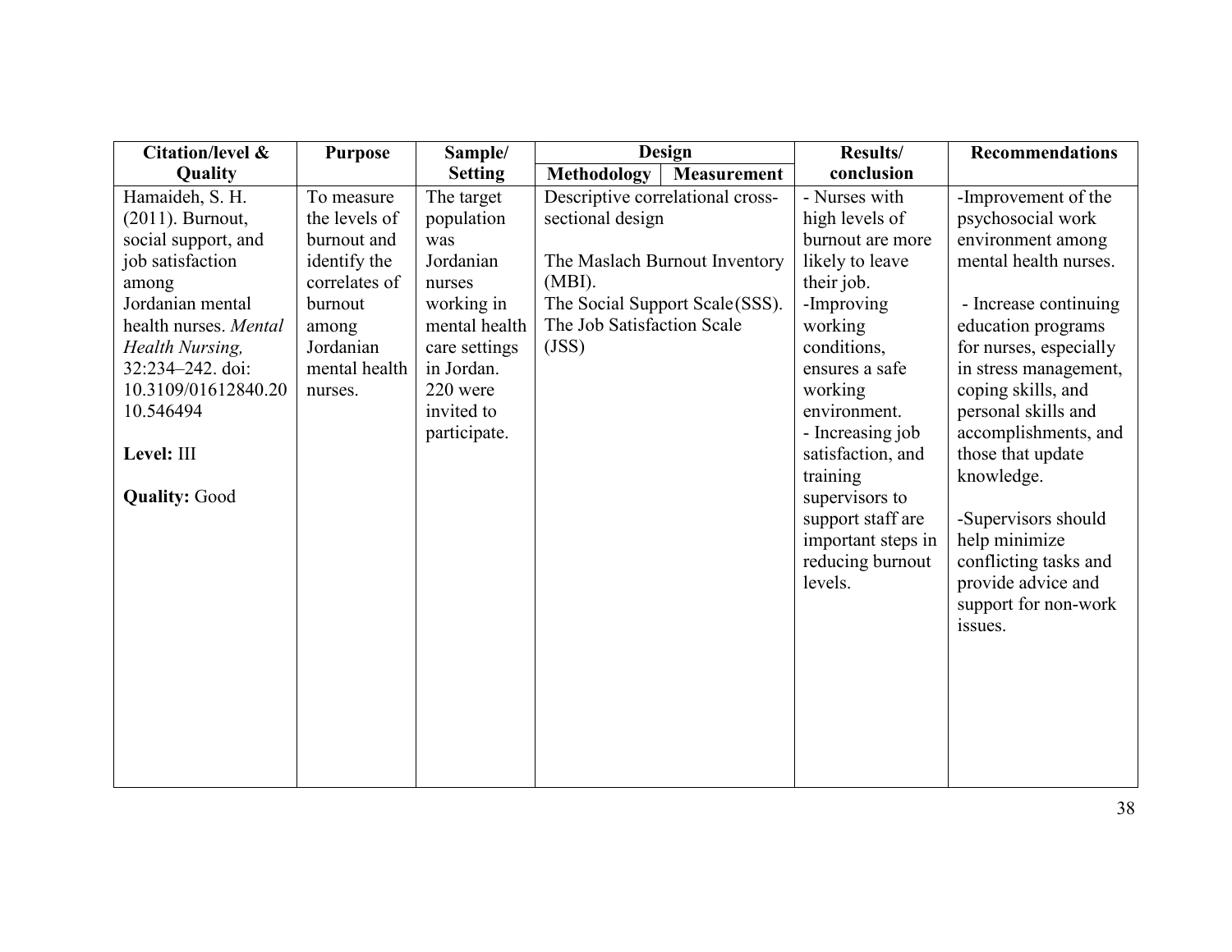| Citation/level & Quality | Purpose | Sample/ Setting | Design | | Results/ conclusion | Recommendations |
|---|---|---|---|---|---|---|
| | | | Methodology | Measurement | | |
| Hamaideh, S. H. (2011). Burnout, social support, and job satisfaction among Jordanian mental health nurses. *Mental Health Nursing,* 32:234–242. doi: 10.3109/01612840.2010.546494<br><br>**Level:** III<br><br>**Quality:** Good | To measure the levels of burnout and identify the correlates of burnout among Jordanian mental health nurses. | The target population was Jordanian nurses working in mental health care settings in Jordan. 220 were invited to participate. | Descriptive correlational cross-sectional design<br><br>The Maslach Burnout Inventory (MBI).<br>The Social Support Scale (SSS).<br>The Job Satisfaction Scale (JSS) | | - Nurses with high levels of burnout are more likely to leave their job.<br>-Improving working conditions, ensures a safe working environment.<br>- Increasing job satisfaction, and training supervisors to support staff are important steps in reducing burnout levels. | -Improvement of the psychosocial work environment among mental health nurses.<br><br>- Increase continuing education programs for nurses, especially in stress management, coping skills, and personal skills and accomplishments, and those that update knowledge.<br><br>-Supervisors should help minimize conflicting tasks and provide advice and support for non-work issues. |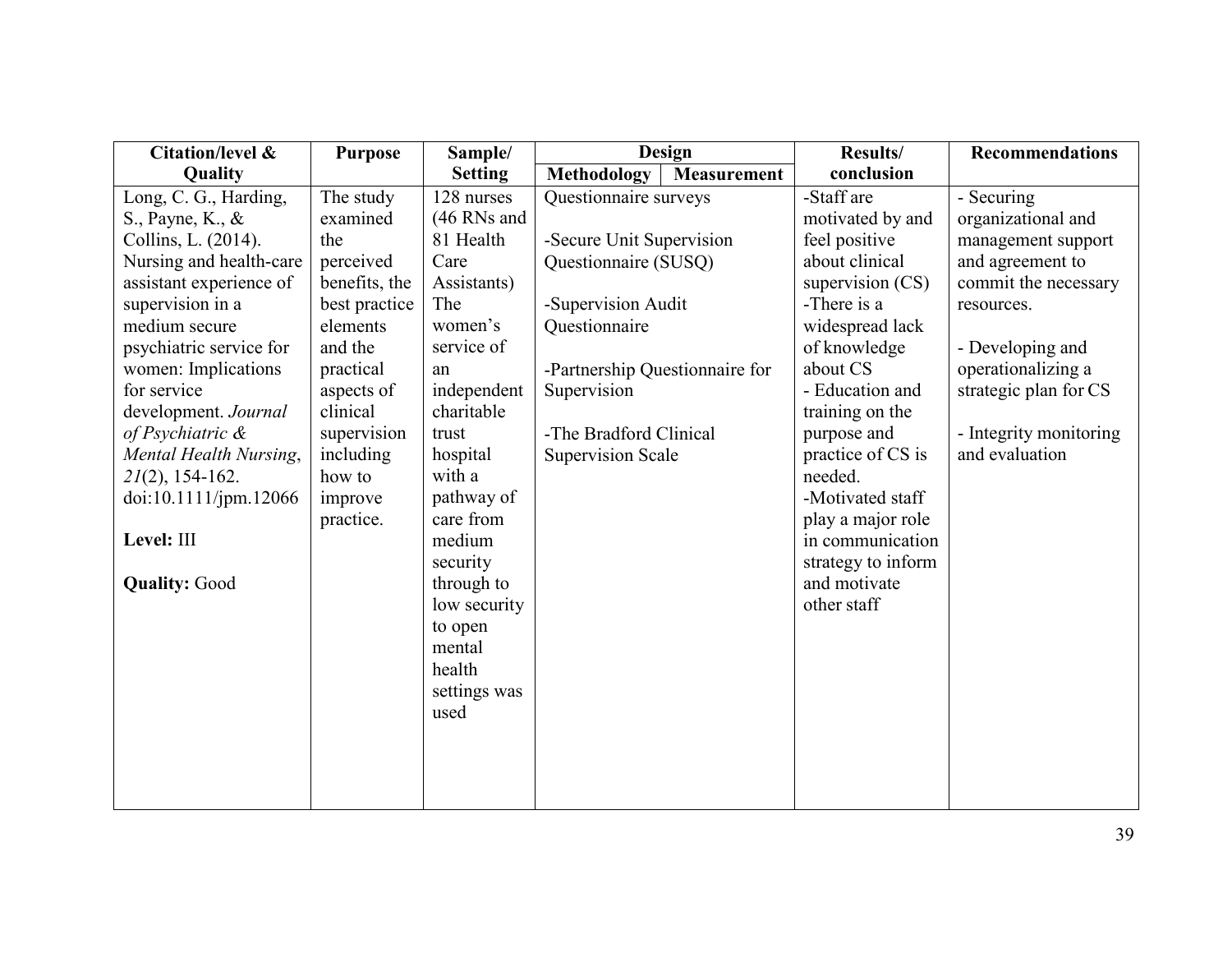| Citation/level & Quality | Purpose | Sample/ Setting | Design | | Results/ conclusion | Recommendations |
|---|---|---|---|---|---|---|
| | | | Methodology | Measurement | | |
| Long, C. G., Harding, S., Payne, K., & Collins, L. (2014). Nursing and health-care assistant experience of supervision in a medium secure psychiatric service for women: Implications for service development. *Journal of Psychiatric & Mental Health Nursing*, *21*(2), 154-162. doi:10.1111/jpm.12066<br><br>**Level:** III<br><br>**Quality:** Good | The study examined the perceived benefits, the best practice elements and the practical aspects of clinical supervision including how to improve practice. | 128 nurses (46 RNs and 81 Health Care Assistants) The women's service of an independent charitable trust hospital with a pathway of care from medium security through to low security to open mental health settings was used | Questionnaire surveys<br><br>-Secure Unit Supervision Questionnaire (SUSQ)<br><br>-Supervision Audit Questionnaire<br><br>-Partnership Questionnaire for Supervision<br><br>-The Bradford Clinical Supervision Scale | | -Staff are motivated by and feel positive about clinical supervision (CS)<br>-There is a widespread lack of knowledge about CS<br>- Education and training on the purpose and practice of CS is needed.<br>-Motivated staff play a major role in communication strategy to inform and motivate other staff | - Securing organizational and management support and agreement to commit the necessary resources.<br><br>- Developing and operationalizing a strategic plan for CS<br><br>- Integrity monitoring and evaluation |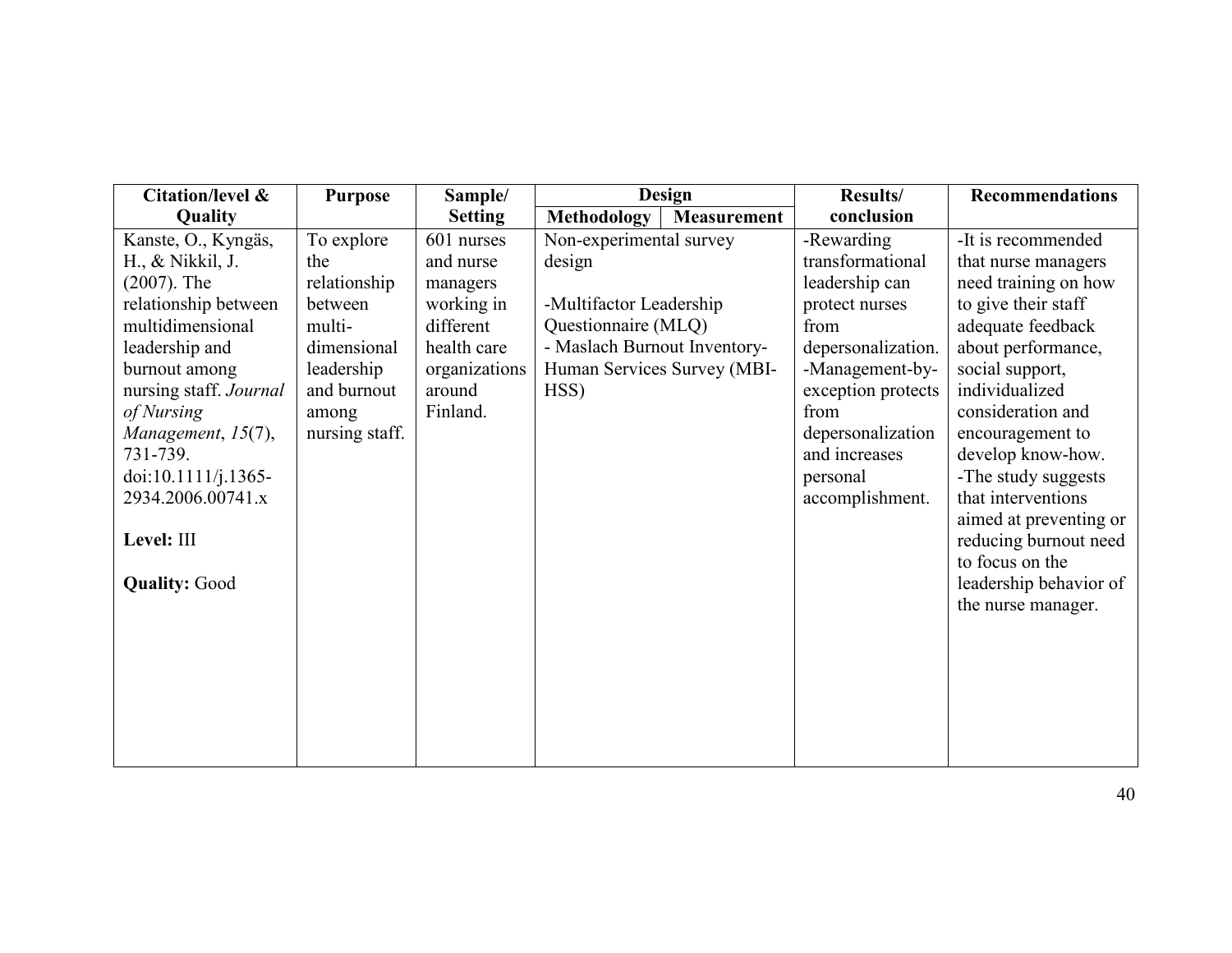| Citation/level & Quality | Purpose | Sample/ Setting | Design | | Results/ conclusion | Recommendations |
|---|---|---|---|---|---|---|
| | | | Methodology | Measurement | | |
| Kanste, O., Kyngäs, H., & Nikkil, J. (2007). The relationship between multidimensional leadership and burnout among nursing staff. *Journal of Nursing Management*, *15*(7), 731-739. doi:10.1111/j.1365-2934.2006.00741.x<br><br>**Level:** III<br><br>**Quality:** Good | To explore the relationship between multi-dimensional leadership and burnout among nursing staff. | 601 nurses and nurse managers working in different health care organizations around Finland. | Non-experimental survey design<br><br>-Multifactor Leadership Questionnaire (MLQ)<br>- Maslach Burnout Inventory-Human Services Survey (MBI-HSS) | | -Rewarding transformational leadership can protect nurses from depersonalization.<br>-Management-by-exception protects from depersonalization and increases personal accomplishment. | -It is recommended that nurse managers need training on how to give their staff adequate feedback about performance, social support, individualized consideration and encouragement to develop know-how.<br>-The study suggests that interventions aimed at preventing or reducing burnout need to focus on the leadership behavior of the nurse manager. |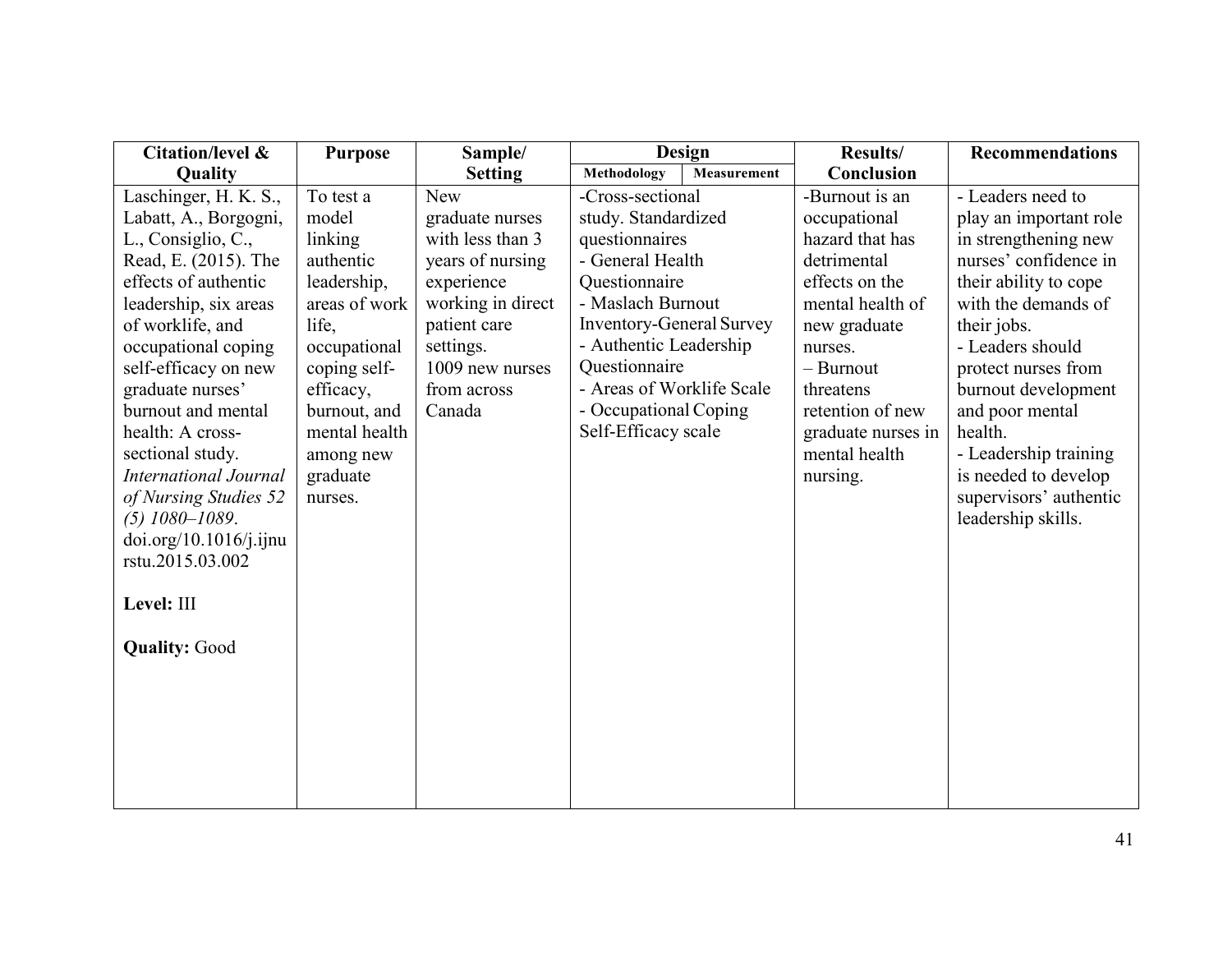| Citation/level & Quality | Purpose | Sample/ Setting | Design | | Results/ Conclusion | Recommendations |
|---|---|---|---|---|---|---|
| | | | Methodology | Measurement | | |
| Laschinger, H. K. S., Labatt, A., Borgogni, L., Consiglio, C., Read, E. (2015). The effects of authentic leadership, six areas of worklife, and occupational coping self-efficacy on new graduate nurses' burnout and mental health: A cross-sectional study. *International Journal of Nursing Studies 52 (5) 1080–1089*. doi.org/10.1016/j.ijnurstu.2015.03.002<br><br>**Level:** III<br><br>**Quality:** Good | To test a model linking authentic leadership, areas of work life, occupational coping self-efficacy, burnout, and mental health among new graduate nurses. | New graduate nurses with less than 3 years of nursing experience working in direct patient care settings.<br>1009 new nurses from across Canada | -Cross-sectional study. Standardized questionnaires<br>- General Health Questionnaire<br>- Maslach Burnout Inventory-General Survey<br>- Authentic Leadership Questionnaire<br>- Areas of Worklife Scale<br>- Occupational Coping Self-Efficacy scale | | -Burnout is an occupational hazard that has detrimental effects on the mental health of new graduate nurses.<br>– Burnout threatens retention of new graduate nurses in mental health nursing. | - Leaders need to play an important role in strengthening new nurses' confidence in their ability to cope with the demands of their jobs.<br>- Leaders should protect nurses from burnout development and poor mental health.<br>- Leadership training is needed to develop supervisors' authentic leadership skills. |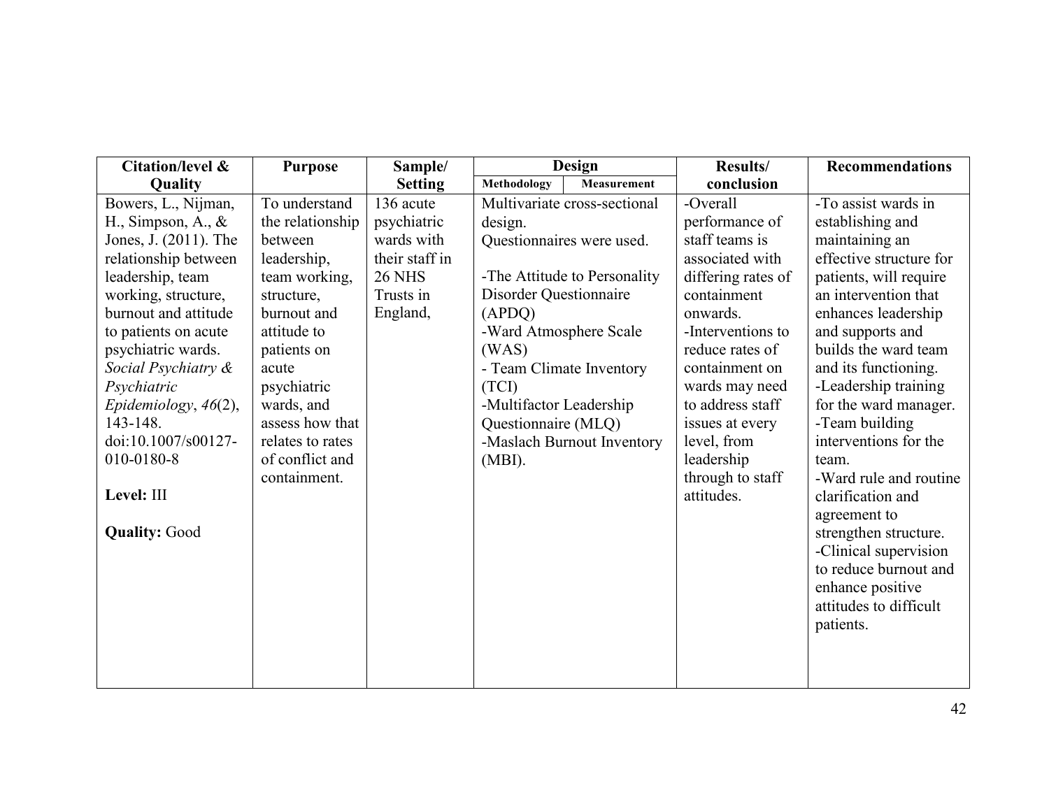| Citation/level & Quality | Purpose | Sample/ Setting | Design | | Results/ conclusion | Recommendations |
|---|---|---|---|---|---|---|
| | | | Methodology | Measurement | | |
| Bowers, L., Nijman, H., Simpson, A., & Jones, J. (2011). The relationship between leadership, team working, structure, burnout and attitude to patients on acute psychiatric wards. *Social Psychiatry & Psychiatric Epidemiology*, *46*(2), 143-148. doi:10.1007/s00127-010-0180-8<br><br>**Level:** III<br><br>**Quality:** Good | To understand the relationship between leadership, team working, structure, burnout and attitude to patients on acute psychiatric wards, and assess how that relates to rates of conflict and containment. | 136 acute psychiatric wards with their staff in 26 NHS Trusts in England, | Multivariate cross-sectional design.<br>Questionnaires were used.<br><br>-The Attitude to Personality Disorder Questionnaire (APDQ)<br>-Ward Atmosphere Scale (WAS)<br>- Team Climate Inventory (TCI)<br>-Multifactor Leadership Questionnaire (MLQ)<br>-Maslach Burnout Inventory (MBI). | | -Overall performance of staff teams is associated with differing rates of containment onwards.<br>-Interventions to reduce rates of containment on wards may need to address staff issues at every level, from leadership through to staff attitudes. | -To assist wards in establishing and maintaining an effective structure for patients, will require an intervention that enhances leadership and supports and builds the ward team and its functioning.<br>-Leadership training for the ward manager.<br>-Team building interventions for the team.<br>-Ward rule and routine clarification and agreement to strengthen structure.<br>-Clinical supervision to reduce burnout and enhance positive attitudes to difficult patients. |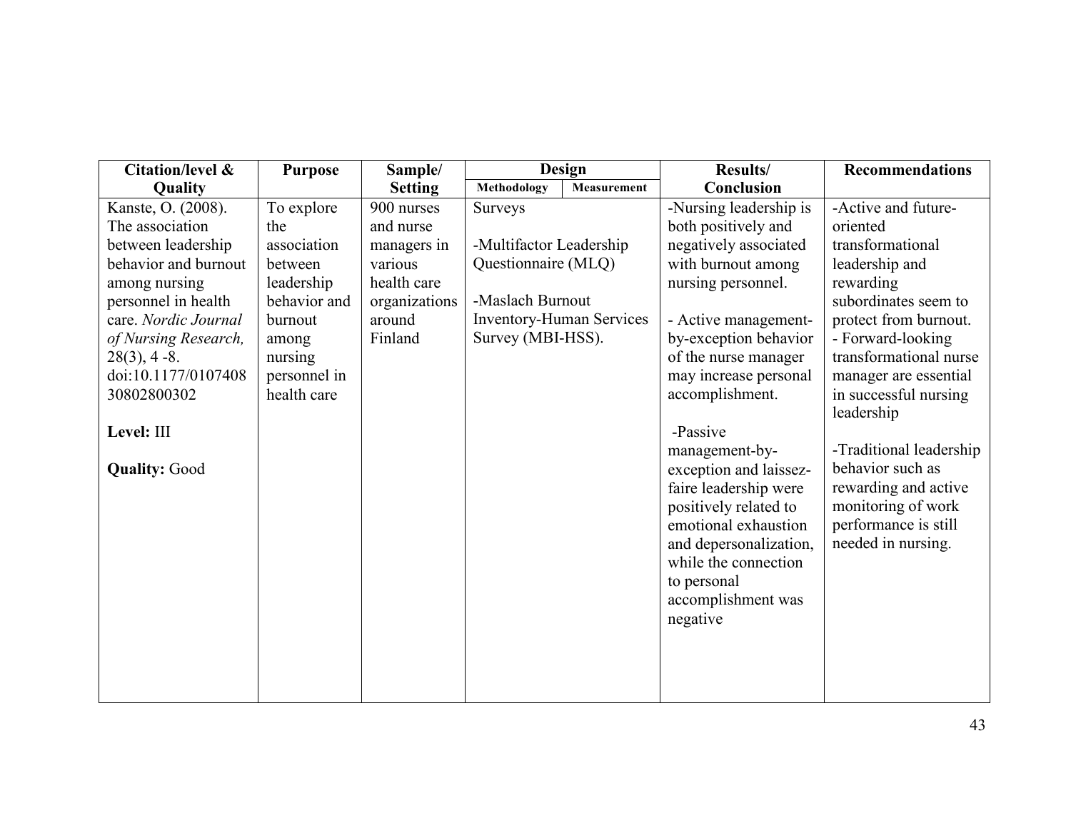| Citation/level & Quality | Purpose | Sample/ Setting | Design | | Results/ Conclusion | Recommendations |
|---|---|---|---|---|---|---|
| | | | Methodology | Measurement | | |
| Kanste, O. (2008). The association between leadership behavior and burnout among nursing personnel in health care. *Nordic Journal of Nursing Research,* 28(3), 4 -8. doi:10.1177/010740830802800302<br><br>**Level:** III<br><br>**Quality:** Good | To explore the association between leadership behavior and burnout among nursing personnel in health care | 900 nurses and nurse managers in various health care organizations around Finland | Surveys<br><br>-Multifactor Leadership Questionnaire (MLQ)<br><br>-Maslach Burnout Inventory-Human Services Survey (MBI-HSS). | | -Nursing leadership is both positively and negatively associated with burnout among nursing personnel.<br><br>- Active management-by-exception behavior of the nurse manager may increase personal accomplishment.<br><br>-Passive management-by-exception and laissez-faire leadership were positively related to emotional exhaustion and depersonalization, while the connection to personal accomplishment was negative | -Active and future-oriented transformational leadership and rewarding subordinates seem to protect from burnout.<br>- Forward-looking transformational nurse manager are essential in successful nursing leadership<br><br>-Traditional leadership behavior such as rewarding and active monitoring of work performance is still needed in nursing. |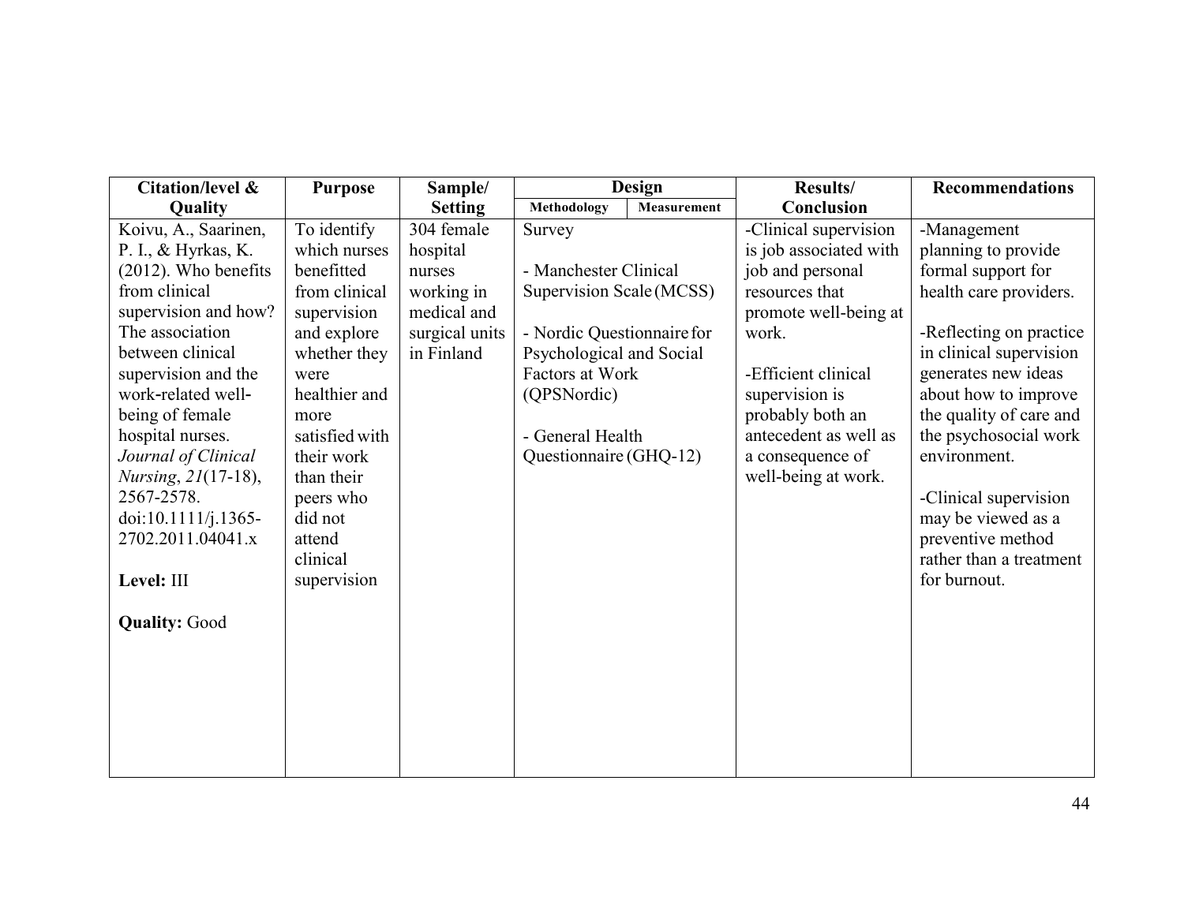| Citation/level & Quality | Purpose | Sample/ Setting | Design | | Results/ Conclusion | Recommendations |
|---|---|---|---|---|---|---|
| | | | Methodology | Measurement | | |
| Koivu, A., Saarinen, P. I., & Hyrkas, K. (2012). Who benefits from clinical supervision and how? The association between clinical supervision and the work-related well-being of female hospital nurses. *Journal of Clinical Nursing*, *21*(17-18), 2567-2578. doi:10.1111/j.1365-2702.2011.04041.x<br><br>**Level:** III<br><br>**Quality:** Good | To identify which nurses benefitted from clinical supervision and explore whether they were healthier and more satisfied with their work than their peers who did not attend clinical supervision | 304 female hospital nurses working in medical and surgical units in Finland | Survey<br><br>- Manchester Clinical Supervision Scale (MCSS)<br><br>- Nordic Questionnaire for Psychological and Social Factors at Work (QPSNordic)<br><br>- General Health Questionnaire (GHQ-12) | | -Clinical supervision is job associated with job and personal resources that promote well-being at work.<br><br>-Efficient clinical supervision is probably both an antecedent as well as a consequence of well-being at work. | -Management planning to provide formal support for health care providers.<br><br>-Reflecting on practice in clinical supervision generates new ideas about how to improve the quality of care and the psychosocial work environment.<br><br>-Clinical supervision may be viewed as a preventive method rather than a treatment for burnout. |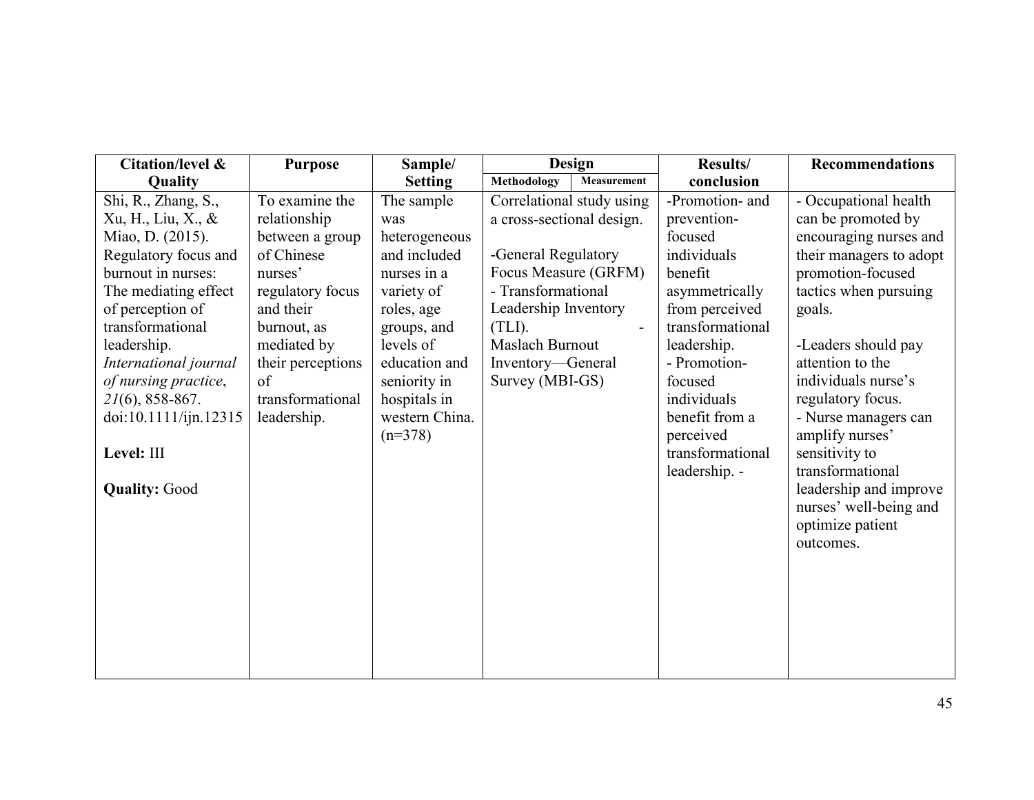| Citation/level & Quality | Purpose | Sample/ Setting | Design | | Results/ conclusion | Recommendations |
|---|---|---|---|---|---|---|
| | | | Methodology | Measurement | | |
| Shi, R., Zhang, S., Xu, H., Liu, X., & Miao, D. (2015). Regulatory focus and burnout in nurses: The mediating effect of perception of transformational leadership. *International journal of nursing practice*, *21*(6), 858-867. doi:10.1111/ijn.12315<br><br>**Level:** III<br><br>**Quality:** Good | To examine the relationship between a group of Chinese nurses' regulatory focus and their burnout, as mediated by their perceptions of transformational leadership. | The sample was heterogeneous and included nurses in a variety of roles, age groups, and levels of education and seniority in hospitals in western China. (n=378) | Correlational study using a cross-sectional design.<br><br>-General Regulatory Focus Measure (GRFM)<br>- Transformational Leadership Inventory (TLI).<br>- Maslach Burnout Inventory—General Survey (MBI-GS) | | -Promotion- and prevention-focused individuals benefit asymmetrically from perceived transformational leadership.<br>- Promotion-focused individuals benefit from a perceived transformational leadership. - | - Occupational health can be promoted by encouraging nurses and their managers to adopt promotion-focused tactics when pursuing goals.<br><br>-Leaders should pay attention to the individuals nurse's regulatory focus.<br>- Nurse managers can amplify nurses' sensitivity to transformational leadership and improve nurses' well-being and optimize patient outcomes. |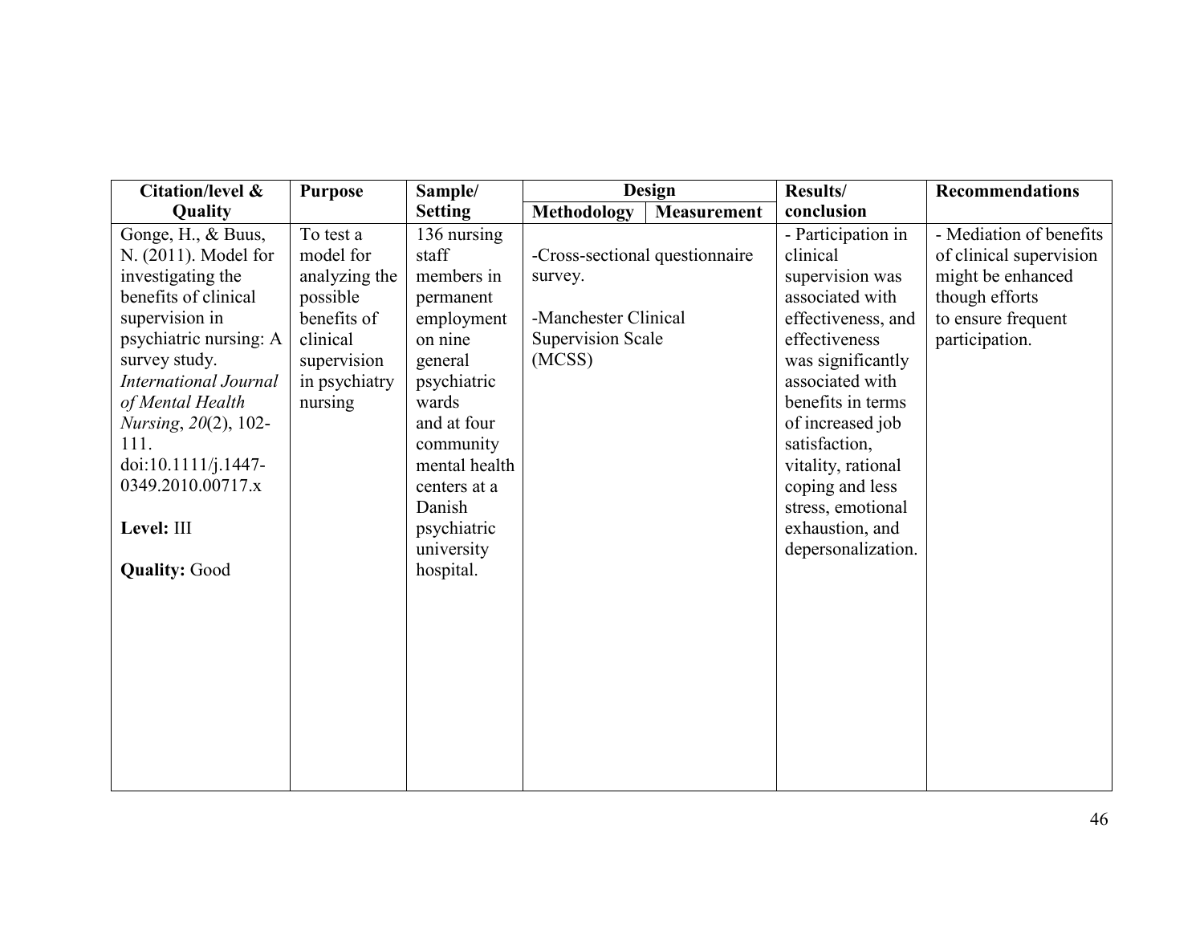| Citation/level & Quality | Purpose | Sample/ Setting | Design | | Results/ conclusion | Recommendations |
|---|---|---|---|---|---|---|
| | | | Methodology | Measurement | | |
| Gonge, H., & Buus, N. (2011). Model for investigating the benefits of clinical supervision in psychiatric nursing: A survey study. *International Journal of Mental Health Nursing*, *20*(2), 102-111. doi:10.1111/j.1447-0349.2010.00717.x<br><br>**Level:** III<br><br>**Quality:** Good | To test a model for analyzing the possible benefits of clinical supervision in psychiatry nursing | 136 nursing staff members in permanent employment on nine general psychiatric wards and at four community mental health centers at a Danish psychiatric university hospital. | -Cross-sectional questionnaire survey.<br><br>-Manchester Clinical Supervision Scale (MCSS) | | - Participation in clinical supervision was associated with effectiveness, and effectiveness was significantly associated with benefits in terms of increased job satisfaction, vitality, rational coping and less stress, emotional exhaustion, and depersonalization. | - Mediation of benefits of clinical supervision might be enhanced though efforts to ensure frequent participation. |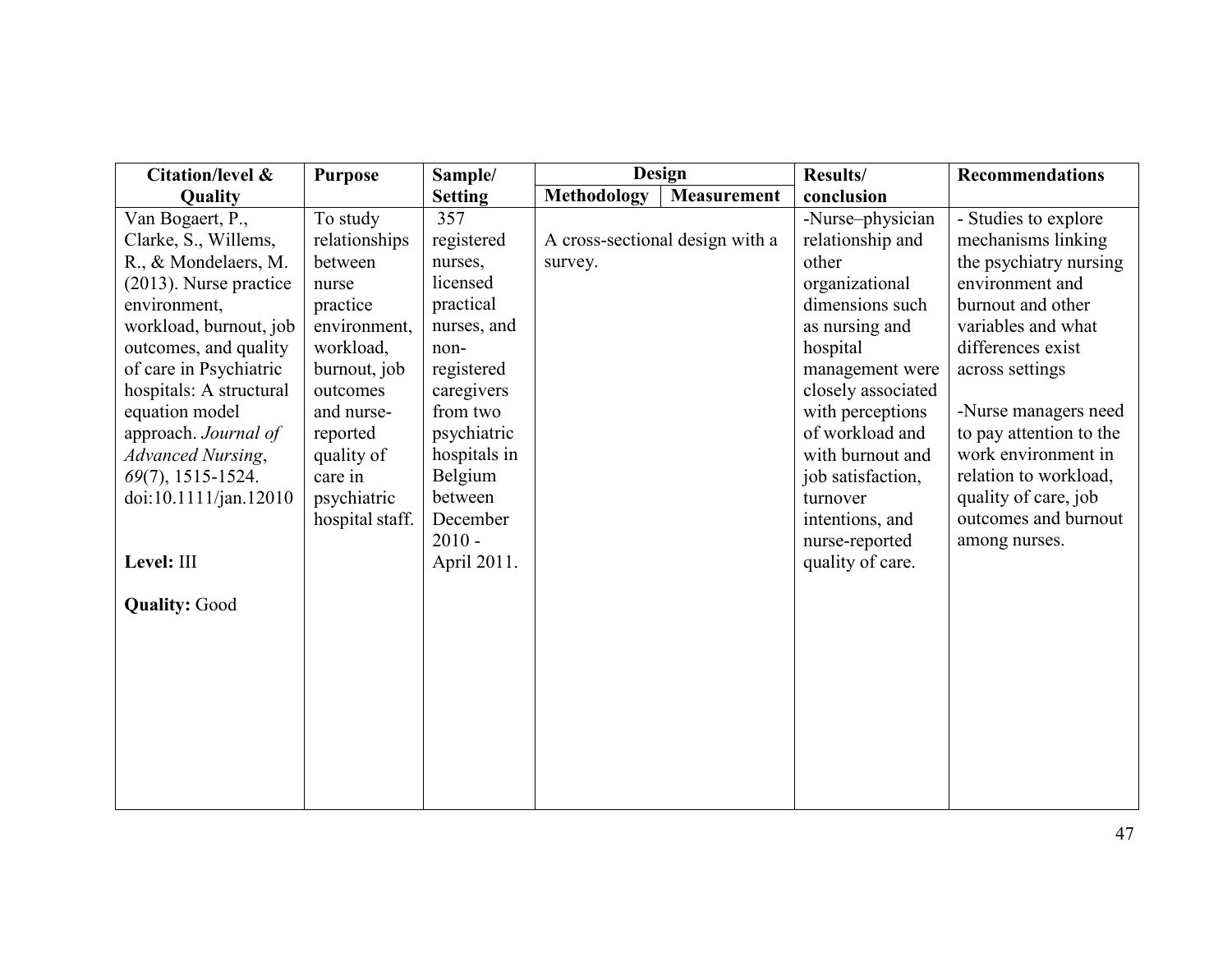| Citation/level & Quality | Purpose | Sample/ Setting | Design | | Results/ conclusion | Recommendations |
|---|---|---|---|---|---|---|
| | | | Methodology | Measurement | | |
| Van Bogaert, P., Clarke, S., Willems, R., & Mondelaers, M. (2013). Nurse practice environment, workload, burnout, job outcomes, and quality of care in Psychiatric hospitals: A structural equation model approach. *Journal of Advanced Nursing*, *69*(7), 1515-1524. doi:10.1111/jan.12010<br><br>**Level:** III<br><br>**Quality:** Good | To study relationships between nurse practice environment, workload, burnout, job outcomes and nurse-reported quality of care in psychiatric hospital staff. | 357 registered nurses, licensed practical nurses, and non-registered caregivers from two psychiatric hospitals in Belgium between December 2010 - April 2011. | A cross-sectional design with a survey. | | -Nurse–physician relationship and other organizational dimensions such as nursing and hospital management were closely associated with perceptions of workload and with burnout and job satisfaction, turnover intentions, and nurse-reported quality of care. | - Studies to explore mechanisms linking the psychiatry nursing environment and burnout and other variables and what differences exist across settings<br><br>-Nurse managers need to pay attention to the work environment in relation to workload, quality of care, job outcomes and burnout among nurses. |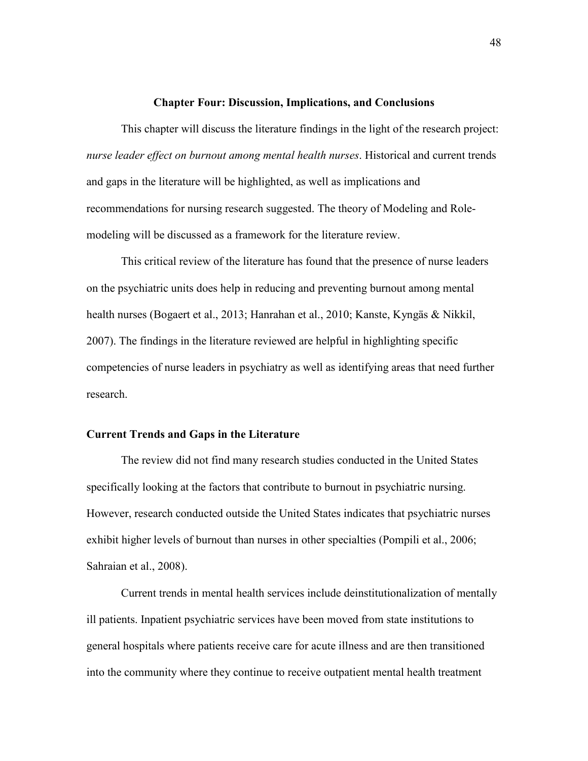# Chapter Four: Discussion, Implications, and Conclusions

This chapter will discuss the literature findings in the light of the research project: *nurse leader effect on burnout among mental health nurses*. Historical and current trends and gaps in the literature will be highlighted, as well as implications and recommendations for nursing research suggested. The theory of Modeling and Role-modeling will be discussed as a framework for the literature review.

This critical review of the literature has found that the presence of nurse leaders on the psychiatric units does help in reducing and preventing burnout among mental health nurses (Bogaert et al., 2013; Hanrahan et al., 2010; Kanste, Kyngäs & Nikkil, 2007). The findings in the literature reviewed are helpful in highlighting specific competencies of nurse leaders in psychiatry as well as identifying areas that need further research.

## Current Trends and Gaps in the Literature

The review did not find many research studies conducted in the United States specifically looking at the factors that contribute to burnout in psychiatric nursing. However, research conducted outside the United States indicates that psychiatric nurses exhibit higher levels of burnout than nurses in other specialties (Pompili et al., 2006; Sahraian et al., 2008).

Current trends in mental health services include deinstitutionalization of mentally ill patients. Inpatient psychiatric services have been moved from state institutions to general hospitals where patients receive care for acute illness and are then transitioned into the community where they continue to receive outpatient mental health treatment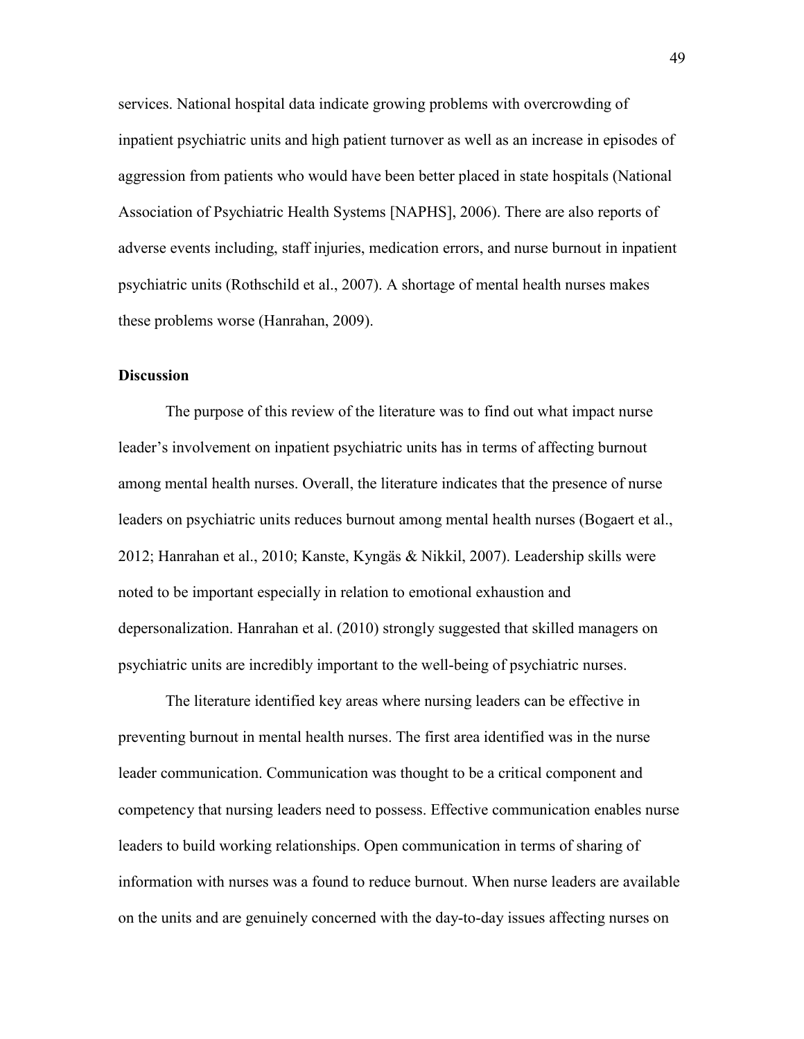services. National hospital data indicate growing problems with overcrowding of inpatient psychiatric units and high patient turnover as well as an increase in episodes of aggression from patients who would have been better placed in state hospitals (National Association of Psychiatric Health Systems [NAPHS], 2006). There are also reports of adverse events including, staff injuries, medication errors, and nurse burnout in inpatient psychiatric units (Rothschild et al., 2007). A shortage of mental health nurses makes these problems worse (Hanrahan, 2009).

## Discussion

The purpose of this review of the literature was to find out what impact nurse leader's involvement on inpatient psychiatric units has in terms of affecting burnout among mental health nurses. Overall, the literature indicates that the presence of nurse leaders on psychiatric units reduces burnout among mental health nurses (Bogaert et al., 2012; Hanrahan et al., 2010; Kanste, Kyngäs & Nikkil, 2007). Leadership skills were noted to be important especially in relation to emotional exhaustion and depersonalization. Hanrahan et al. (2010) strongly suggested that skilled managers on psychiatric units are incredibly important to the well-being of psychiatric nurses.

The literature identified key areas where nursing leaders can be effective in preventing burnout in mental health nurses. The first area identified was in the nurse leader communication. Communication was thought to be a critical component and competency that nursing leaders need to possess. Effective communication enables nurse leaders to build working relationships. Open communication in terms of sharing of information with nurses was a found to reduce burnout. When nurse leaders are available on the units and are genuinely concerned with the day-to-day issues affecting nurses on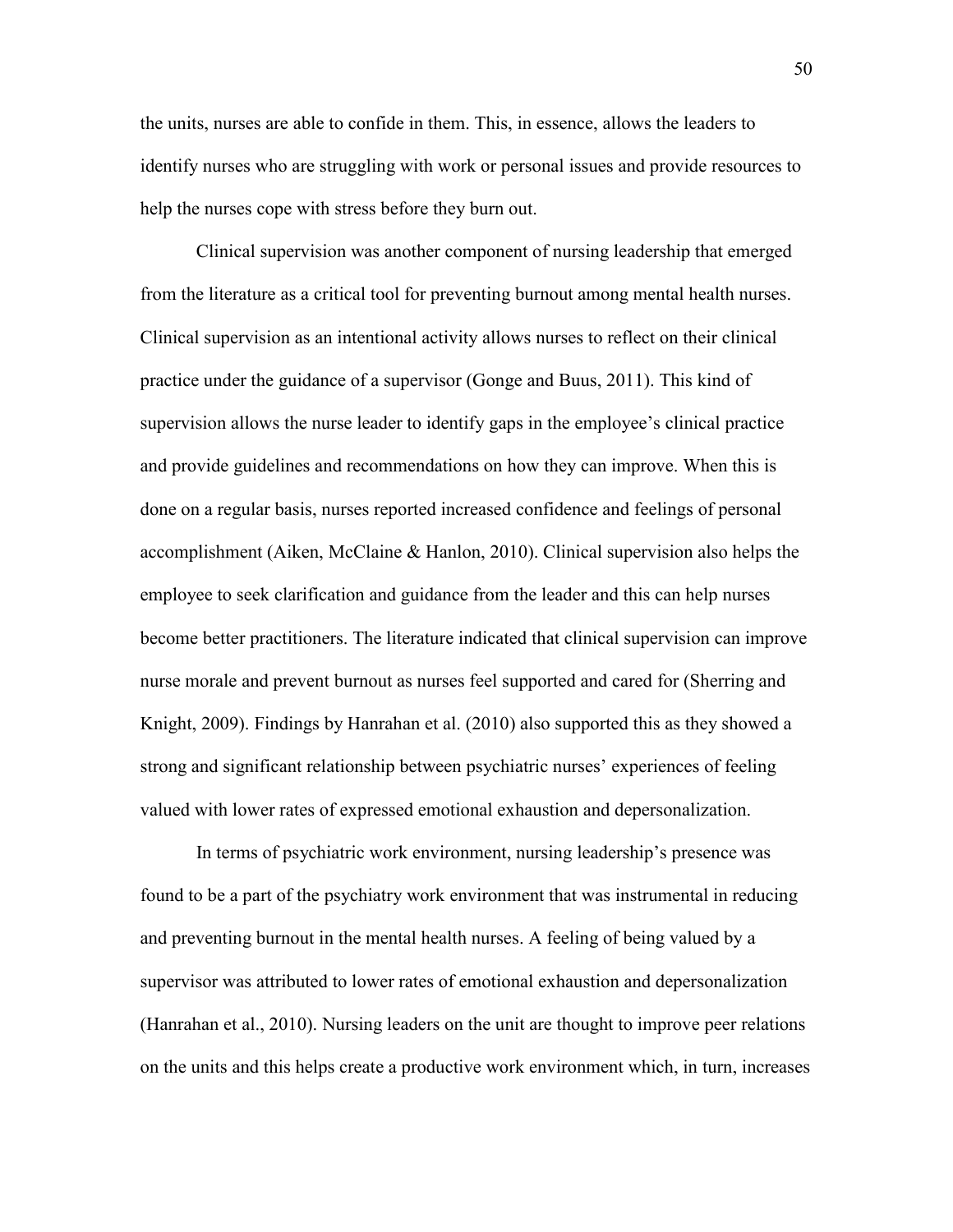the units, nurses are able to confide in them. This, in essence, allows the leaders to identify nurses who are struggling with work or personal issues and provide resources to help the nurses cope with stress before they burn out.

Clinical supervision was another component of nursing leadership that emerged from the literature as a critical tool for preventing burnout among mental health nurses. Clinical supervision as an intentional activity allows nurses to reflect on their clinical practice under the guidance of a supervisor (Gonge and Buus, 2011). This kind of supervision allows the nurse leader to identify gaps in the employee's clinical practice and provide guidelines and recommendations on how they can improve. When this is done on a regular basis, nurses reported increased confidence and feelings of personal accomplishment (Aiken, McClaine & Hanlon, 2010). Clinical supervision also helps the employee to seek clarification and guidance from the leader and this can help nurses become better practitioners. The literature indicated that clinical supervision can improve nurse morale and prevent burnout as nurses feel supported and cared for (Sherring and Knight, 2009). Findings by Hanrahan et al. (2010) also supported this as they showed a strong and significant relationship between psychiatric nurses' experiences of feeling valued with lower rates of expressed emotional exhaustion and depersonalization.

In terms of psychiatric work environment, nursing leadership's presence was found to be a part of the psychiatry work environment that was instrumental in reducing and preventing burnout in the mental health nurses. A feeling of being valued by a supervisor was attributed to lower rates of emotional exhaustion and depersonalization (Hanrahan et al., 2010). Nursing leaders on the unit are thought to improve peer relations on the units and this helps create a productive work environment which, in turn, increases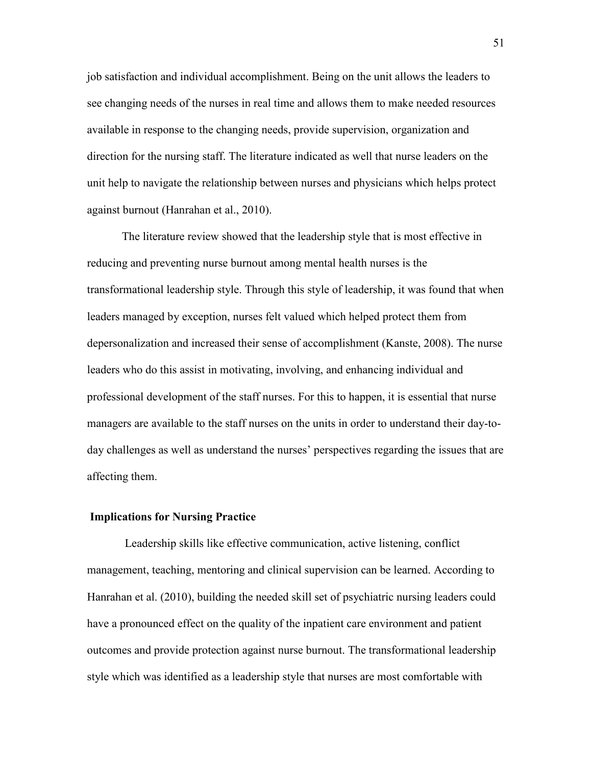job satisfaction and individual accomplishment. Being on the unit allows the leaders to see changing needs of the nurses in real time and allows them to make needed resources available in response to the changing needs, provide supervision, organization and direction for the nursing staff. The literature indicated as well that nurse leaders on the unit help to navigate the relationship between nurses and physicians which helps protect against burnout (Hanrahan et al., 2010).

The literature review showed that the leadership style that is most effective in reducing and preventing nurse burnout among mental health nurses is the transformational leadership style. Through this style of leadership, it was found that when leaders managed by exception, nurses felt valued which helped protect them from depersonalization and increased their sense of accomplishment (Kanste, 2008). The nurse leaders who do this assist in motivating, involving, and enhancing individual and professional development of the staff nurses. For this to happen, it is essential that nurse managers are available to the staff nurses on the units in order to understand their day-to-day challenges as well as understand the nurses' perspectives regarding the issues that are affecting them.

## Implications for Nursing Practice

Leadership skills like effective communication, active listening, conflict management, teaching, mentoring and clinical supervision can be learned. According to Hanrahan et al. (2010), building the needed skill set of psychiatric nursing leaders could have a pronounced effect on the quality of the inpatient care environment and patient outcomes and provide protection against nurse burnout. The transformational leadership style which was identified as a leadership style that nurses are most comfortable with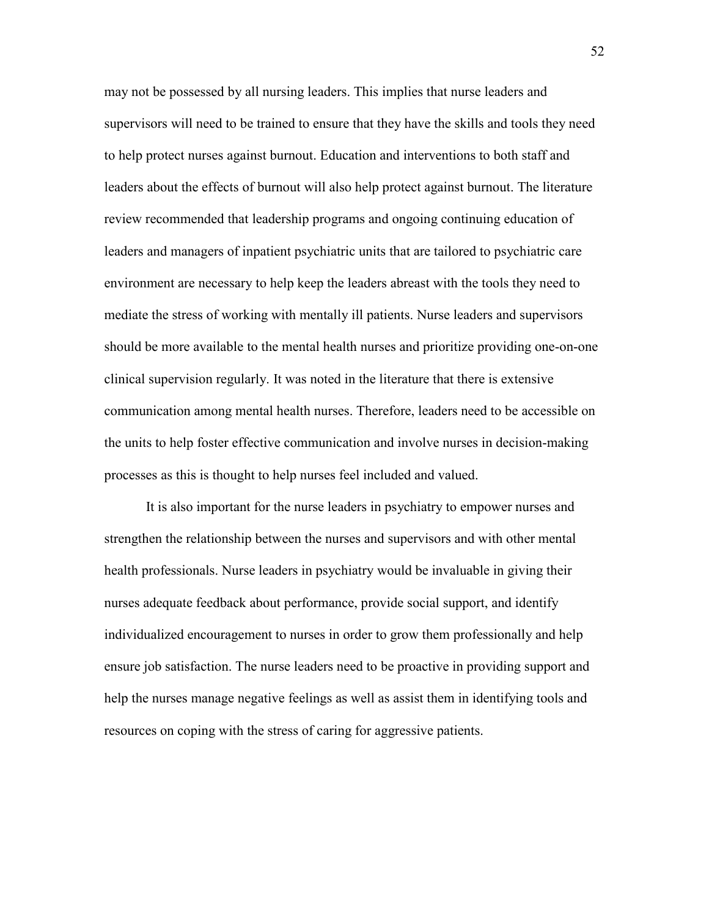may not be possessed by all nursing leaders. This implies that nurse leaders and supervisors will need to be trained to ensure that they have the skills and tools they need to help protect nurses against burnout. Education and interventions to both staff and leaders about the effects of burnout will also help protect against burnout. The literature review recommended that leadership programs and ongoing continuing education of leaders and managers of inpatient psychiatric units that are tailored to psychiatric care environment are necessary to help keep the leaders abreast with the tools they need to mediate the stress of working with mentally ill patients. Nurse leaders and supervisors should be more available to the mental health nurses and prioritize providing one-on-one clinical supervision regularly. It was noted in the literature that there is extensive communication among mental health nurses. Therefore, leaders need to be accessible on the units to help foster effective communication and involve nurses in decision-making processes as this is thought to help nurses feel included and valued.

It is also important for the nurse leaders in psychiatry to empower nurses and strengthen the relationship between the nurses and supervisors and with other mental health professionals. Nurse leaders in psychiatry would be invaluable in giving their nurses adequate feedback about performance, provide social support, and identify individualized encouragement to nurses in order to grow them professionally and help ensure job satisfaction. The nurse leaders need to be proactive in providing support and help the nurses manage negative feelings as well as assist them in identifying tools and resources on coping with the stress of caring for aggressive patients.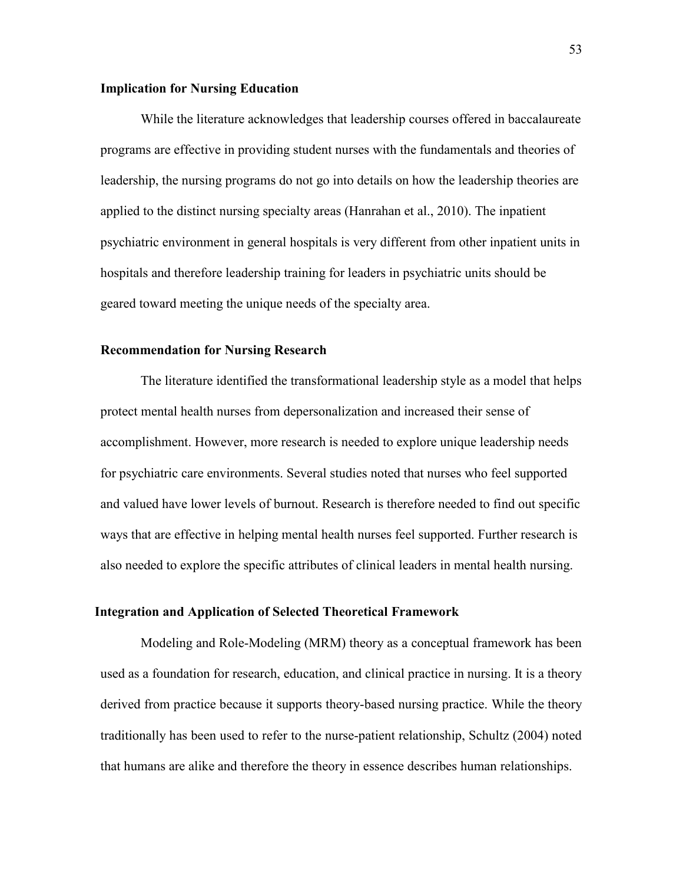### Implication for Nursing Education

While the literature acknowledges that leadership courses offered in baccalaureate programs are effective in providing student nurses with the fundamentals and theories of leadership, the nursing programs do not go into details on how the leadership theories are applied to the distinct nursing specialty areas (Hanrahan et al., 2010). The inpatient psychiatric environment in general hospitals is very different from other inpatient units in hospitals and therefore leadership training for leaders in psychiatric units should be geared toward meeting the unique needs of the specialty area.

### Recommendation for Nursing Research

The literature identified the transformational leadership style as a model that helps protect mental health nurses from depersonalization and increased their sense of accomplishment. However, more research is needed to explore unique leadership needs for psychiatric care environments. Several studies noted that nurses who feel supported and valued have lower levels of burnout. Research is therefore needed to find out specific ways that are effective in helping mental health nurses feel supported. Further research is also needed to explore the specific attributes of clinical leaders in mental health nursing.

### Integration and Application of Selected Theoretical Framework

Modeling and Role-Modeling (MRM) theory as a conceptual framework has been used as a foundation for research, education, and clinical practice in nursing. It is a theory derived from practice because it supports theory-based nursing practice. While the theory traditionally has been used to refer to the nurse-patient relationship, Schultz (2004) noted that humans are alike and therefore the theory in essence describes human relationships.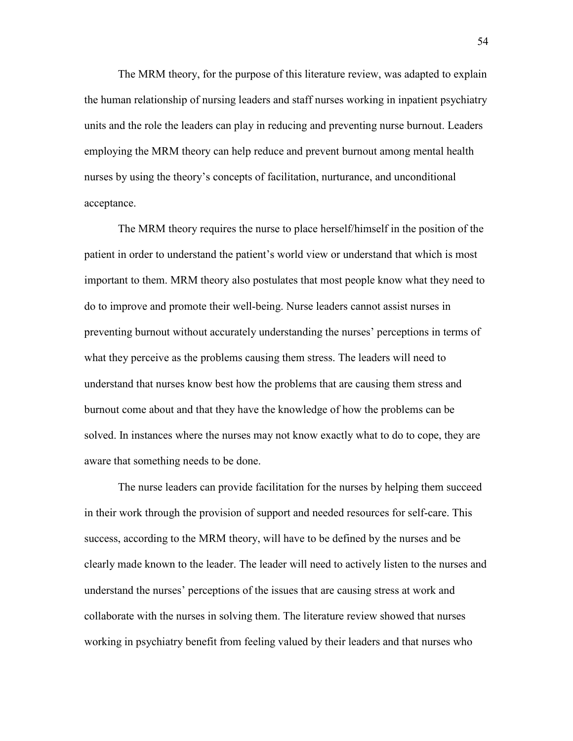The MRM theory, for the purpose of this literature review, was adapted to explain the human relationship of nursing leaders and staff nurses working in inpatient psychiatry units and the role the leaders can play in reducing and preventing nurse burnout. Leaders employing the MRM theory can help reduce and prevent burnout among mental health nurses by using the theory's concepts of facilitation, nurturance, and unconditional acceptance.

The MRM theory requires the nurse to place herself/himself in the position of the patient in order to understand the patient's world view or understand that which is most important to them. MRM theory also postulates that most people know what they need to do to improve and promote their well-being. Nurse leaders cannot assist nurses in preventing burnout without accurately understanding the nurses' perceptions in terms of what they perceive as the problems causing them stress. The leaders will need to understand that nurses know best how the problems that are causing them stress and burnout come about and that they have the knowledge of how the problems can be solved. In instances where the nurses may not know exactly what to do to cope, they are aware that something needs to be done.

The nurse leaders can provide facilitation for the nurses by helping them succeed in their work through the provision of support and needed resources for self-care. This success, according to the MRM theory, will have to be defined by the nurses and be clearly made known to the leader. The leader will need to actively listen to the nurses and understand the nurses' perceptions of the issues that are causing stress at work and collaborate with the nurses in solving them. The literature review showed that nurses working in psychiatry benefit from feeling valued by their leaders and that nurses who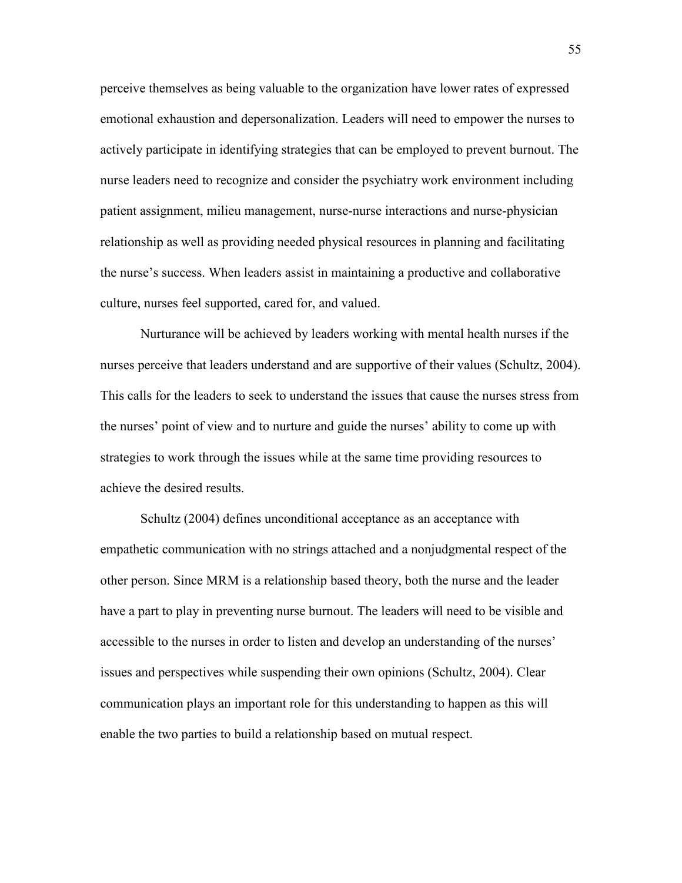perceive themselves as being valuable to the organization have lower rates of expressed emotional exhaustion and depersonalization. Leaders will need to empower the nurses to actively participate in identifying strategies that can be employed to prevent burnout. The nurse leaders need to recognize and consider the psychiatry work environment including patient assignment, milieu management, nurse-nurse interactions and nurse-physician relationship as well as providing needed physical resources in planning and facilitating the nurse's success. When leaders assist in maintaining a productive and collaborative culture, nurses feel supported, cared for, and valued.

Nurturance will be achieved by leaders working with mental health nurses if the nurses perceive that leaders understand and are supportive of their values (Schultz, 2004). This calls for the leaders to seek to understand the issues that cause the nurses stress from the nurses' point of view and to nurture and guide the nurses' ability to come up with strategies to work through the issues while at the same time providing resources to achieve the desired results.

Schultz (2004) defines unconditional acceptance as an acceptance with empathetic communication with no strings attached and a nonjudgmental respect of the other person. Since MRM is a relationship based theory, both the nurse and the leader have a part to play in preventing nurse burnout. The leaders will need to be visible and accessible to the nurses in order to listen and develop an understanding of the nurses' issues and perspectives while suspending their own opinions (Schultz, 2004). Clear communication plays an important role for this understanding to happen as this will enable the two parties to build a relationship based on mutual respect.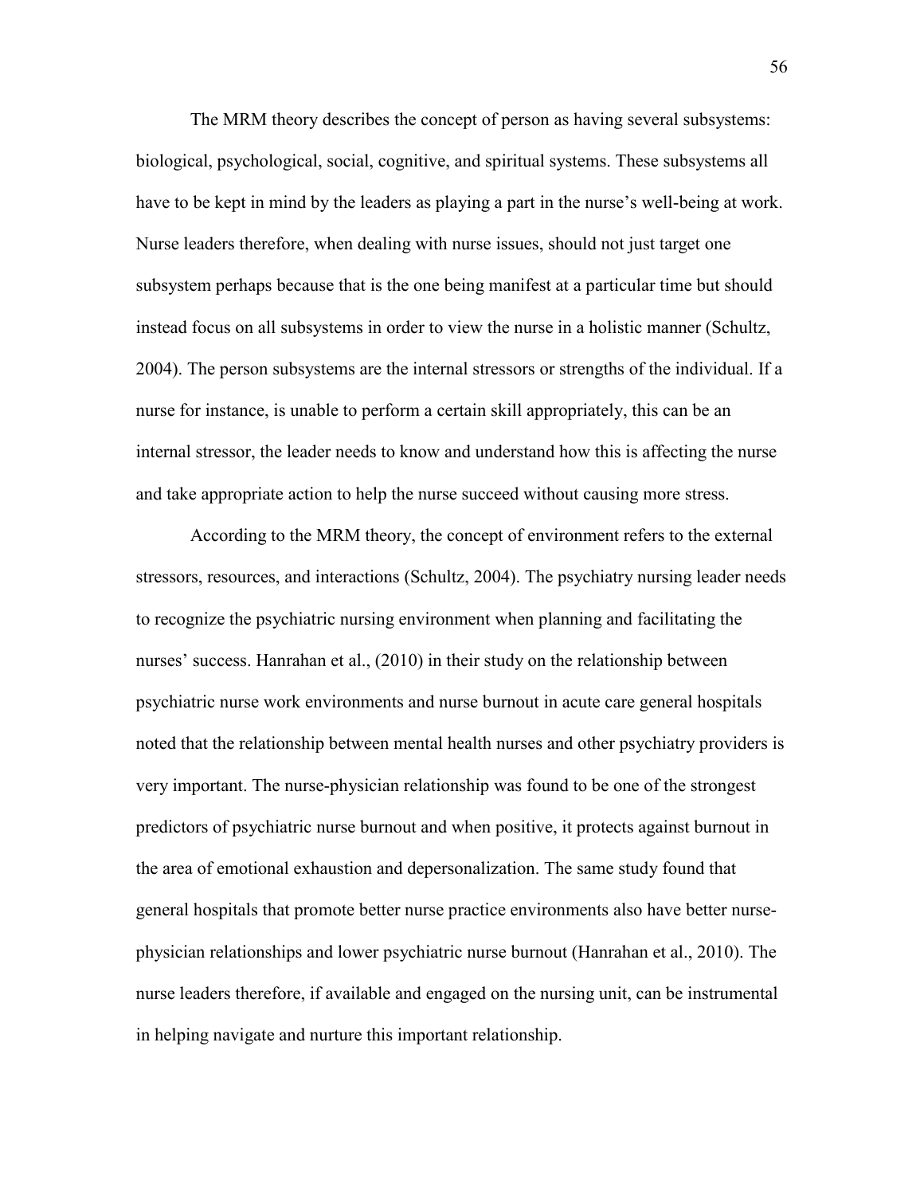The MRM theory describes the concept of person as having several subsystems: biological, psychological, social, cognitive, and spiritual systems. These subsystems all have to be kept in mind by the leaders as playing a part in the nurse's well-being at work. Nurse leaders therefore, when dealing with nurse issues, should not just target one subsystem perhaps because that is the one being manifest at a particular time but should instead focus on all subsystems in order to view the nurse in a holistic manner (Schultz, 2004). The person subsystems are the internal stressors or strengths of the individual. If a nurse for instance, is unable to perform a certain skill appropriately, this can be an internal stressor, the leader needs to know and understand how this is affecting the nurse and take appropriate action to help the nurse succeed without causing more stress.

According to the MRM theory, the concept of environment refers to the external stressors, resources, and interactions (Schultz, 2004). The psychiatry nursing leader needs to recognize the psychiatric nursing environment when planning and facilitating the nurses' success. Hanrahan et al., (2010) in their study on the relationship between psychiatric nurse work environments and nurse burnout in acute care general hospitals noted that the relationship between mental health nurses and other psychiatry providers is very important. The nurse-physician relationship was found to be one of the strongest predictors of psychiatric nurse burnout and when positive, it protects against burnout in the area of emotional exhaustion and depersonalization. The same study found that general hospitals that promote better nurse practice environments also have better nurse-physician relationships and lower psychiatric nurse burnout (Hanrahan et al., 2010). The nurse leaders therefore, if available and engaged on the nursing unit, can be instrumental in helping navigate and nurture this important relationship.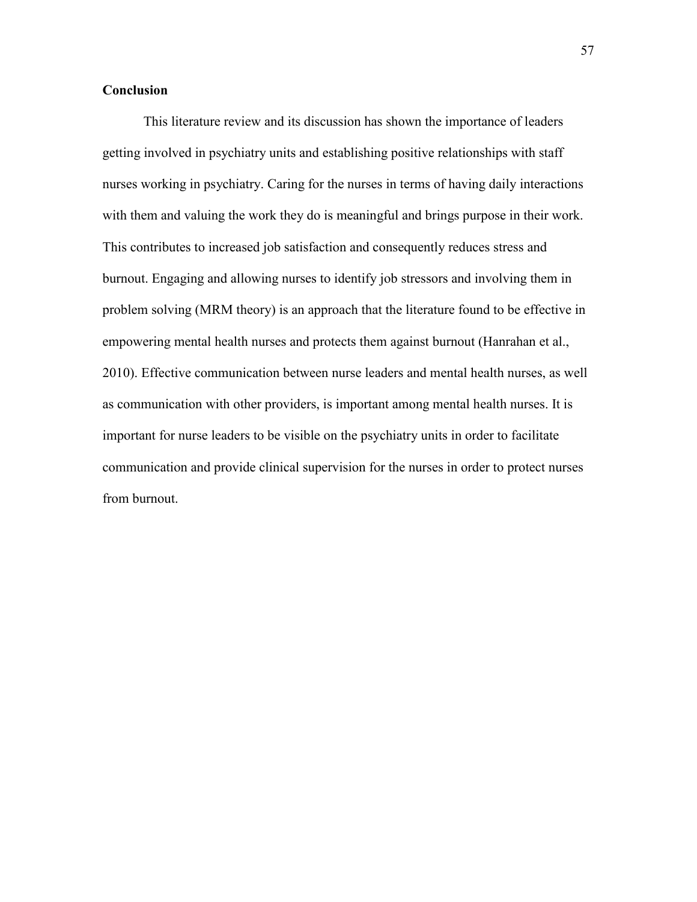## Conclusion

This literature review and its discussion has shown the importance of leaders getting involved in psychiatry units and establishing positive relationships with staff nurses working in psychiatry. Caring for the nurses in terms of having daily interactions with them and valuing the work they do is meaningful and brings purpose in their work. This contributes to increased job satisfaction and consequently reduces stress and burnout. Engaging and allowing nurses to identify job stressors and involving them in problem solving (MRM theory) is an approach that the literature found to be effective in empowering mental health nurses and protects them against burnout (Hanrahan et al., 2010). Effective communication between nurse leaders and mental health nurses, as well as communication with other providers, is important among mental health nurses. It is important for nurse leaders to be visible on the psychiatry units in order to facilitate communication and provide clinical supervision for the nurses in order to protect nurses from burnout.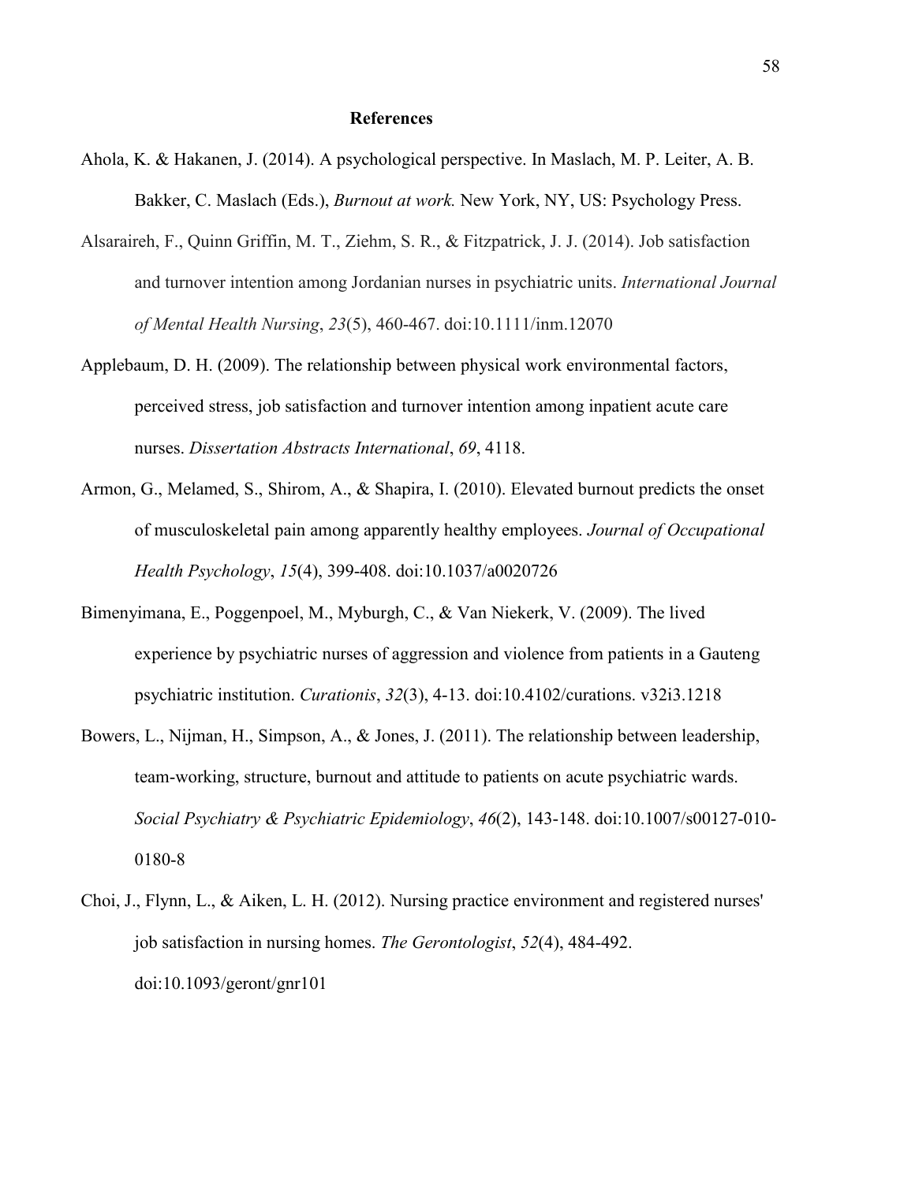## References

Ahola, K. & Hakanen, J. (2014). A psychological perspective. In Maslach, M. P. Leiter, A. B. Bakker, C. Maslach (Eds.), *Burnout at work.* New York, NY, US: Psychology Press.

Alsaraireh, F., Quinn Griffin, M. T., Ziehm, S. R., & Fitzpatrick, J. J. (2014). Job satisfaction and turnover intention among Jordanian nurses in psychiatric units. *International Journal of Mental Health Nursing*, *23*(5), 460-467. doi:10.1111/inm.12070

Applebaum, D. H. (2009). The relationship between physical work environmental factors, perceived stress, job satisfaction and turnover intention among inpatient acute care nurses. *Dissertation Abstracts International*, *69*, 4118.

Armon, G., Melamed, S., Shirom, A., & Shapira, I. (2010). Elevated burnout predicts the onset of musculoskeletal pain among apparently healthy employees. *Journal of Occupational Health Psychology*, *15*(4), 399-408. doi:10.1037/a0020726

Bimenyimana, E., Poggenpoel, M., Myburgh, C., & Van Niekerk, V. (2009). The lived experience by psychiatric nurses of aggression and violence from patients in a Gauteng psychiatric institution. *Curationis*, *32*(3), 4-13. doi:10.4102/curations. v32i3.1218

Bowers, L., Nijman, H., Simpson, A., & Jones, J. (2011). The relationship between leadership, team-working, structure, burnout and attitude to patients on acute psychiatric wards. *Social Psychiatry & Psychiatric Epidemiology*, *46*(2), 143-148. doi:10.1007/s00127-010-0180-8

Choi, J., Flynn, L., & Aiken, L. H. (2012). Nursing practice environment and registered nurses' job satisfaction in nursing homes. *The Gerontologist*, *52*(4), 484-492. doi:10.1093/geront/gnr101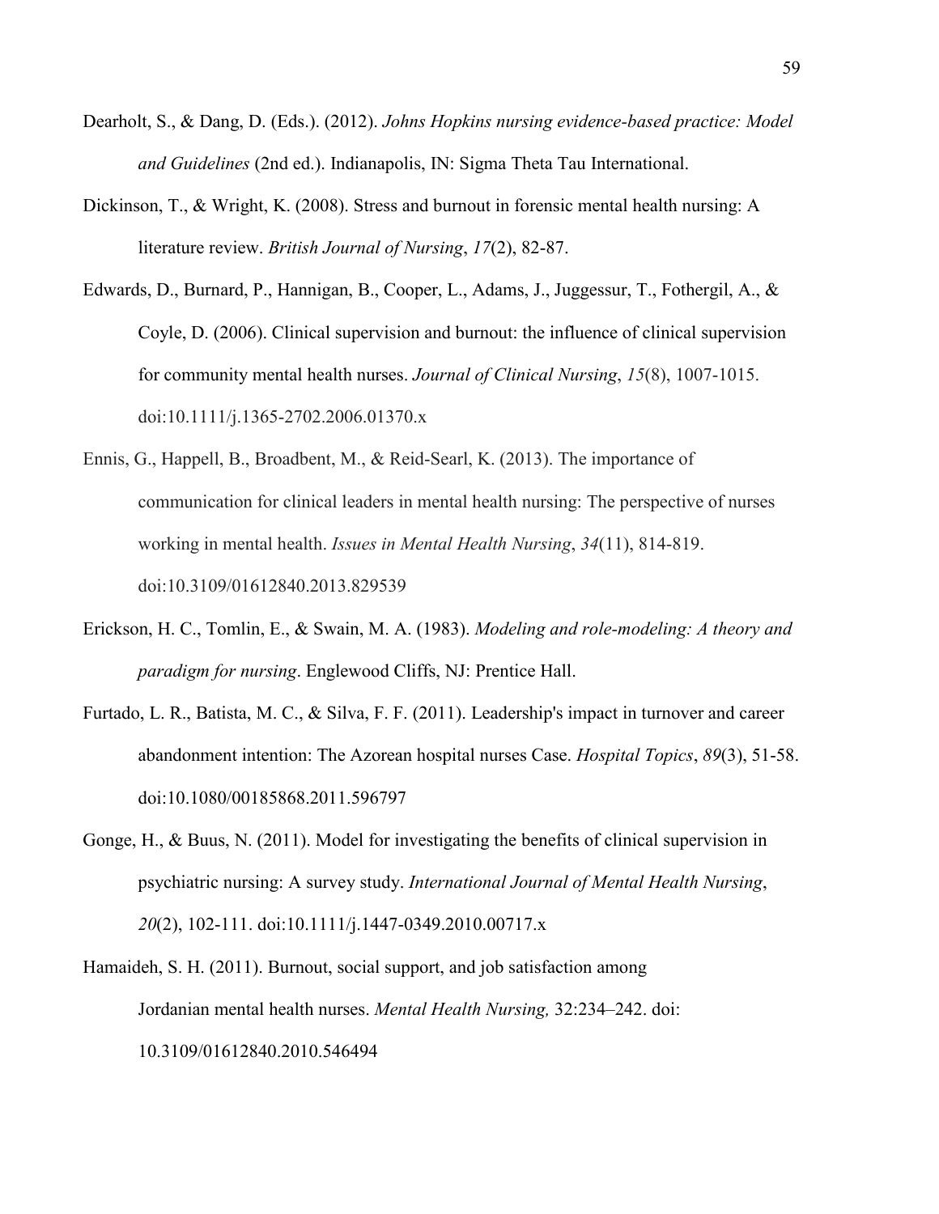Dearholt, S., & Dang, D. (Eds.). (2012). *Johns Hopkins nursing evidence-based practice: Model and Guidelines* (2nd ed.). Indianapolis, IN: Sigma Theta Tau International.

Dickinson, T., & Wright, K. (2008). Stress and burnout in forensic mental health nursing: A literature review. *British Journal of Nursing*, *17*(2), 82-87.

Edwards, D., Burnard, P., Hannigan, B., Cooper, L., Adams, J., Juggessur, T., Fothergil, A., & Coyle, D. (2006). Clinical supervision and burnout: the influence of clinical supervision for community mental health nurses. *Journal of Clinical Nursing*, *15*(8), 1007-1015. doi:10.1111/j.1365-2702.2006.01370.x

Ennis, G., Happell, B., Broadbent, M., & Reid-Searl, K. (2013). The importance of communication for clinical leaders in mental health nursing: The perspective of nurses working in mental health. *Issues in Mental Health Nursing*, *34*(11), 814-819. doi:10.3109/01612840.2013.829539

Erickson, H. C., Tomlin, E., & Swain, M. A. (1983). *Modeling and role-modeling: A theory and paradigm for nursing*. Englewood Cliffs, NJ: Prentice Hall.

Furtado, L. R., Batista, M. C., & Silva, F. F. (2011). Leadership's impact in turnover and career abandonment intention: The Azorean hospital nurses Case. *Hospital Topics*, *89*(3), 51-58. doi:10.1080/00185868.2011.596797

Gonge, H., & Buus, N. (2011). Model for investigating the benefits of clinical supervision in psychiatric nursing: A survey study. *International Journal of Mental Health Nursing*, *20*(2), 102-111. doi:10.1111/j.1447-0349.2010.00717.x

Hamaideh, S. H. (2011). Burnout, social support, and job satisfaction among Jordanian mental health nurses. *Mental Health Nursing,* 32:234–242. doi: 10.3109/01612840.2010.546494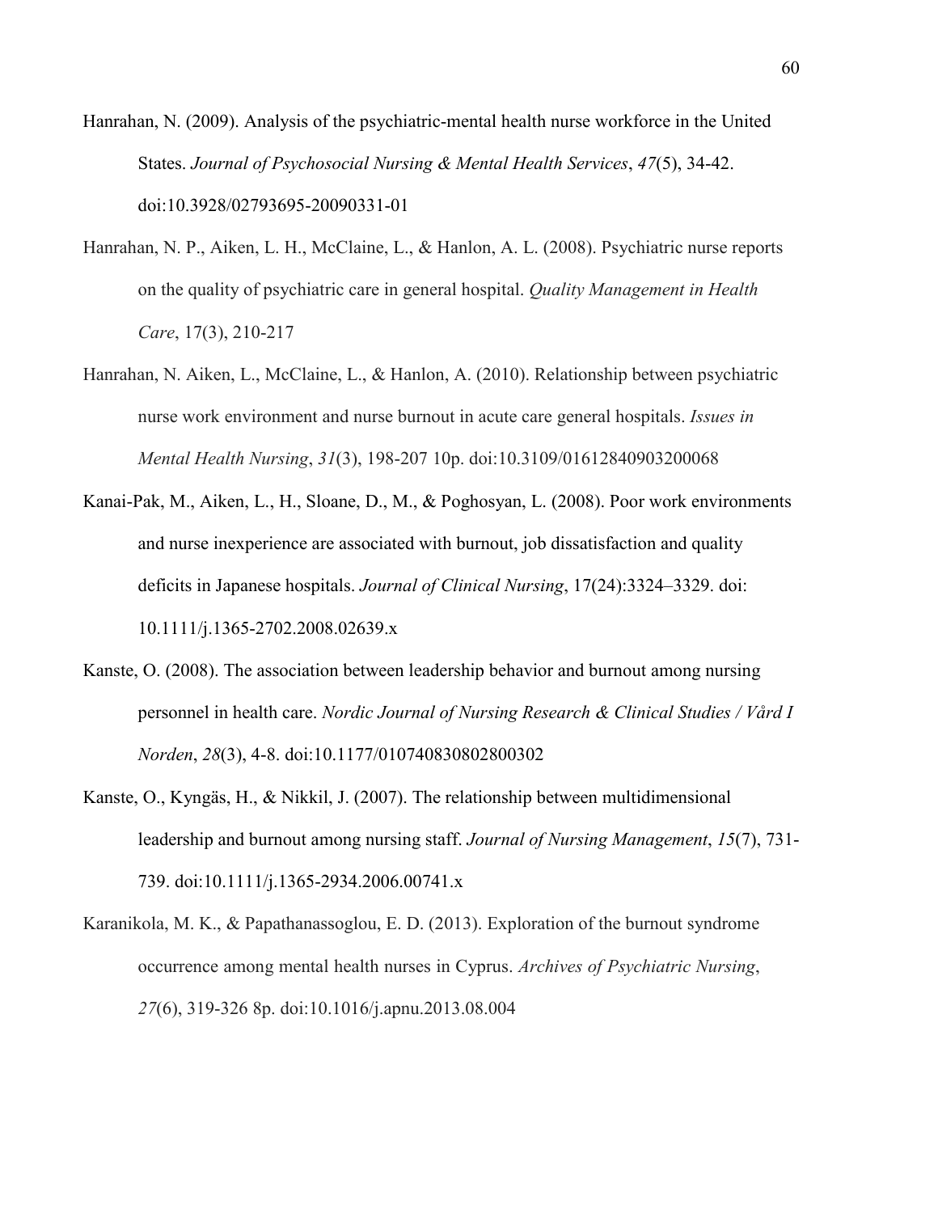Hanrahan, N. (2009). Analysis of the psychiatric-mental health nurse workforce in the United States. *Journal of Psychosocial Nursing & Mental Health Services*, *47*(5), 34-42. doi:10.3928/02793695-20090331-01

Hanrahan, N. P., Aiken, L. H., McClaine, L., & Hanlon, A. L. (2008). Psychiatric nurse reports on the quality of psychiatric care in general hospital. *Quality Management in Health Care*, 17(3), 210-217

Hanrahan, N. Aiken, L., McClaine, L., & Hanlon, A. (2010). Relationship between psychiatric nurse work environment and nurse burnout in acute care general hospitals. *Issues in Mental Health Nursing*, *31*(3), 198-207 10p. doi:10.3109/01612840903200068

Kanai-Pak, M., Aiken, L., H., Sloane, D., M., & Poghosyan, L. (2008). Poor work environments and nurse inexperience are associated with burnout, job dissatisfaction and quality deficits in Japanese hospitals. *Journal of Clinical Nursing*, 17(24):3324–3329. doi: 10.1111/j.1365-2702.2008.02639.x

Kanste, O. (2008). The association between leadership behavior and burnout among nursing personnel in health care. *Nordic Journal of Nursing Research & Clinical Studies / Vård I Norden*, *28*(3), 4-8. doi:10.1177/010740830802800302

Kanste, O., Kyngäs, H., & Nikkil, J. (2007). The relationship between multidimensional leadership and burnout among nursing staff. *Journal of Nursing Management*, *15*(7), 731-739. doi:10.1111/j.1365-2934.2006.00741.x

Karanikola, M. K., & Papathanassoglou, E. D. (2013). Exploration of the burnout syndrome occurrence among mental health nurses in Cyprus. *Archives of Psychiatric Nursing*, *27*(6), 319-326 8p. doi:10.1016/j.apnu.2013.08.004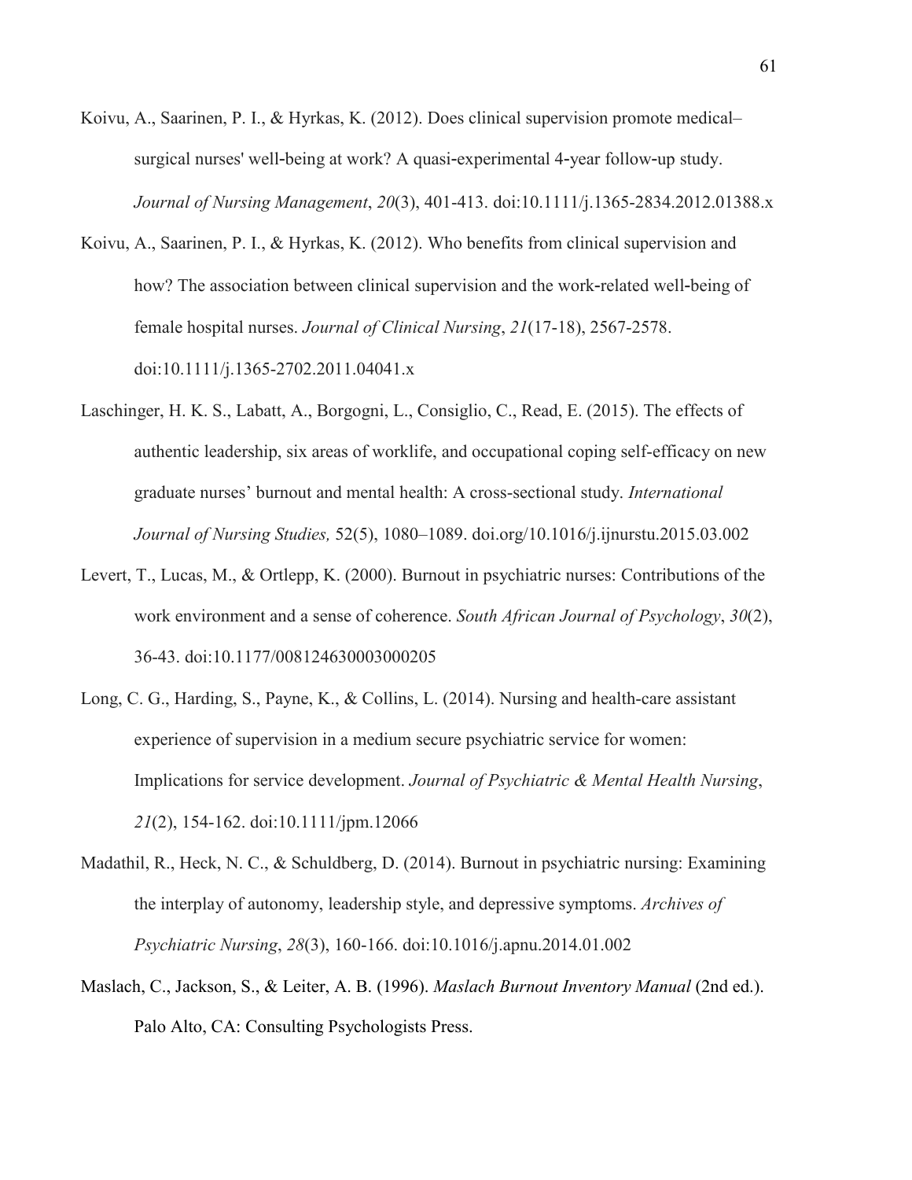Koivu, A., Saarinen, P. I., & Hyrkas, K. (2012). Does clinical supervision promote medical–surgical nurses' well-being at work? A quasi-experimental 4-year follow-up study. *Journal of Nursing Management*, *20*(3), 401-413. doi:10.1111/j.1365-2834.2012.01388.x

Koivu, A., Saarinen, P. I., & Hyrkas, K. (2012). Who benefits from clinical supervision and how? The association between clinical supervision and the work-related well-being of female hospital nurses. *Journal of Clinical Nursing*, *21*(17-18), 2567-2578. doi:10.1111/j.1365-2702.2011.04041.x

Laschinger, H. K. S., Labatt, A., Borgogni, L., Consiglio, C., Read, E. (2015). The effects of authentic leadership, six areas of worklife, and occupational coping self-efficacy on new graduate nurses' burnout and mental health: A cross-sectional study. *International Journal of Nursing Studies,* 52(5), 1080–1089. doi.org/10.1016/j.ijnurstu.2015.03.002

Levert, T., Lucas, M., & Ortlepp, K. (2000). Burnout in psychiatric nurses: Contributions of the work environment and a sense of coherence. *South African Journal of Psychology*, *30*(2), 36-43. doi:10.1177/008124630003000205

Long, C. G., Harding, S., Payne, K., & Collins, L. (2014). Nursing and health-care assistant experience of supervision in a medium secure psychiatric service for women: Implications for service development. *Journal of Psychiatric & Mental Health Nursing*, *21*(2), 154-162. doi:10.1111/jpm.12066

Madathil, R., Heck, N. C., & Schuldberg, D. (2014). Burnout in psychiatric nursing: Examining the interplay of autonomy, leadership style, and depressive symptoms. *Archives of Psychiatric Nursing*, *28*(3), 160-166. doi:10.1016/j.apnu.2014.01.002

Maslach, C., Jackson, S., & Leiter, A. B. (1996). *Maslach Burnout Inventory Manual* (2nd ed.). Palo Alto, CA: Consulting Psychologists Press.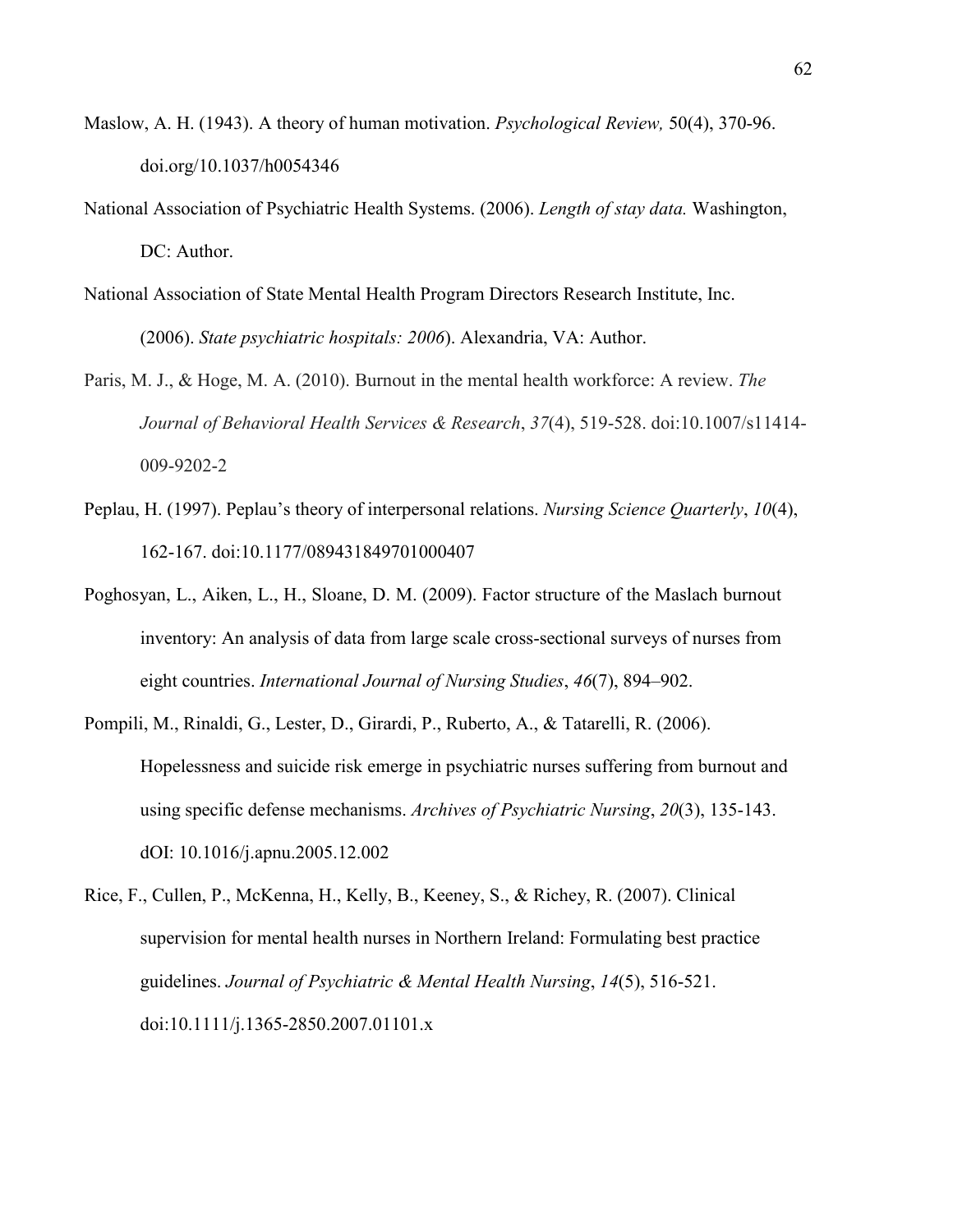Maslow, A. H. (1943). A theory of human motivation. *Psychological Review,* 50(4), 370-96. doi.org/10.1037/h0054346

National Association of Psychiatric Health Systems. (2006). *Length of stay data.* Washington, DC: Author.

National Association of State Mental Health Program Directors Research Institute, Inc. (2006). *State psychiatric hospitals: 2006*). Alexandria, VA: Author.

Paris, M. J., & Hoge, M. A. (2010). Burnout in the mental health workforce: A review. *The Journal of Behavioral Health Services & Research*, *37*(4), 519-528. doi:10.1007/s11414-009-9202-2

Peplau, H. (1997). Peplau's theory of interpersonal relations. *Nursing Science Quarterly*, *10*(4), 162-167. doi:10.1177/089431849701000407

Poghosyan, L., Aiken, L., H., Sloane, D. M. (2009). Factor structure of the Maslach burnout inventory: An analysis of data from large scale cross-sectional surveys of nurses from eight countries. *International Journal of Nursing Studies*, *46*(7), 894–902.

Pompili, M., Rinaldi, G., Lester, D., Girardi, P., Ruberto, A., & Tatarelli, R. (2006). Hopelessness and suicide risk emerge in psychiatric nurses suffering from burnout and using specific defense mechanisms. *Archives of Psychiatric Nursing*, *20*(3), 135-143. dOI: 10.1016/j.apnu.2005.12.002

Rice, F., Cullen, P., McKenna, H., Kelly, B., Keeney, S., & Richey, R. (2007). Clinical supervision for mental health nurses in Northern Ireland: Formulating best practice guidelines. *Journal of Psychiatric & Mental Health Nursing*, *14*(5), 516-521. doi:10.1111/j.1365-2850.2007.01101.x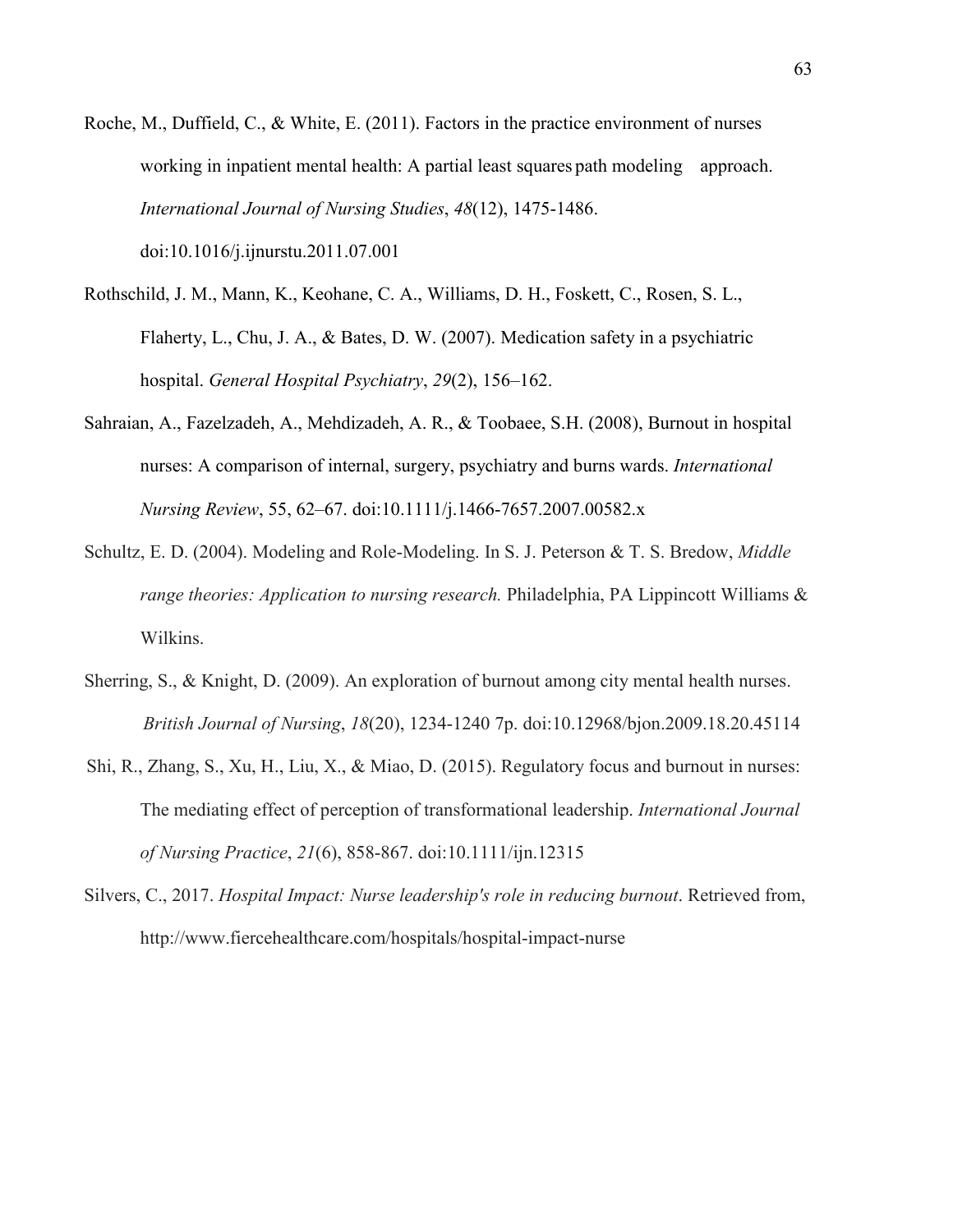Roche, M., Duffield, C., & White, E. (2011). Factors in the practice environment of nurses working in inpatient mental health: A partial least squares path modeling approach. *International Journal of Nursing Studies*, *48*(12), 1475-1486. doi:10.1016/j.ijnurstu.2011.07.001

Rothschild, J. M., Mann, K., Keohane, C. A., Williams, D. H., Foskett, C., Rosen, S. L., Flaherty, L., Chu, J. A., & Bates, D. W. (2007). Medication safety in a psychiatric hospital. *General Hospital Psychiatry*, *29*(2), 156–162.

Sahraian, A., Fazelzadeh, A., Mehdizadeh, A. R., & Toobaee, S.H. (2008), Burnout in hospital nurses: A comparison of internal, surgery, psychiatry and burns wards. *International Nursing Review*, 55, 62–67. doi:10.1111/j.1466-7657.2007.00582.x

Schultz, E. D. (2004). Modeling and Role-Modeling. In S. J. Peterson & T. S. Bredow, *Middle range theories: Application to nursing research.* Philadelphia, PA Lippincott Williams & Wilkins.

Sherring, S., & Knight, D. (2009). An exploration of burnout among city mental health nurses. *British Journal of Nursing*, *18*(20), 1234-1240 7p. doi:10.12968/bjon.2009.18.20.45114

Shi, R., Zhang, S., Xu, H., Liu, X., & Miao, D. (2015). Regulatory focus and burnout in nurses: The mediating effect of perception of transformational leadership. *International Journal of Nursing Practice*, *21*(6), 858-867. doi:10.1111/ijn.12315

Silvers, C., 2017. *Hospital Impact: Nurse leadership's role in reducing burnout*. Retrieved from, http://www.fiercehealthcare.com/hospitals/hospital-impact-nurse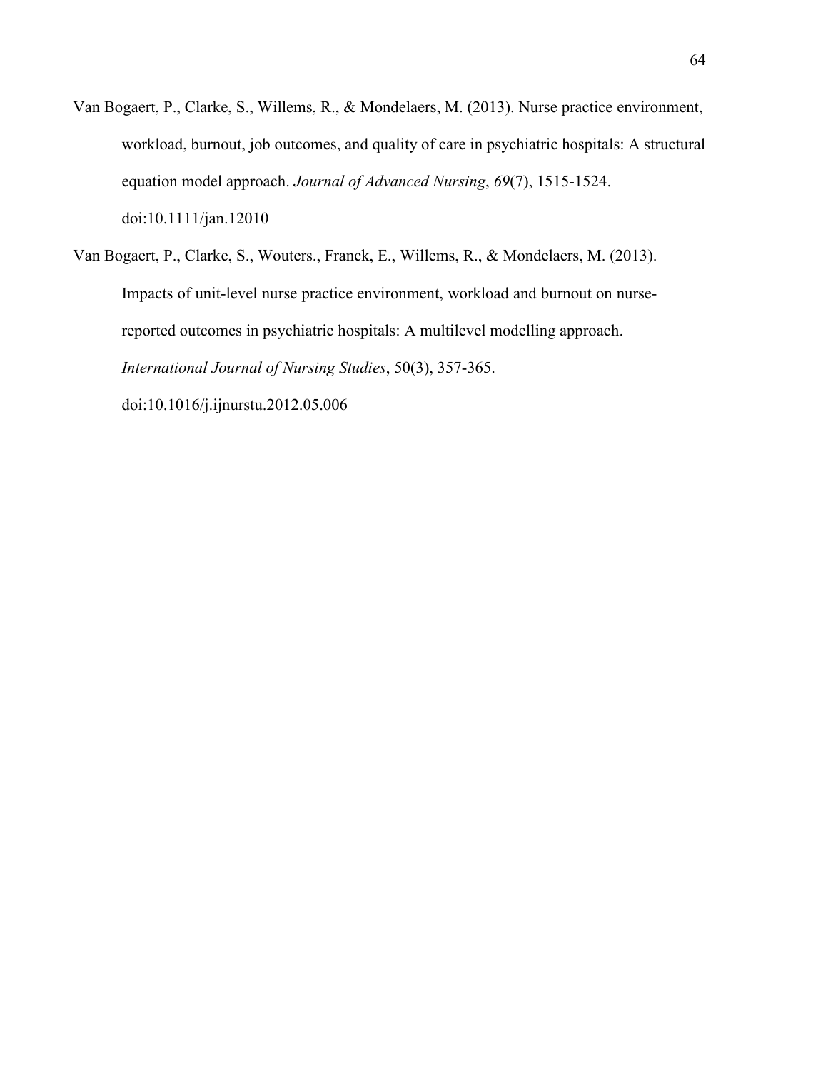Van Bogaert, P., Clarke, S., Willems, R., & Mondelaers, M. (2013). Nurse practice environment, workload, burnout, job outcomes, and quality of care in psychiatric hospitals: A structural equation model approach. *Journal of Advanced Nursing*, *69*(7), 1515-1524. doi:10.1111/jan.12010

Van Bogaert, P., Clarke, S., Wouters., Franck, E., Willems, R., & Mondelaers, M. (2013). Impacts of unit-level nurse practice environment, workload and burnout on nurse-reported outcomes in psychiatric hospitals: A multilevel modelling approach. *International Journal of Nursing Studies*, 50(3), 357-365. doi:10.1016/j.ijnurstu.2012.05.006